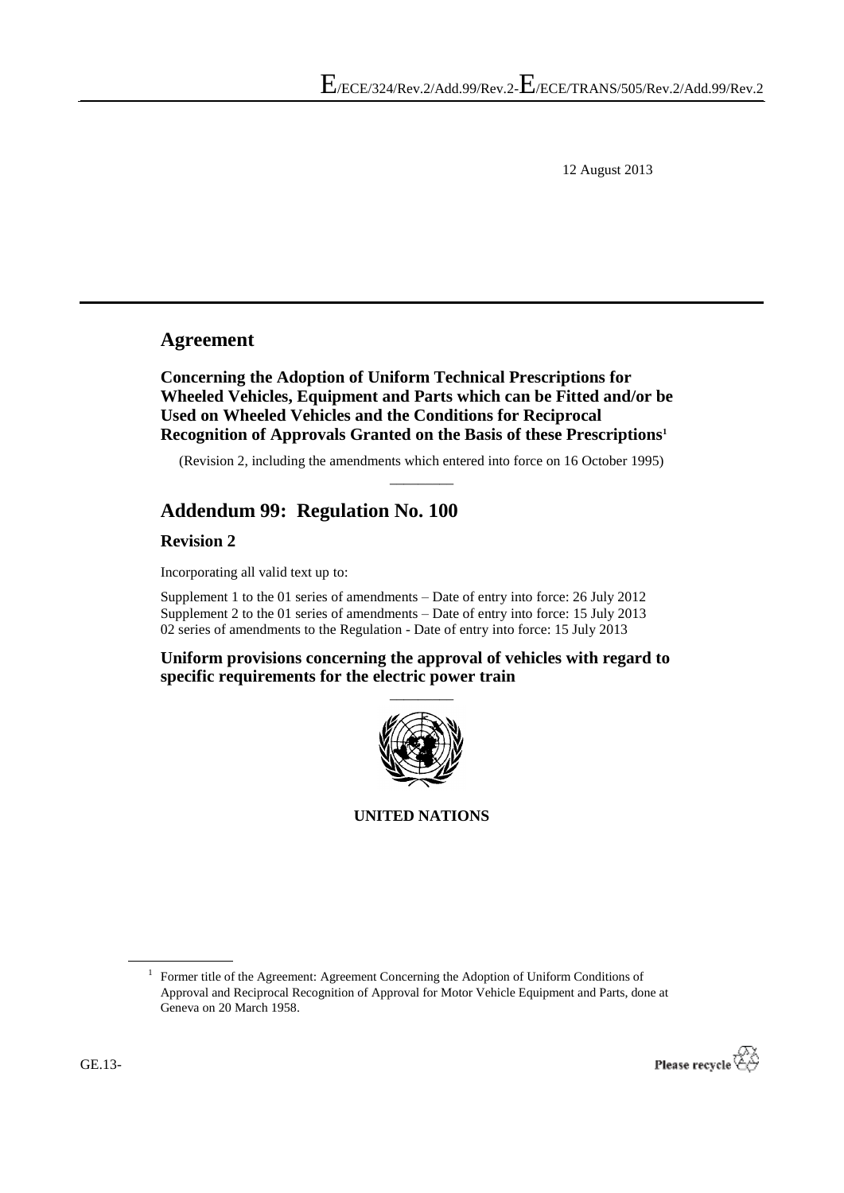E/ECE/324/Rev.2/Add.99/Rev.2-E/ECE/TRANS/505/Rev.2/Add.99/Rev.2

12 August 2013

# Agreement

**Concerning the Adoption of Uniform Technical Prescriptions for Wheeled Vehicles, Equipment and Parts which can be Fitted and/or be Used on Wheeled Vehicles and the Conditions for Reciprocal Recognition of Approvals Granted on the Basis of these Prescriptions[1]**

(Revision 2, including the amendments which entered into force on 16 October 1995)

---

# Addendum 99: Regulation No. 100

## Revision 2

Incorporating all valid text up to:

Supplement 1 to the 01 series of amendments – Date of entry into force: 26 July 2012
Supplement 2 to the 01 series of amendments – Date of entry into force: 15 July 2013
02 series of amendments to the Regulation - Date of entry into force: 15 July 2013

**Uniform provisions concerning the approval of vehicles with regard to specific requirements for the electric power train**

---

**UNITED NATIONS**

[1] Former title of the Agreement: Agreement Concerning the Adoption of Uniform Conditions of Approval and Reciprocal Recognition of Approval for Motor Vehicle Equipment and Parts, done at Geneva on 20 March 1958.

GE.13-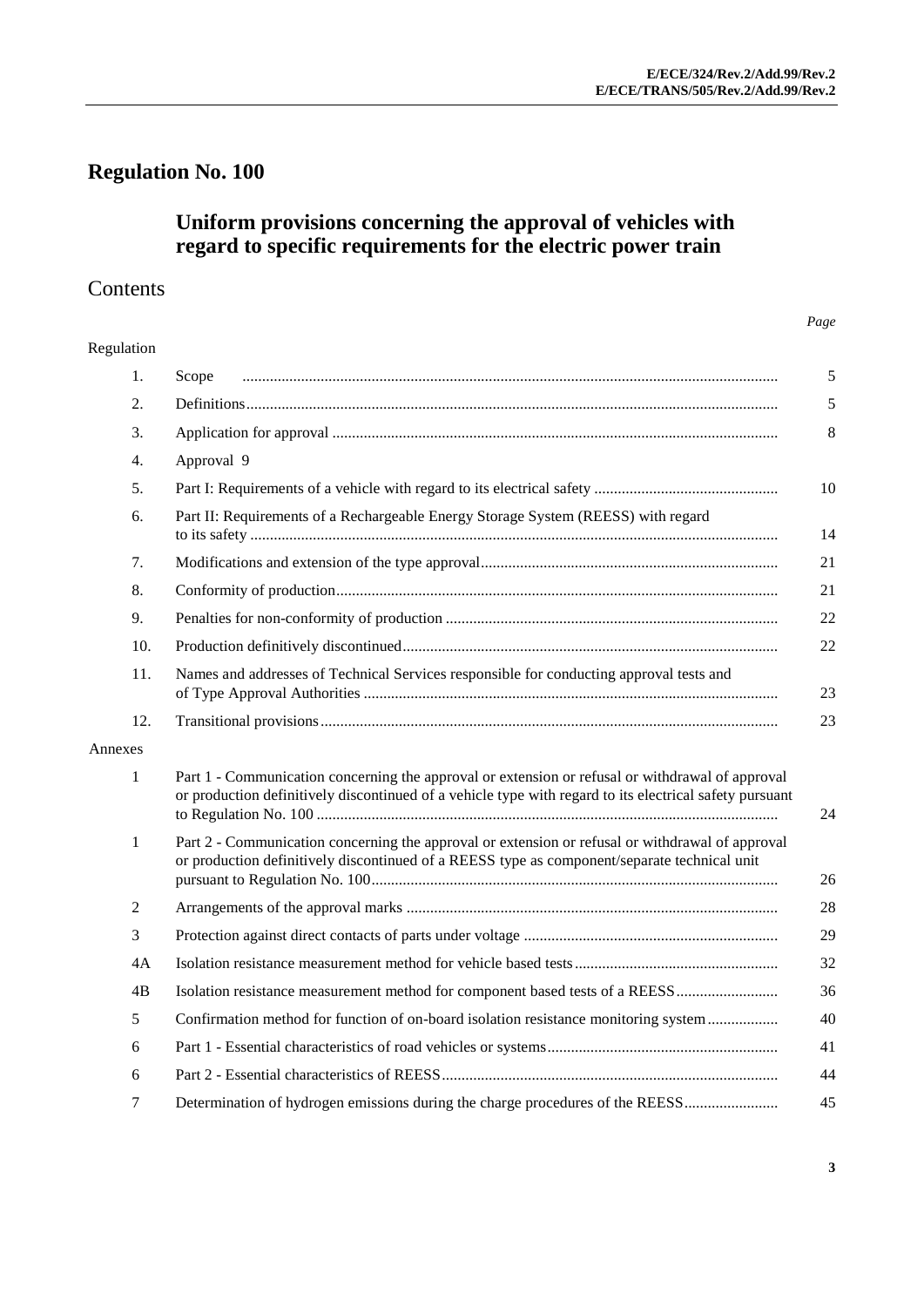# Regulation No. 100

## Uniform provisions concerning the approval of vehicles with regard to specific requirements for the electric power train

## Contents

| | | Page |
|---|---|---|
| Regulation | | |
| 1. | Scope | 5 |
| 2. | Definitions | 5 |
| 3. | Application for approval | 8 |
| 4. | Approval | 9 |
| 5. | Part I: Requirements of a vehicle with regard to its electrical safety | 10 |
| 6. | Part II: Requirements of a Rechargeable Energy Storage System (REESS) with regard to its safety | 14 |
| 7. | Modifications and extension of the type approval | 21 |
| 8. | Conformity of production | 21 |
| 9. | Penalties for non-conformity of production | 22 |
| 10. | Production definitively discontinued | 22 |
| 11. | Names and addresses of Technical Services responsible for conducting approval tests and of Type Approval Authorities | 23 |
| 12. | Transitional provisions | 23 |
| Annexes | | |
| 1 | Part 1 - Communication concerning the approval or extension or refusal or withdrawal of approval or production definitively discontinued of a vehicle type with regard to its electrical safety pursuant to Regulation No. 100 | 24 |
| 1 | Part 2 - Communication concerning the approval or extension or refusal or withdrawal of approval or production definitively discontinued of a REESS type as component/separate technical unit pursuant to Regulation No. 100 | 26 |
| 2 | Arrangements of the approval marks | 28 |
| 3 | Protection against direct contacts of parts under voltage | 29 |
| 4A | Isolation resistance measurement method for vehicle based tests | 32 |
| 4B | Isolation resistance measurement method for component based tests of a REESS | 36 |
| 5 | Confirmation method for function of on-board isolation resistance monitoring system | 40 |
| 6 | Part 1 - Essential characteristics of road vehicles or systems | 41 |
| 6 | Part 2 - Essential characteristics of REESS | 44 |
| 7 | Determination of hydrogen emissions during the charge procedures of the REESS | 45 |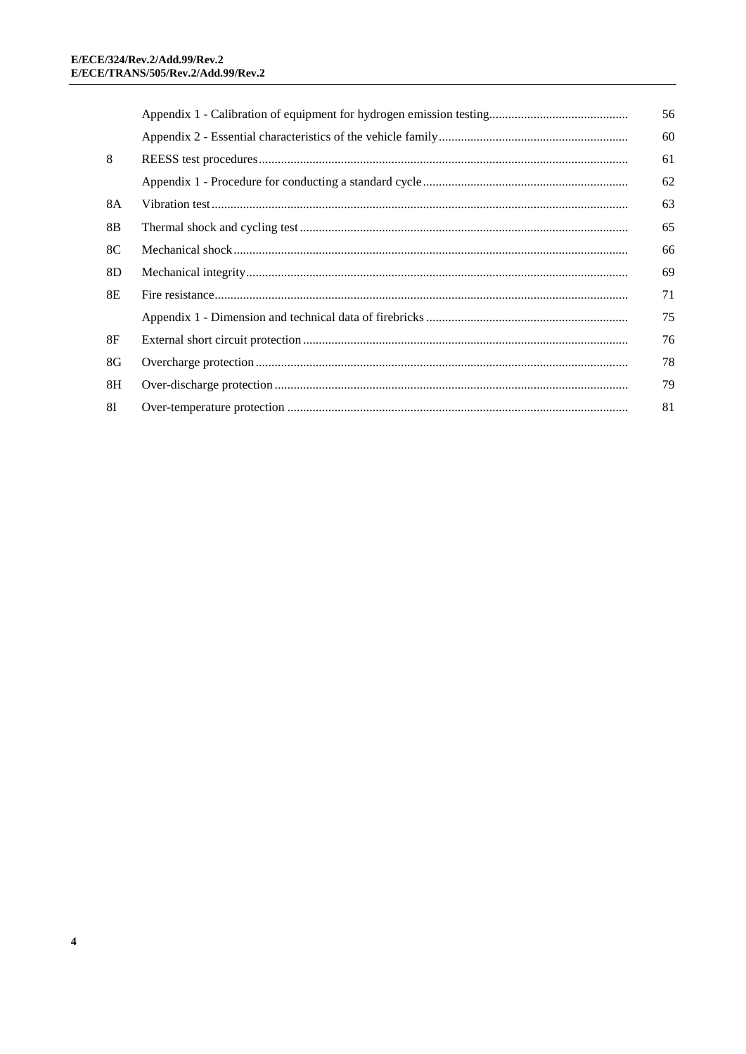| | | |
|---|---|---|
| | Appendix 1 - Calibration of equipment for hydrogen emission testing | 56 |
| | Appendix 2 - Essential characteristics of the vehicle family | 60 |
| 8 | REESS test procedures | 61 |
| | Appendix 1 - Procedure for conducting a standard cycle | 62 |
| 8A | Vibration test | 63 |
| 8B | Thermal shock and cycling test | 65 |
| 8C | Mechanical shock | 66 |
| 8D | Mechanical integrity | 69 |
| 8E | Fire resistance | 71 |
| | Appendix 1 - Dimension and technical data of firebricks | 75 |
| 8F | External short circuit protection | 76 |
| 8G | Overcharge protection | 78 |
| 8H | Over-discharge protection | 79 |
| 8I | Over-temperature protection | 81 |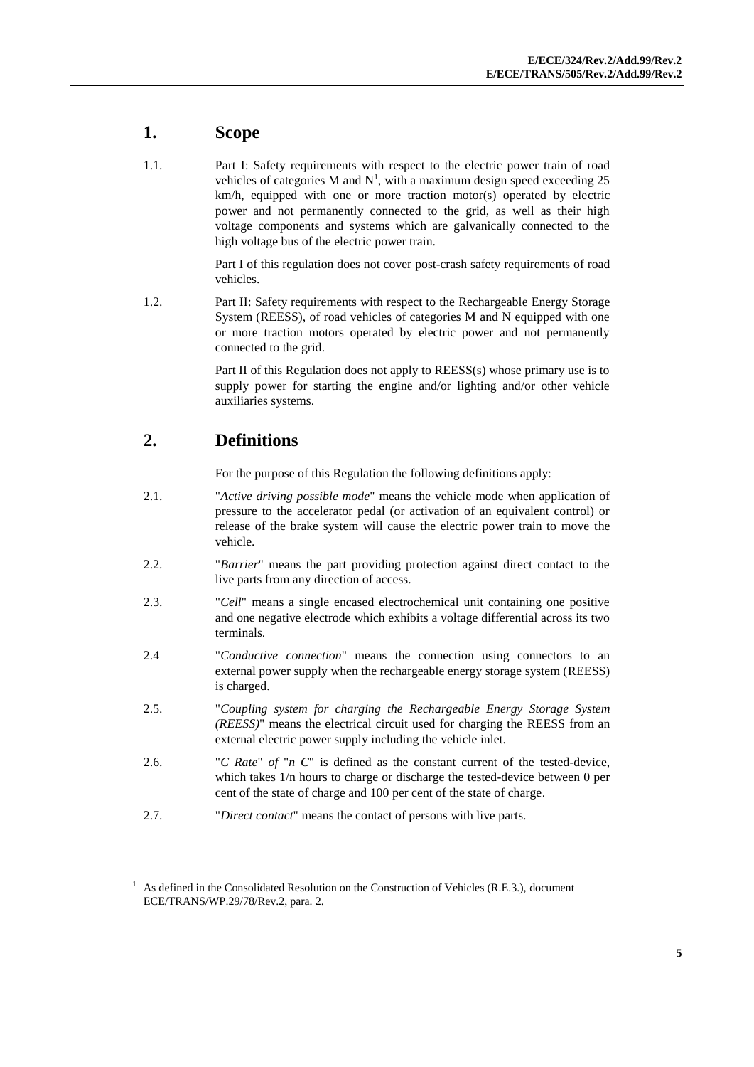## 1. Scope

1.1. Part I: Safety requirements with respect to the electric power train of road vehicles of categories M and N[1], with a maximum design speed exceeding 25 km/h, equipped with one or more traction motor(s) operated by electric power and not permanently connected to the grid, as well as their high voltage components and systems which are galvanically connected to the high voltage bus of the electric power train.

Part I of this regulation does not cover post-crash safety requirements of road vehicles.

1.2. Part II: Safety requirements with respect to the Rechargeable Energy Storage System (REESS), of road vehicles of categories M and N equipped with one or more traction motors operated by electric power and not permanently connected to the grid.

Part II of this Regulation does not apply to REESS(s) whose primary use is to supply power for starting the engine and/or lighting and/or other vehicle auxiliaries systems.

## 2. Definitions

For the purpose of this Regulation the following definitions apply:

2.1. "*Active driving possible mode*" means the vehicle mode when application of pressure to the accelerator pedal (or activation of an equivalent control) or release of the brake system will cause the electric power train to move the vehicle.

2.2. "*Barrier*" means the part providing protection against direct contact to the live parts from any direction of access.

2.3. "*Cell*" means a single encased electrochemical unit containing one positive and one negative electrode which exhibits a voltage differential across its two terminals.

2.4 "*Conductive connection*" means the connection using connectors to an external power supply when the rechargeable energy storage system (REESS) is charged.

2.5. "*Coupling system for charging the Rechargeable Energy Storage System (REESS)*" means the electrical circuit used for charging the REESS from an external electric power supply including the vehicle inlet.

2.6. "*C Rate*" *of* "*n C*" is defined as the constant current of the tested-device, which takes 1/n hours to charge or discharge the tested-device between 0 per cent of the state of charge and 100 per cent of the state of charge.

2.7. "*Direct contact*" means the contact of persons with live parts.

---

[1] As defined in the Consolidated Resolution on the Construction of Vehicles (R.E.3.), document ECE/TRANS/WP.29/78/Rev.2, para. 2.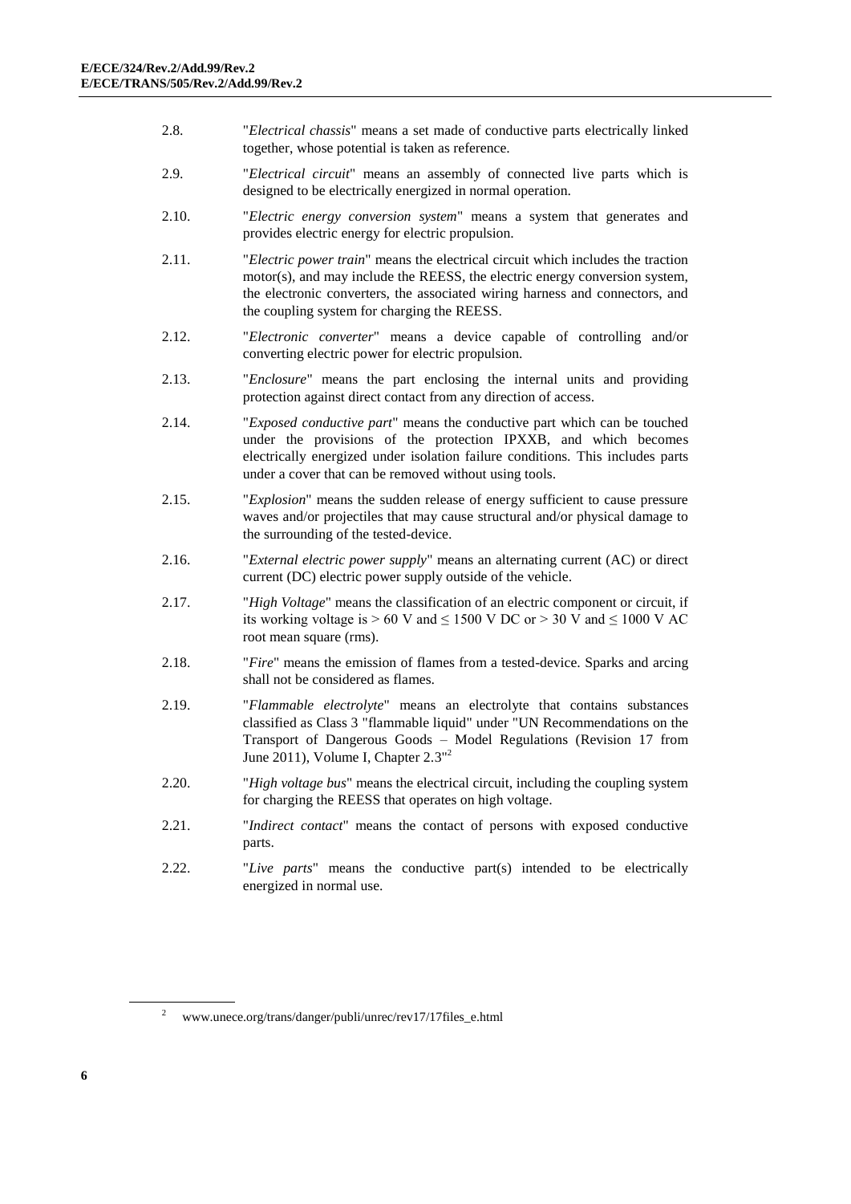2.8. "*Electrical chassis*" means a set made of conductive parts electrically linked together, whose potential is taken as reference.

2.9. "*Electrical circuit*" means an assembly of connected live parts which is designed to be electrically energized in normal operation.

2.10. "*Electric energy conversion system*" means a system that generates and provides electric energy for electric propulsion.

2.11. "*Electric power train*" means the electrical circuit which includes the traction motor(s), and may include the REESS, the electric energy conversion system, the electronic converters, the associated wiring harness and connectors, and the coupling system for charging the REESS.

2.12. "*Electronic converter*" means a device capable of controlling and/or converting electric power for electric propulsion.

2.13. "*Enclosure*" means the part enclosing the internal units and providing protection against direct contact from any direction of access.

2.14. "*Exposed conductive part*" means the conductive part which can be touched under the provisions of the protection IPXXB, and which becomes electrically energized under isolation failure conditions. This includes parts under a cover that can be removed without using tools.

2.15. "*Explosion*" means the sudden release of energy sufficient to cause pressure waves and/or projectiles that may cause structural and/or physical damage to the surrounding of the tested-device.

2.16. "*External electric power supply*" means an alternating current (AC) or direct current (DC) electric power supply outside of the vehicle.

2.17. "*High Voltage*" means the classification of an electric component or circuit, if its working voltage is $> 60$ V and $\leq 1500$ V DC or $> 30$ V and $\leq 1000$ V AC root mean square (rms).

2.18. "*Fire*" means the emission of flames from a tested-device. Sparks and arcing shall not be considered as flames.

2.19. "*Flammable electrolyte*" means an electrolyte that contains substances classified as Class 3 "flammable liquid" under "UN Recommendations on the Transport of Dangerous Goods – Model Regulations (Revision 17 from June 2011), Volume I, Chapter 2.3"[2]

2.20. "*High voltage bus*" means the electrical circuit, including the coupling system for charging the REESS that operates on high voltage.

2.21. "*Indirect contact*" means the contact of persons with exposed conductive parts.

2.22. "*Live parts*" means the conductive part(s) intended to be electrically energized in normal use.

[2] www.unece.org/trans/danger/publi/unrec/rev17/17files_e.html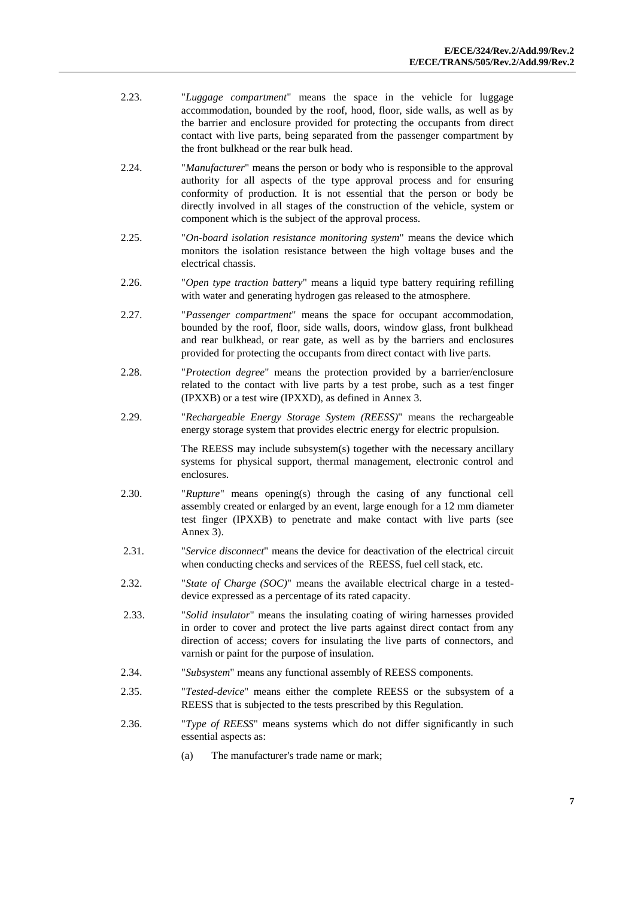2.23. "*Luggage compartment*" means the space in the vehicle for luggage accommodation, bounded by the roof, hood, floor, side walls, as well as by the barrier and enclosure provided for protecting the occupants from direct contact with live parts, being separated from the passenger compartment by the front bulkhead or the rear bulk head.

2.24. "*Manufacturer*" means the person or body who is responsible to the approval authority for all aspects of the type approval process and for ensuring conformity of production. It is not essential that the person or body be directly involved in all stages of the construction of the vehicle, system or component which is the subject of the approval process.

2.25. "*On-board isolation resistance monitoring system*" means the device which monitors the isolation resistance between the high voltage buses and the electrical chassis.

2.26. "*Open type traction battery*" means a liquid type battery requiring refilling with water and generating hydrogen gas released to the atmosphere.

2.27. "*Passenger compartment*" means the space for occupant accommodation, bounded by the roof, floor, side walls, doors, window glass, front bulkhead and rear bulkhead, or rear gate, as well as by the barriers and enclosures provided for protecting the occupants from direct contact with live parts.

2.28. "*Protection degree*" means the protection provided by a barrier/enclosure related to the contact with live parts by a test probe, such as a test finger (IPXXB) or a test wire (IPXXD), as defined in Annex 3.

2.29. "*Rechargeable Energy Storage System (REESS)*" means the rechargeable energy storage system that provides electric energy for electric propulsion.

The REESS may include subsystem(s) together with the necessary ancillary systems for physical support, thermal management, electronic control and enclosures.

2.30. "*Rupture*" means opening(s) through the casing of any functional cell assembly created or enlarged by an event, large enough for a 12 mm diameter test finger (IPXXB) to penetrate and make contact with live parts (see Annex 3).

2.31. "*Service disconnect*" means the device for deactivation of the electrical circuit when conducting checks and services of the REESS, fuel cell stack, etc.

2.32. "*State of Charge (SOC)*" means the available electrical charge in a tested-device expressed as a percentage of its rated capacity.

2.33. "*Solid insulator*" means the insulating coating of wiring harnesses provided in order to cover and protect the live parts against direct contact from any direction of access; covers for insulating the live parts of connectors, and varnish or paint for the purpose of insulation.

2.34. "*Subsystem*" means any functional assembly of REESS components.

2.35. "*Tested-device*" means either the complete REESS or the subsystem of a REESS that is subjected to the tests prescribed by this Regulation.

2.36. "*Type of REESS*" means systems which do not differ significantly in such essential aspects as:

(a) The manufacturer's trade name or mark;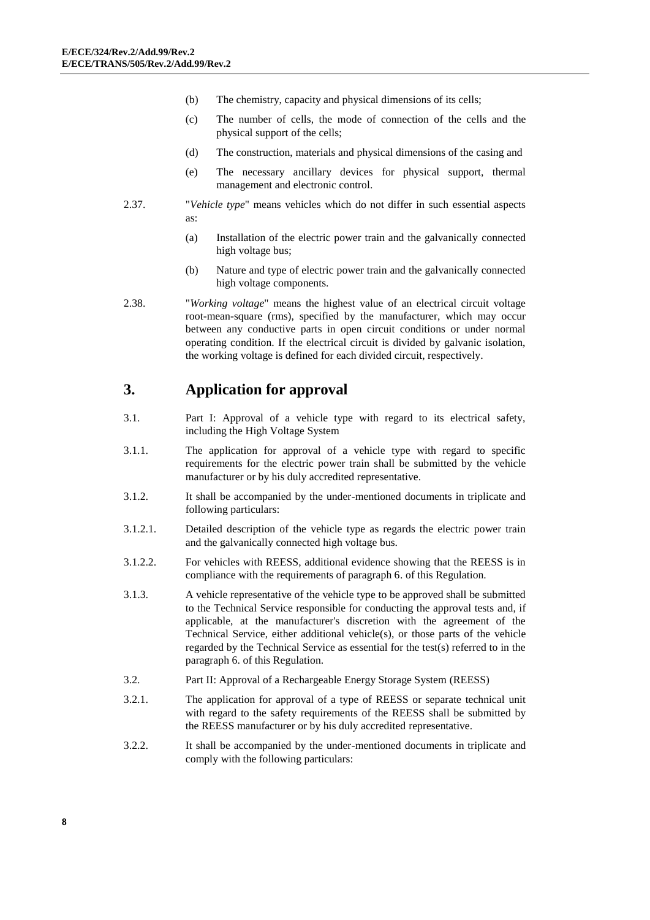(b) The chemistry, capacity and physical dimensions of its cells;

(c) The number of cells, the mode of connection of the cells and the physical support of the cells;

(d) The construction, materials and physical dimensions of the casing and

(e) The necessary ancillary devices for physical support, thermal management and electronic control.

2.37. "*Vehicle type*" means vehicles which do not differ in such essential aspects as:

(a) Installation of the electric power train and the galvanically connected high voltage bus;

(b) Nature and type of electric power train and the galvanically connected high voltage components.

2.38. "*Working voltage*" means the highest value of an electrical circuit voltage root-mean-square (rms), specified by the manufacturer, which may occur between any conductive parts in open circuit conditions or under normal operating condition. If the electrical circuit is divided by galvanic isolation, the working voltage is defined for each divided circuit, respectively.

## 3. Application for approval

3.1. Part I: Approval of a vehicle type with regard to its electrical safety, including the High Voltage System

3.1.1. The application for approval of a vehicle type with regard to specific requirements for the electric power train shall be submitted by the vehicle manufacturer or by his duly accredited representative.

3.1.2. It shall be accompanied by the under-mentioned documents in triplicate and following particulars:

3.1.2.1. Detailed description of the vehicle type as regards the electric power train and the galvanically connected high voltage bus.

3.1.2.2. For vehicles with REESS, additional evidence showing that the REESS is in compliance with the requirements of paragraph 6. of this Regulation.

3.1.3. A vehicle representative of the vehicle type to be approved shall be submitted to the Technical Service responsible for conducting the approval tests and, if applicable, at the manufacturer's discretion with the agreement of the Technical Service, either additional vehicle(s), or those parts of the vehicle regarded by the Technical Service as essential for the test(s) referred to in the paragraph 6. of this Regulation.

3.2. Part II: Approval of a Rechargeable Energy Storage System (REESS)

3.2.1. The application for approval of a type of REESS or separate technical unit with regard to the safety requirements of the REESS shall be submitted by the REESS manufacturer or by his duly accredited representative.

3.2.2. It shall be accompanied by the under-mentioned documents in triplicate and comply with the following particulars: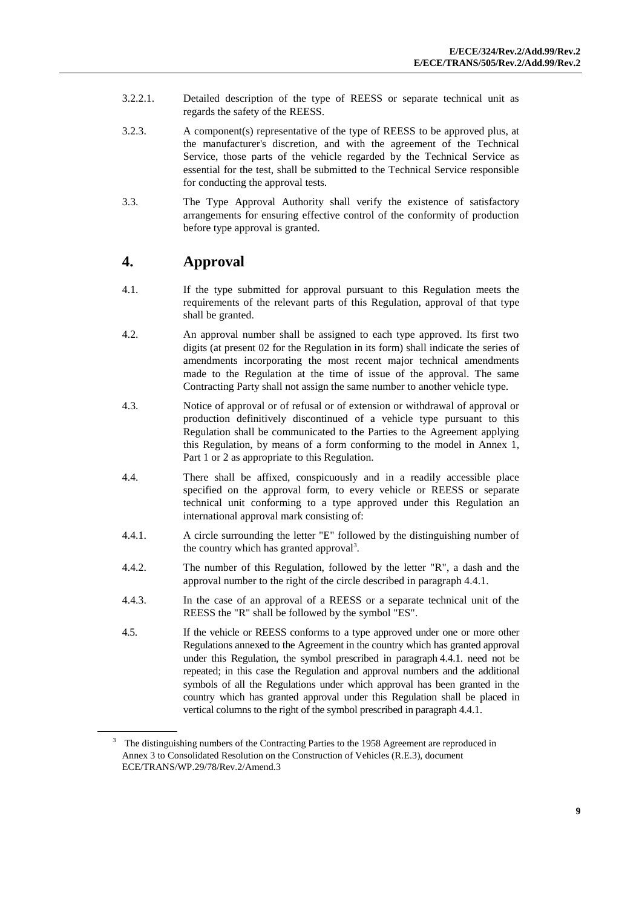3.2.2.1. Detailed description of the type of REESS or separate technical unit as regards the safety of the REESS.

3.2.3. A component(s) representative of the type of REESS to be approved plus, at the manufacturer's discretion, and with the agreement of the Technical Service, those parts of the vehicle regarded by the Technical Service as essential for the test, shall be submitted to the Technical Service responsible for conducting the approval tests.

3.3. The Type Approval Authority shall verify the existence of satisfactory arrangements for ensuring effective control of the conformity of production before type approval is granted.

# 4. Approval

4.1. If the type submitted for approval pursuant to this Regulation meets the requirements of the relevant parts of this Regulation, approval of that type shall be granted.

4.2. An approval number shall be assigned to each type approved. Its first two digits (at present 02 for the Regulation in its form) shall indicate the series of amendments incorporating the most recent major technical amendments made to the Regulation at the time of issue of the approval. The same Contracting Party shall not assign the same number to another vehicle type.

4.3. Notice of approval or of refusal or of extension or withdrawal of approval or production definitively discontinued of a vehicle type pursuant to this Regulation shall be communicated to the Parties to the Agreement applying this Regulation, by means of a form conforming to the model in Annex 1, Part 1 or 2 as appropriate to this Regulation.

4.4. There shall be affixed, conspicuously and in a readily accessible place specified on the approval form, to every vehicle or REESS or separate technical unit conforming to a type approved under this Regulation an international approval mark consisting of:

4.4.1. A circle surrounding the letter "E" followed by the distinguishing number of the country which has granted approval[3].

4.4.2. The number of this Regulation, followed by the letter "R", a dash and the approval number to the right of the circle described in paragraph 4.4.1.

4.4.3. In the case of an approval of a REESS or a separate technical unit of the REESS the "R" shall be followed by the symbol "ES".

4.5. If the vehicle or REESS conforms to a type approved under one or more other Regulations annexed to the Agreement in the country which has granted approval under this Regulation, the symbol prescribed in paragraph 4.4.1. need not be repeated; in this case the Regulation and approval numbers and the additional symbols of all the Regulations under which approval has been granted in the country which has granted approval under this Regulation shall be placed in vertical columns to the right of the symbol prescribed in paragraph 4.4.1.

---

[3] The distinguishing numbers of the Contracting Parties to the 1958 Agreement are reproduced in Annex 3 to Consolidated Resolution on the Construction of Vehicles (R.E.3), document ECE/TRANS/WP.29/78/Rev.2/Amend.3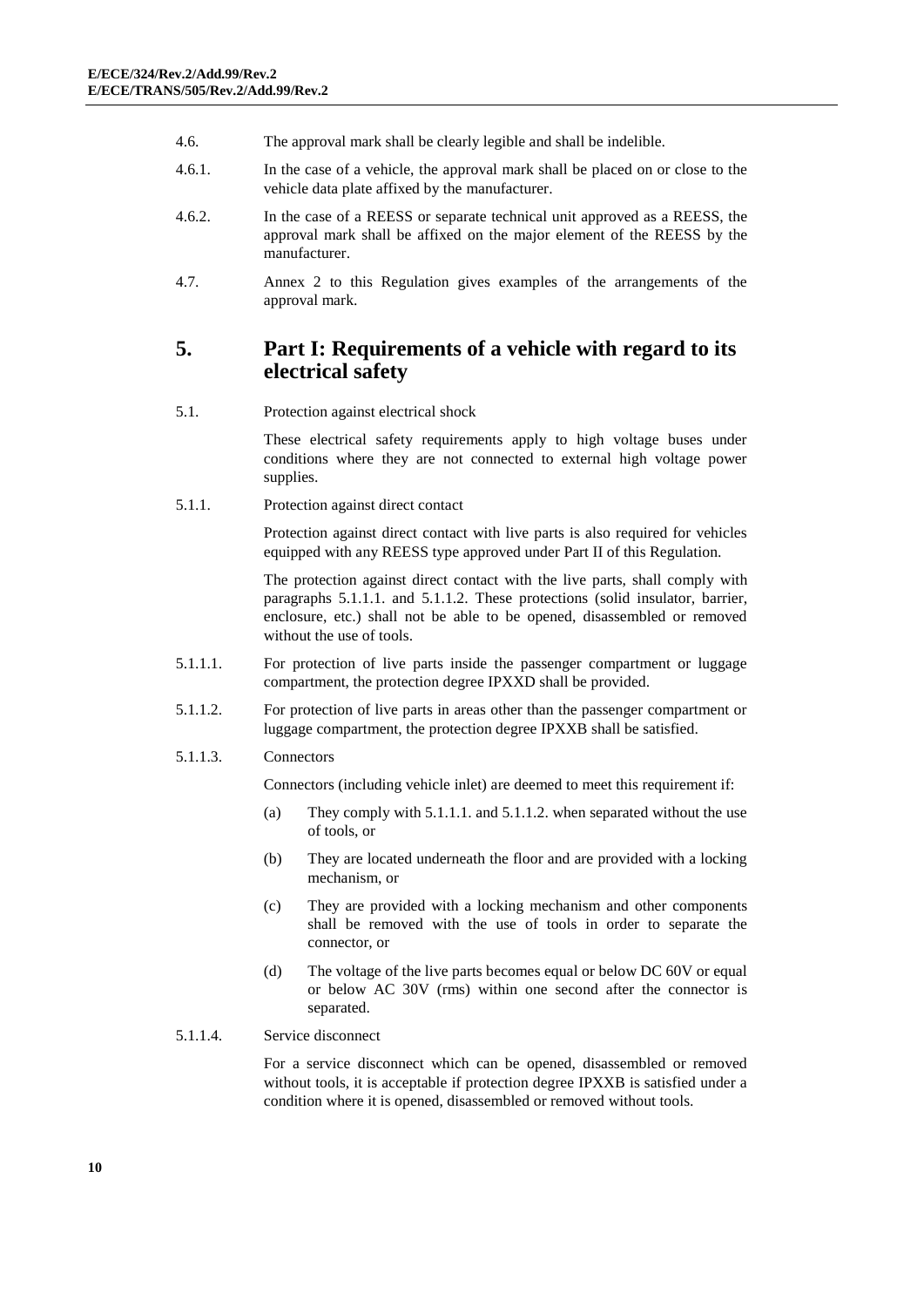4.6. The approval mark shall be clearly legible and shall be indelible.

4.6.1. In the case of a vehicle, the approval mark shall be placed on or close to the vehicle data plate affixed by the manufacturer.

4.6.2. In the case of a REESS or separate technical unit approved as a REESS, the approval mark shall be affixed on the major element of the REESS by the manufacturer.

4.7. Annex 2 to this Regulation gives examples of the arrangements of the approval mark.

## 5. Part I: Requirements of a vehicle with regard to its electrical safety

5.1. Protection against electrical shock

These electrical safety requirements apply to high voltage buses under conditions where they are not connected to external high voltage power supplies.

5.1.1. Protection against direct contact

Protection against direct contact with live parts is also required for vehicles equipped with any REESS type approved under Part II of this Regulation.

The protection against direct contact with the live parts, shall comply with paragraphs 5.1.1.1. and 5.1.1.2. These protections (solid insulator, barrier, enclosure, etc.) shall not be able to be opened, disassembled or removed without the use of tools.

5.1.1.1. For protection of live parts inside the passenger compartment or luggage compartment, the protection degree IPXXD shall be provided.

5.1.1.2. For protection of live parts in areas other than the passenger compartment or luggage compartment, the protection degree IPXXB shall be satisfied.

5.1.1.3. Connectors

Connectors (including vehicle inlet) are deemed to meet this requirement if:

(a) They comply with 5.1.1.1. and 5.1.1.2. when separated without the use of tools, or

(b) They are located underneath the floor and are provided with a locking mechanism, or

(c) They are provided with a locking mechanism and other components shall be removed with the use of tools in order to separate the connector, or

(d) The voltage of the live parts becomes equal or below DC 60V or equal or below AC 30V (rms) within one second after the connector is separated.

5.1.1.4. Service disconnect

For a service disconnect which can be opened, disassembled or removed without tools, it is acceptable if protection degree IPXXB is satisfied under a condition where it is opened, disassembled or removed without tools.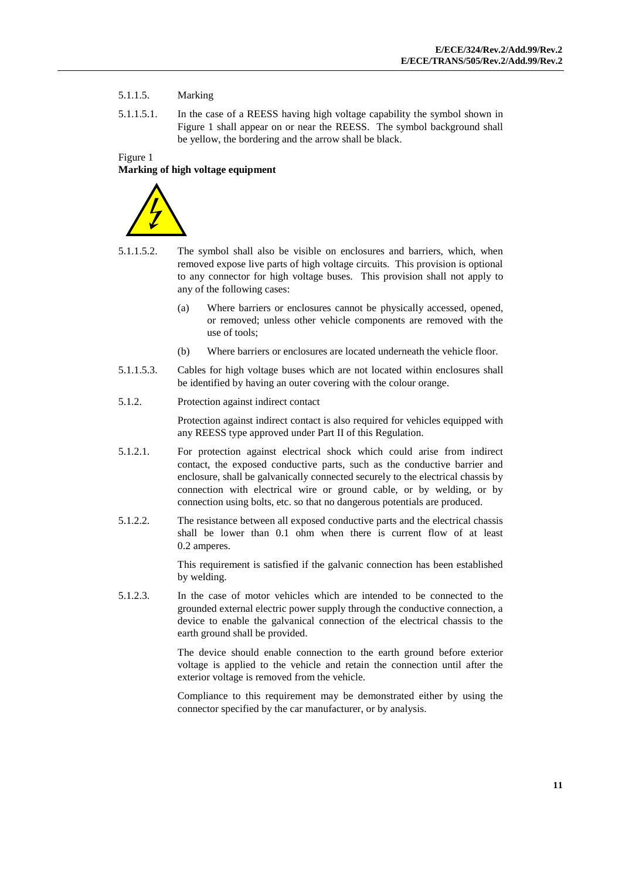5.1.1.5. Marking

5.1.1.5.1. In the case of a REESS having high voltage capability the symbol shown in Figure 1 shall appear on or near the REESS. The symbol background shall be yellow, the bordering and the arrow shall be black.

Figure 1
**Marking of high voltage equipment**

5.1.1.5.2. The symbol shall also be visible on enclosures and barriers, which, when removed expose live parts of high voltage circuits. This provision is optional to any connector for high voltage buses. This provision shall not apply to any of the following cases:

(a) Where barriers or enclosures cannot be physically accessed, opened, or removed; unless other vehicle components are removed with the use of tools;

(b) Where barriers or enclosures are located underneath the vehicle floor.

5.1.1.5.3. Cables for high voltage buses which are not located within enclosures shall be identified by having an outer covering with the colour orange.

5.1.2. Protection against indirect contact

Protection against indirect contact is also required for vehicles equipped with any REESS type approved under Part II of this Regulation.

5.1.2.1. For protection against electrical shock which could arise from indirect contact, the exposed conductive parts, such as the conductive barrier and enclosure, shall be galvanically connected securely to the electrical chassis by connection with electrical wire or ground cable, or by welding, or by connection using bolts, etc. so that no dangerous potentials are produced.

5.1.2.2. The resistance between all exposed conductive parts and the electrical chassis shall be lower than 0.1 ohm when there is current flow of at least 0.2 amperes.

This requirement is satisfied if the galvanic connection has been established by welding.

5.1.2.3. In the case of motor vehicles which are intended to be connected to the grounded external electric power supply through the conductive connection, a device to enable the galvanical connection of the electrical chassis to the earth ground shall be provided.

The device should enable connection to the earth ground before exterior voltage is applied to the vehicle and retain the connection until after the exterior voltage is removed from the vehicle.

Compliance to this requirement may be demonstrated either by using the connector specified by the car manufacturer, or by analysis.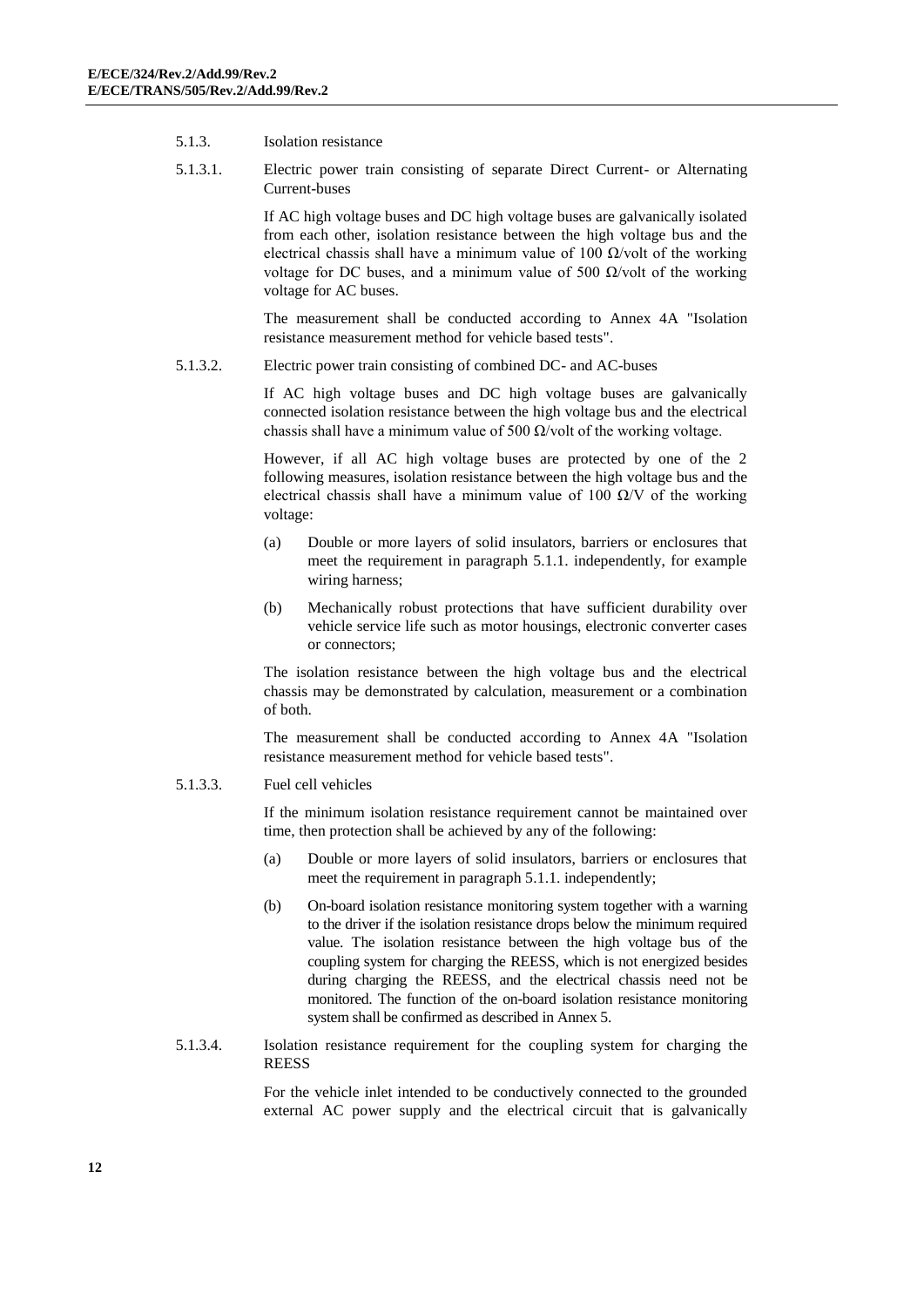5.1.3. Isolation resistance

5.1.3.1. Electric power train consisting of separate Direct Current- or Alternating Current-buses

If AC high voltage buses and DC high voltage buses are galvanically isolated from each other, isolation resistance between the high voltage bus and the electrical chassis shall have a minimum value of 100 Ω/volt of the working voltage for DC buses, and a minimum value of 500 Ω/volt of the working voltage for AC buses.

The measurement shall be conducted according to Annex 4A "Isolation resistance measurement method for vehicle based tests".

5.1.3.2. Electric power train consisting of combined DC- and AC-buses

If AC high voltage buses and DC high voltage buses are galvanically connected isolation resistance between the high voltage bus and the electrical chassis shall have a minimum value of 500 Ω/volt of the working voltage.

However, if all AC high voltage buses are protected by one of the 2 following measures, isolation resistance between the high voltage bus and the electrical chassis shall have a minimum value of 100 Ω/V of the working voltage:

(a) Double or more layers of solid insulators, barriers or enclosures that meet the requirement in paragraph 5.1.1. independently, for example wiring harness;

(b) Mechanically robust protections that have sufficient durability over vehicle service life such as motor housings, electronic converter cases or connectors;

The isolation resistance between the high voltage bus and the electrical chassis may be demonstrated by calculation, measurement or a combination of both.

The measurement shall be conducted according to Annex 4A "Isolation resistance measurement method for vehicle based tests".

5.1.3.3. Fuel cell vehicles

If the minimum isolation resistance requirement cannot be maintained over time, then protection shall be achieved by any of the following:

(a) Double or more layers of solid insulators, barriers or enclosures that meet the requirement in paragraph 5.1.1. independently;

(b) On-board isolation resistance monitoring system together with a warning to the driver if the isolation resistance drops below the minimum required value. The isolation resistance between the high voltage bus of the coupling system for charging the REESS, which is not energized besides during charging the REESS, and the electrical chassis need not be monitored. The function of the on-board isolation resistance monitoring system shall be confirmed as described in Annex 5.

5.1.3.4. Isolation resistance requirement for the coupling system for charging the REESS

For the vehicle inlet intended to be conductively connected to the grounded external AC power supply and the electrical circuit that is galvanically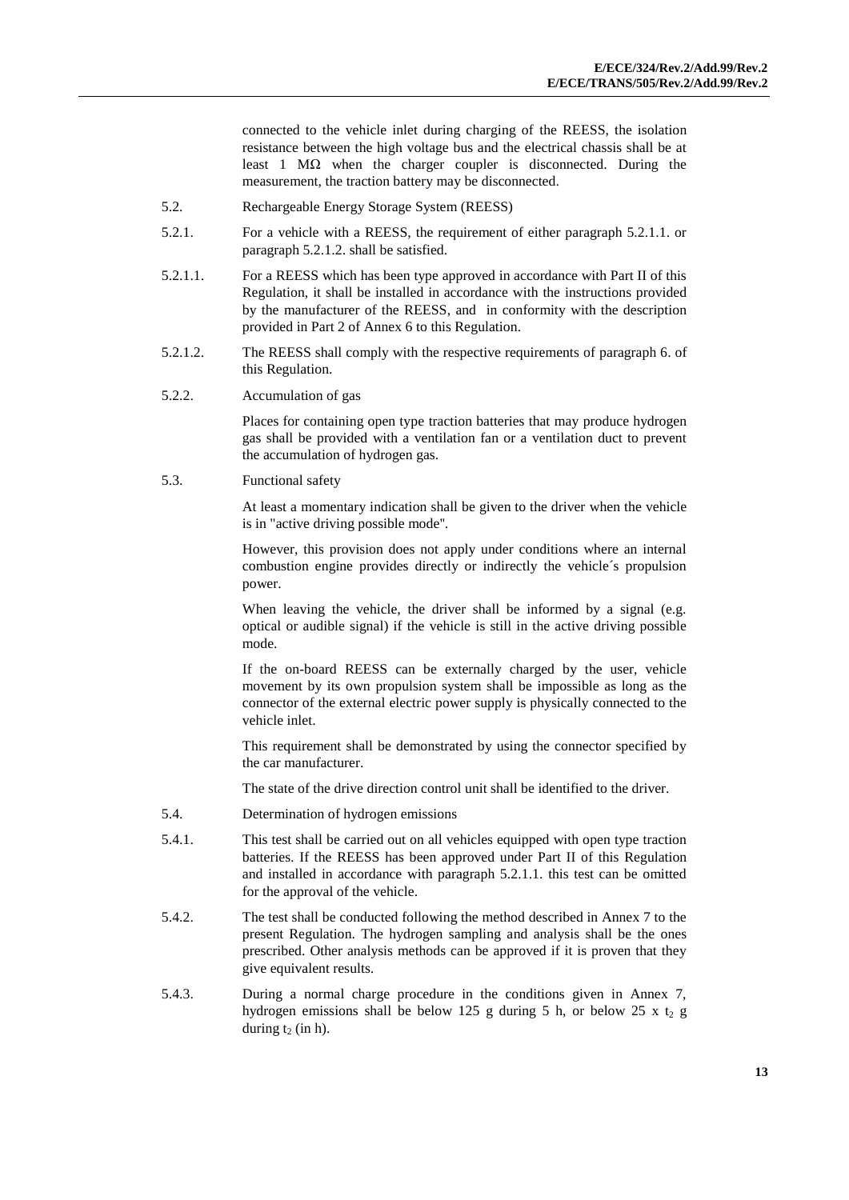connected to the vehicle inlet during charging of the REESS, the isolation resistance between the high voltage bus and the electrical chassis shall be at least 1 MΩ when the charger coupler is disconnected. During the measurement, the traction battery may be disconnected.

5.2. Rechargeable Energy Storage System (REESS)

5.2.1. For a vehicle with a REESS, the requirement of either paragraph 5.2.1.1. or paragraph 5.2.1.2. shall be satisfied.

5.2.1.1. For a REESS which has been type approved in accordance with Part II of this Regulation, it shall be installed in accordance with the instructions provided by the manufacturer of the REESS, and in conformity with the description provided in Part 2 of Annex 6 to this Regulation.

5.2.1.2. The REESS shall comply with the respective requirements of paragraph 6. of this Regulation.

5.2.2. Accumulation of gas

Places for containing open type traction batteries that may produce hydrogen gas shall be provided with a ventilation fan or a ventilation duct to prevent the accumulation of hydrogen gas.

5.3. Functional safety

At least a momentary indication shall be given to the driver when the vehicle is in "active driving possible mode".

However, this provision does not apply under conditions where an internal combustion engine provides directly or indirectly the vehicle´s propulsion power.

When leaving the vehicle, the driver shall be informed by a signal (e.g. optical or audible signal) if the vehicle is still in the active driving possible mode.

If the on-board REESS can be externally charged by the user, vehicle movement by its own propulsion system shall be impossible as long as the connector of the external electric power supply is physically connected to the vehicle inlet.

This requirement shall be demonstrated by using the connector specified by the car manufacturer.

The state of the drive direction control unit shall be identified to the driver.

5.4. Determination of hydrogen emissions

5.4.1. This test shall be carried out on all vehicles equipped with open type traction batteries. If the REESS has been approved under Part II of this Regulation and installed in accordance with paragraph 5.2.1.1. this test can be omitted for the approval of the vehicle.

5.4.2. The test shall be conducted following the method described in Annex 7 to the present Regulation. The hydrogen sampling and analysis shall be the ones prescribed. Other analysis methods can be approved if it is proven that they give equivalent results.

5.4.3. During a normal charge procedure in the conditions given in Annex 7, hydrogen emissions shall be below 125 g during 5 h, or below 25 x $t_2$ g during $t_2$ (in h).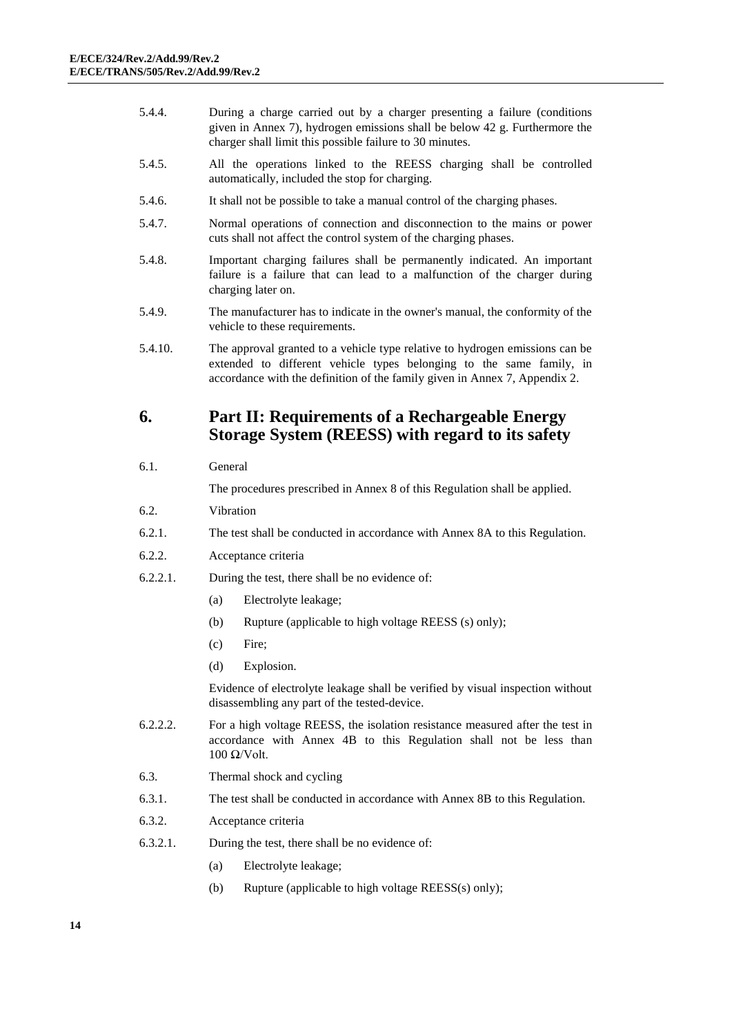5.4.4. During a charge carried out by a charger presenting a failure (conditions given in Annex 7), hydrogen emissions shall be below 42 g. Furthermore the charger shall limit this possible failure to 30 minutes.

5.4.5. All the operations linked to the REESS charging shall be controlled automatically, included the stop for charging.

5.4.6. It shall not be possible to take a manual control of the charging phases.

5.4.7. Normal operations of connection and disconnection to the mains or power cuts shall not affect the control system of the charging phases.

5.4.8. Important charging failures shall be permanently indicated. An important failure is a failure that can lead to a malfunction of the charger during charging later on.

5.4.9. The manufacturer has to indicate in the owner's manual, the conformity of the vehicle to these requirements.

5.4.10. The approval granted to a vehicle type relative to hydrogen emissions can be extended to different vehicle types belonging to the same family, in accordance with the definition of the family given in Annex 7, Appendix 2.

## 6. Part II: Requirements of a Rechargeable Energy Storage System (REESS) with regard to its safety

6.1. General

The procedures prescribed in Annex 8 of this Regulation shall be applied.

6.2. Vibration

6.2.1. The test shall be conducted in accordance with Annex 8A to this Regulation.

6.2.2. Acceptance criteria

6.2.2.1. During the test, there shall be no evidence of:

(a) Electrolyte leakage;

(b) Rupture (applicable to high voltage REESS (s) only);

(c) Fire;

(d) Explosion.

Evidence of electrolyte leakage shall be verified by visual inspection without disassembling any part of the tested-device.

6.2.2.2. For a high voltage REESS, the isolation resistance measured after the test in accordance with Annex 4B to this Regulation shall not be less than 100 Ω/Volt.

6.3. Thermal shock and cycling

6.3.1. The test shall be conducted in accordance with Annex 8B to this Regulation.

6.3.2. Acceptance criteria

6.3.2.1. During the test, there shall be no evidence of:

(a) Electrolyte leakage;

(b) Rupture (applicable to high voltage REESS(s) only);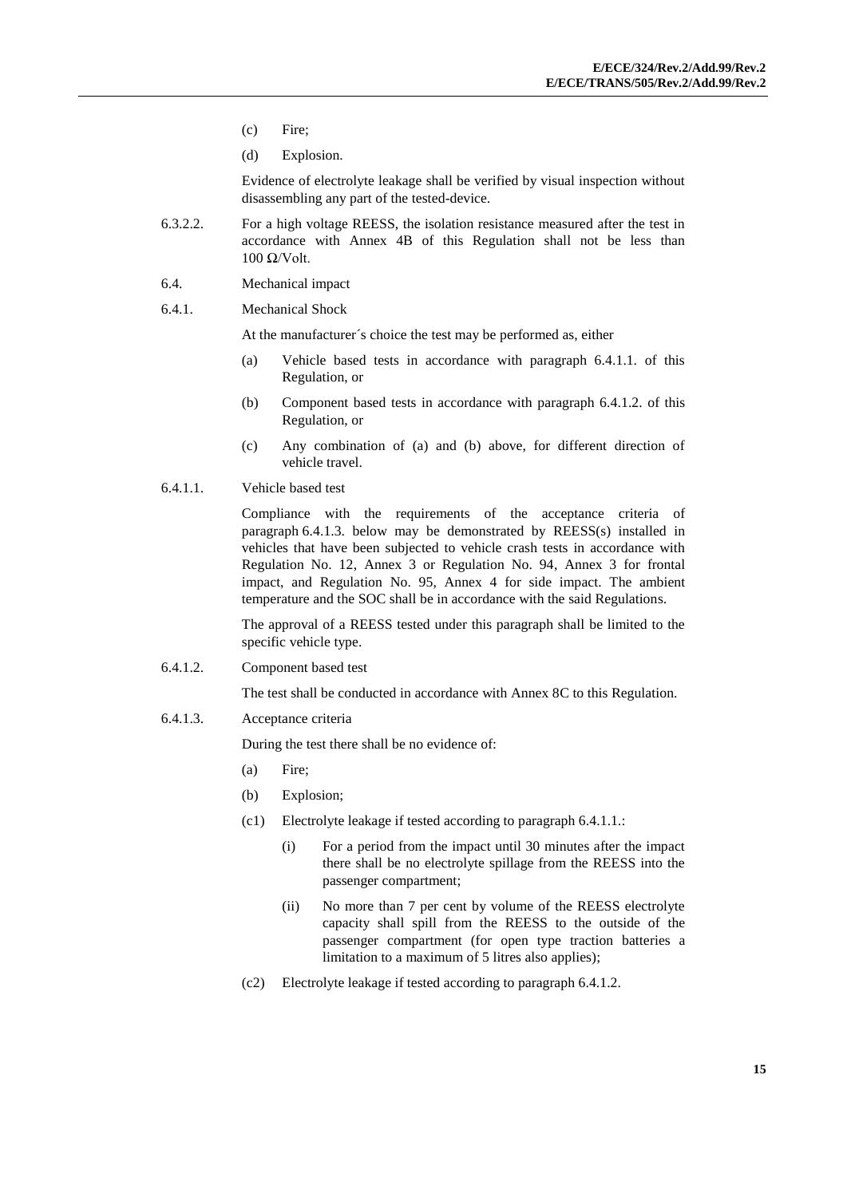(c) Fire;

(d) Explosion.

Evidence of electrolyte leakage shall be verified by visual inspection without disassembling any part of the tested-device.

6.3.2.2. For a high voltage REESS, the isolation resistance measured after the test in accordance with Annex 4B of this Regulation shall not be less than 100 Ω/Volt.

6.4. Mechanical impact

6.4.1. Mechanical Shock

At the manufacturer´s choice the test may be performed as, either

(a) Vehicle based tests in accordance with paragraph 6.4.1.1. of this Regulation, or

(b) Component based tests in accordance with paragraph 6.4.1.2. of this Regulation, or

(c) Any combination of (a) and (b) above, for different direction of vehicle travel.

6.4.1.1. Vehicle based test

Compliance with the requirements of the acceptance criteria of paragraph 6.4.1.3. below may be demonstrated by REESS(s) installed in vehicles that have been subjected to vehicle crash tests in accordance with Regulation No. 12, Annex 3 or Regulation No. 94, Annex 3 for frontal impact, and Regulation No. 95, Annex 4 for side impact. The ambient temperature and the SOC shall be in accordance with the said Regulations.

The approval of a REESS tested under this paragraph shall be limited to the specific vehicle type.

6.4.1.2. Component based test

The test shall be conducted in accordance with Annex 8C to this Regulation.

6.4.1.3. Acceptance criteria

During the test there shall be no evidence of:

(a) Fire;

(b) Explosion;

(c1) Electrolyte leakage if tested according to paragraph 6.4.1.1.:

(i) For a period from the impact until 30 minutes after the impact there shall be no electrolyte spillage from the REESS into the passenger compartment;

(ii) No more than 7 per cent by volume of the REESS electrolyte capacity shall spill from the REESS to the outside of the passenger compartment (for open type traction batteries a limitation to a maximum of 5 litres also applies);

(c2) Electrolyte leakage if tested according to paragraph 6.4.1.2.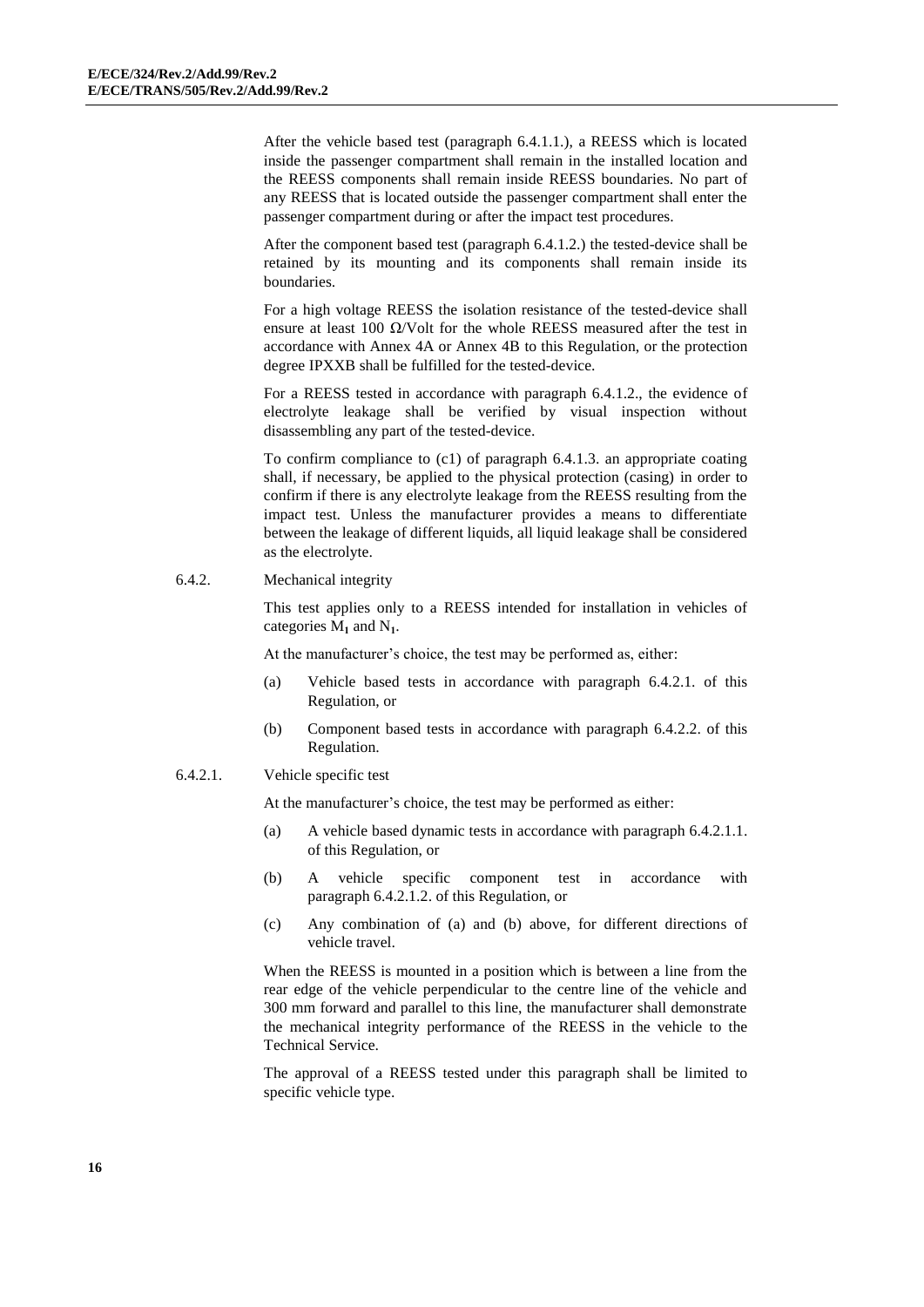After the vehicle based test (paragraph 6.4.1.1.), a REESS which is located inside the passenger compartment shall remain in the installed location and the REESS components shall remain inside REESS boundaries. No part of any REESS that is located outside the passenger compartment shall enter the passenger compartment during or after the impact test procedures.

After the component based test (paragraph 6.4.1.2.) the tested-device shall be retained by its mounting and its components shall remain inside its boundaries.

For a high voltage REESS the isolation resistance of the tested-device shall ensure at least 100 Ω/Volt for the whole REESS measured after the test in accordance with Annex 4A or Annex 4B to this Regulation, or the protection degree IPXXB shall be fulfilled for the tested-device.

For a REESS tested in accordance with paragraph 6.4.1.2., the evidence of electrolyte leakage shall be verified by visual inspection without disassembling any part of the tested-device.

To confirm compliance to (c1) of paragraph 6.4.1.3. an appropriate coating shall, if necessary, be applied to the physical protection (casing) in order to confirm if there is any electrolyte leakage from the REESS resulting from the impact test. Unless the manufacturer provides a means to differentiate between the leakage of different liquids, all liquid leakage shall be considered as the electrolyte.

6.4.2. Mechanical integrity

This test applies only to a REESS intended for installation in vehicles of categories $M_1$ and $N_1$.

At the manufacturer's choice, the test may be performed as, either:

(a) Vehicle based tests in accordance with paragraph 6.4.2.1. of this Regulation, or

(b) Component based tests in accordance with paragraph 6.4.2.2. of this Regulation.

6.4.2.1. Vehicle specific test

At the manufacturer's choice, the test may be performed as either:

(a) A vehicle based dynamic tests in accordance with paragraph 6.4.2.1.1. of this Regulation, or

(b) A vehicle specific component test in accordance with paragraph 6.4.2.1.2. of this Regulation, or

(c) Any combination of (a) and (b) above, for different directions of vehicle travel.

When the REESS is mounted in a position which is between a line from the rear edge of the vehicle perpendicular to the centre line of the vehicle and 300 mm forward and parallel to this line, the manufacturer shall demonstrate the mechanical integrity performance of the REESS in the vehicle to the Technical Service.

The approval of a REESS tested under this paragraph shall be limited to specific vehicle type.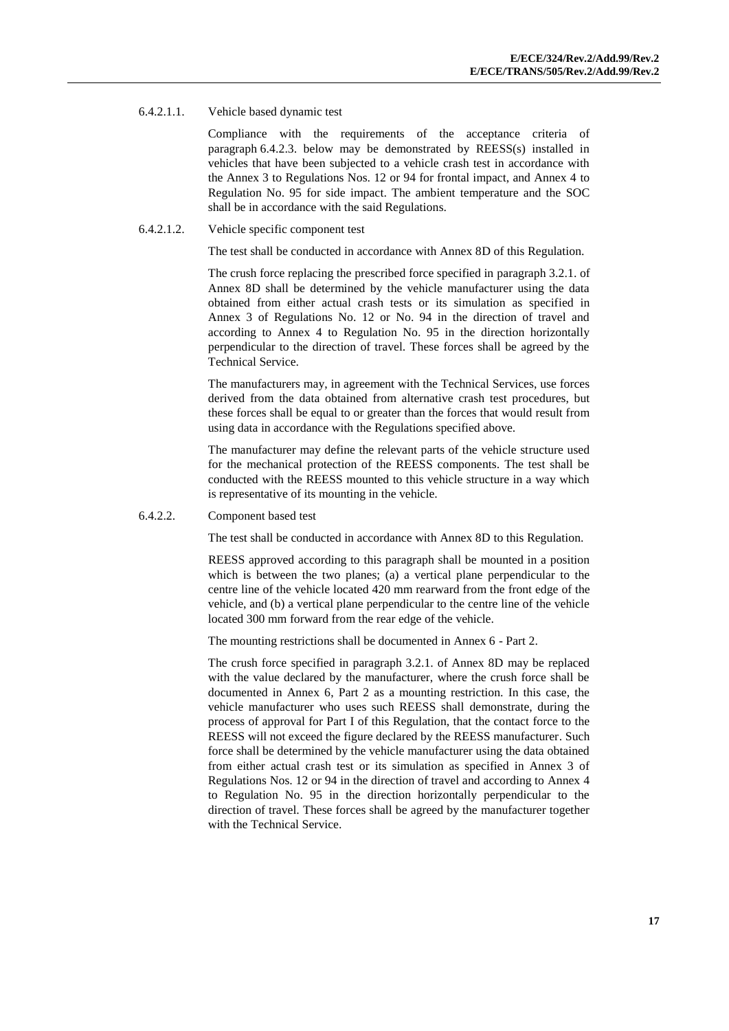6.4.2.1.1. Vehicle based dynamic test

Compliance with the requirements of the acceptance criteria of paragraph 6.4.2.3. below may be demonstrated by REESS(s) installed in vehicles that have been subjected to a vehicle crash test in accordance with the Annex 3 to Regulations Nos. 12 or 94 for frontal impact, and Annex 4 to Regulation No. 95 for side impact. The ambient temperature and the SOC shall be in accordance with the said Regulations.

6.4.2.1.2. Vehicle specific component test

The test shall be conducted in accordance with Annex 8D of this Regulation.

The crush force replacing the prescribed force specified in paragraph 3.2.1. of Annex 8D shall be determined by the vehicle manufacturer using the data obtained from either actual crash tests or its simulation as specified in Annex 3 of Regulations No. 12 or No. 94 in the direction of travel and according to Annex 4 to Regulation No. 95 in the direction horizontally perpendicular to the direction of travel. These forces shall be agreed by the Technical Service.

The manufacturers may, in agreement with the Technical Services, use forces derived from the data obtained from alternative crash test procedures, but these forces shall be equal to or greater than the forces that would result from using data in accordance with the Regulations specified above.

The manufacturer may define the relevant parts of the vehicle structure used for the mechanical protection of the REESS components. The test shall be conducted with the REESS mounted to this vehicle structure in a way which is representative of its mounting in the vehicle.

6.4.2.2. Component based test

The test shall be conducted in accordance with Annex 8D to this Regulation.

REESS approved according to this paragraph shall be mounted in a position which is between the two planes; (a) a vertical plane perpendicular to the centre line of the vehicle located 420 mm rearward from the front edge of the vehicle, and (b) a vertical plane perpendicular to the centre line of the vehicle located 300 mm forward from the rear edge of the vehicle.

The mounting restrictions shall be documented in Annex 6 - Part 2.

The crush force specified in paragraph 3.2.1. of Annex 8D may be replaced with the value declared by the manufacturer, where the crush force shall be documented in Annex 6, Part 2 as a mounting restriction. In this case, the vehicle manufacturer who uses such REESS shall demonstrate, during the process of approval for Part I of this Regulation, that the contact force to the REESS will not exceed the figure declared by the REESS manufacturer. Such force shall be determined by the vehicle manufacturer using the data obtained from either actual crash test or its simulation as specified in Annex 3 of Regulations Nos. 12 or 94 in the direction of travel and according to Annex 4 to Regulation No. 95 in the direction horizontally perpendicular to the direction of travel. These forces shall be agreed by the manufacturer together with the Technical Service.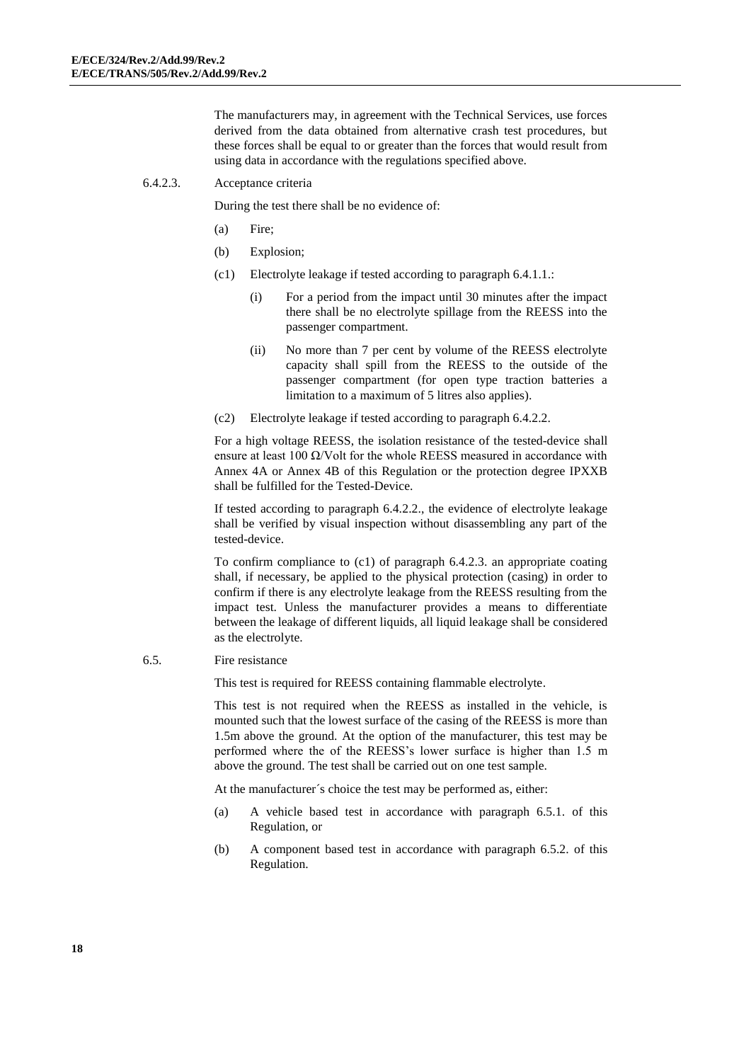The manufacturers may, in agreement with the Technical Services, use forces derived from the data obtained from alternative crash test procedures, but these forces shall be equal to or greater than the forces that would result from using data in accordance with the regulations specified above.

6.4.2.3. Acceptance criteria

During the test there shall be no evidence of:

(a) Fire;

(b) Explosion;

(c1) Electrolyte leakage if tested according to paragraph 6.4.1.1.:

(i) For a period from the impact until 30 minutes after the impact there shall be no electrolyte spillage from the REESS into the passenger compartment.

(ii) No more than 7 per cent by volume of the REESS electrolyte capacity shall spill from the REESS to the outside of the passenger compartment (for open type traction batteries a limitation to a maximum of 5 litres also applies).

(c2) Electrolyte leakage if tested according to paragraph 6.4.2.2.

For a high voltage REESS, the isolation resistance of the tested-device shall ensure at least 100 Ω/Volt for the whole REESS measured in accordance with Annex 4A or Annex 4B of this Regulation or the protection degree IPXXB shall be fulfilled for the Tested-Device.

If tested according to paragraph 6.4.2.2., the evidence of electrolyte leakage shall be verified by visual inspection without disassembling any part of the tested-device.

To confirm compliance to (c1) of paragraph 6.4.2.3. an appropriate coating shall, if necessary, be applied to the physical protection (casing) in order to confirm if there is any electrolyte leakage from the REESS resulting from the impact test. Unless the manufacturer provides a means to differentiate between the leakage of different liquids, all liquid leakage shall be considered as the electrolyte.

6.5. Fire resistance

This test is required for REESS containing flammable electrolyte.

This test is not required when the REESS as installed in the vehicle, is mounted such that the lowest surface of the casing of the REESS is more than 1.5m above the ground. At the option of the manufacturer, this test may be performed where the of the REESS's lower surface is higher than 1.5 m above the ground. The test shall be carried out on one test sample.

At the manufacturer´s choice the test may be performed as, either:

(a) A vehicle based test in accordance with paragraph 6.5.1. of this Regulation, or

(b) A component based test in accordance with paragraph 6.5.2. of this Regulation.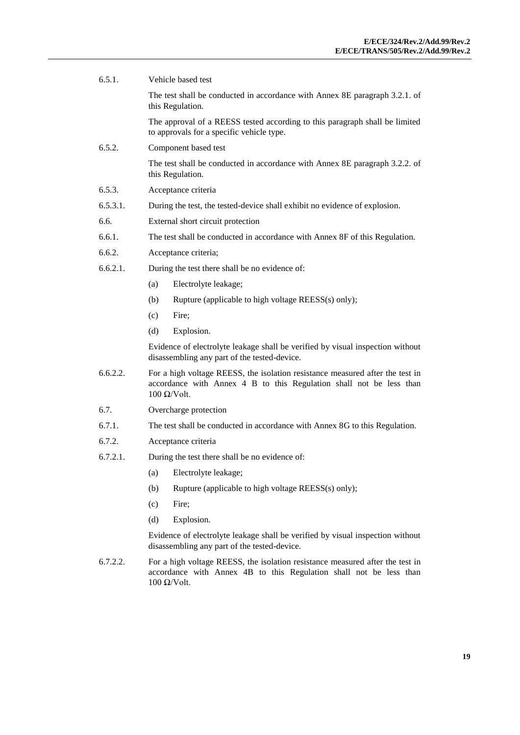6.5.1. Vehicle based test

The test shall be conducted in accordance with Annex 8E paragraph 3.2.1. of this Regulation.

The approval of a REESS tested according to this paragraph shall be limited to approvals for a specific vehicle type.

6.5.2. Component based test

The test shall be conducted in accordance with Annex 8E paragraph 3.2.2. of this Regulation.

6.5.3. Acceptance criteria

6.5.3.1. During the test, the tested-device shall exhibit no evidence of explosion.

6.6. External short circuit protection

6.6.1. The test shall be conducted in accordance with Annex 8F of this Regulation.

6.6.2. Acceptance criteria;

6.6.2.1. During the test there shall be no evidence of:

(a) Electrolyte leakage;

(b) Rupture (applicable to high voltage REESS(s) only);

(c) Fire;

(d) Explosion.

Evidence of electrolyte leakage shall be verified by visual inspection without disassembling any part of the tested-device.

6.6.2.2. For a high voltage REESS, the isolation resistance measured after the test in accordance with Annex 4 B to this Regulation shall not be less than 100 Ω/Volt.

6.7. Overcharge protection

6.7.1. The test shall be conducted in accordance with Annex 8G to this Regulation.

6.7.2. Acceptance criteria

6.7.2.1. During the test there shall be no evidence of:

(a) Electrolyte leakage;

(b) Rupture (applicable to high voltage REESS(s) only);

(c) Fire;

(d) Explosion.

Evidence of electrolyte leakage shall be verified by visual inspection without disassembling any part of the tested-device.

6.7.2.2. For a high voltage REESS, the isolation resistance measured after the test in accordance with Annex 4B to this Regulation shall not be less than 100 Ω/Volt.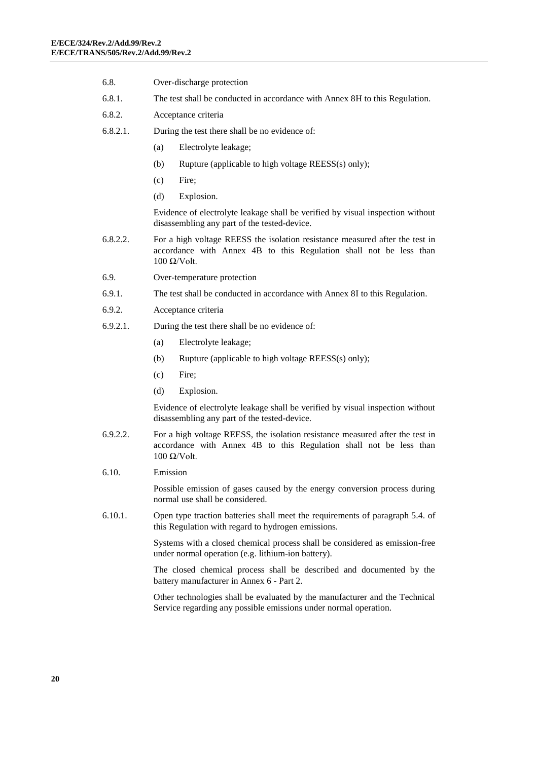6.8. Over-discharge protection

6.8.1. The test shall be conducted in accordance with Annex 8H to this Regulation.

6.8.2. Acceptance criteria

6.8.2.1. During the test there shall be no evidence of:

(a) Electrolyte leakage;

(b) Rupture (applicable to high voltage REESS(s) only);

(c) Fire;

(d) Explosion.

Evidence of electrolyte leakage shall be verified by visual inspection without disassembling any part of the tested-device.

6.8.2.2. For a high voltage REESS the isolation resistance measured after the test in accordance with Annex 4B to this Regulation shall not be less than 100 Ω/Volt.

6.9. Over-temperature protection

6.9.1. The test shall be conducted in accordance with Annex 8I to this Regulation.

6.9.2. Acceptance criteria

6.9.2.1. During the test there shall be no evidence of:

(a) Electrolyte leakage;

(b) Rupture (applicable to high voltage REESS(s) only);

(c) Fire;

(d) Explosion.

Evidence of electrolyte leakage shall be verified by visual inspection without disassembling any part of the tested-device.

6.9.2.2. For a high voltage REESS, the isolation resistance measured after the test in accordance with Annex 4B to this Regulation shall not be less than 100 Ω/Volt.

6.10. Emission

Possible emission of gases caused by the energy conversion process during normal use shall be considered.

6.10.1. Open type traction batteries shall meet the requirements of paragraph 5.4. of this Regulation with regard to hydrogen emissions.

Systems with a closed chemical process shall be considered as emission-free under normal operation (e.g. lithium-ion battery).

The closed chemical process shall be described and documented by the battery manufacturer in Annex 6 - Part 2.

Other technologies shall be evaluated by the manufacturer and the Technical Service regarding any possible emissions under normal operation.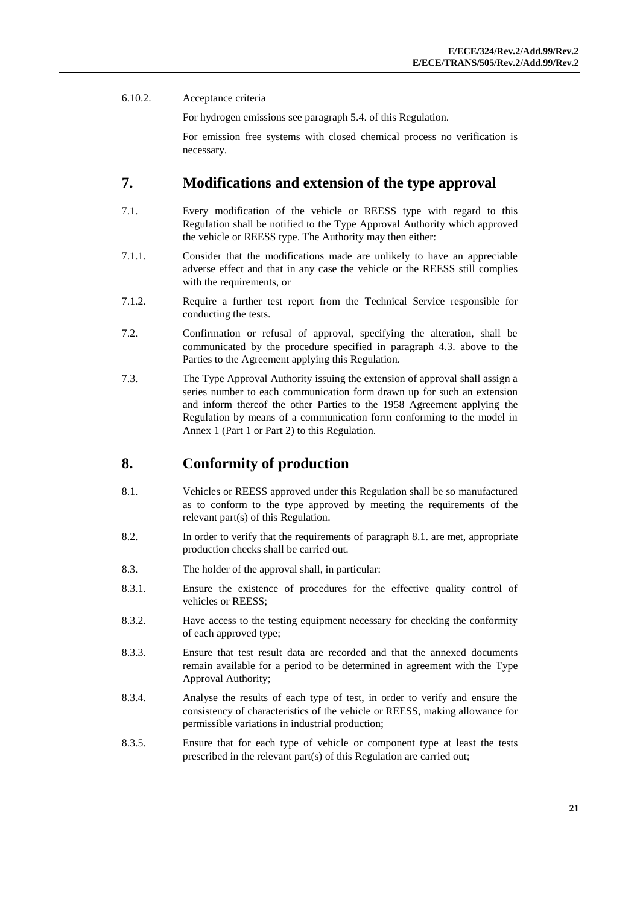6.10.2. Acceptance criteria

For hydrogen emissions see paragraph 5.4. of this Regulation.

For emission free systems with closed chemical process no verification is necessary.

## 7. Modifications and extension of the type approval

7.1. Every modification of the vehicle or REESS type with regard to this Regulation shall be notified to the Type Approval Authority which approved the vehicle or REESS type. The Authority may then either:

7.1.1. Consider that the modifications made are unlikely to have an appreciable adverse effect and that in any case the vehicle or the REESS still complies with the requirements, or

7.1.2. Require a further test report from the Technical Service responsible for conducting the tests.

7.2. Confirmation or refusal of approval, specifying the alteration, shall be communicated by the procedure specified in paragraph 4.3. above to the Parties to the Agreement applying this Regulation.

7.3. The Type Approval Authority issuing the extension of approval shall assign a series number to each communication form drawn up for such an extension and inform thereof the other Parties to the 1958 Agreement applying the Regulation by means of a communication form conforming to the model in Annex 1 (Part 1 or Part 2) to this Regulation.

## 8. Conformity of production

8.1. Vehicles or REESS approved under this Regulation shall be so manufactured as to conform to the type approved by meeting the requirements of the relevant part(s) of this Regulation.

8.2. In order to verify that the requirements of paragraph 8.1. are met, appropriate production checks shall be carried out.

8.3. The holder of the approval shall, in particular:

8.3.1. Ensure the existence of procedures for the effective quality control of vehicles or REESS;

8.3.2. Have access to the testing equipment necessary for checking the conformity of each approved type;

8.3.3. Ensure that test result data are recorded and that the annexed documents remain available for a period to be determined in agreement with the Type Approval Authority;

8.3.4. Analyse the results of each type of test, in order to verify and ensure the consistency of characteristics of the vehicle or REESS, making allowance for permissible variations in industrial production;

8.3.5. Ensure that for each type of vehicle or component type at least the tests prescribed in the relevant part(s) of this Regulation are carried out;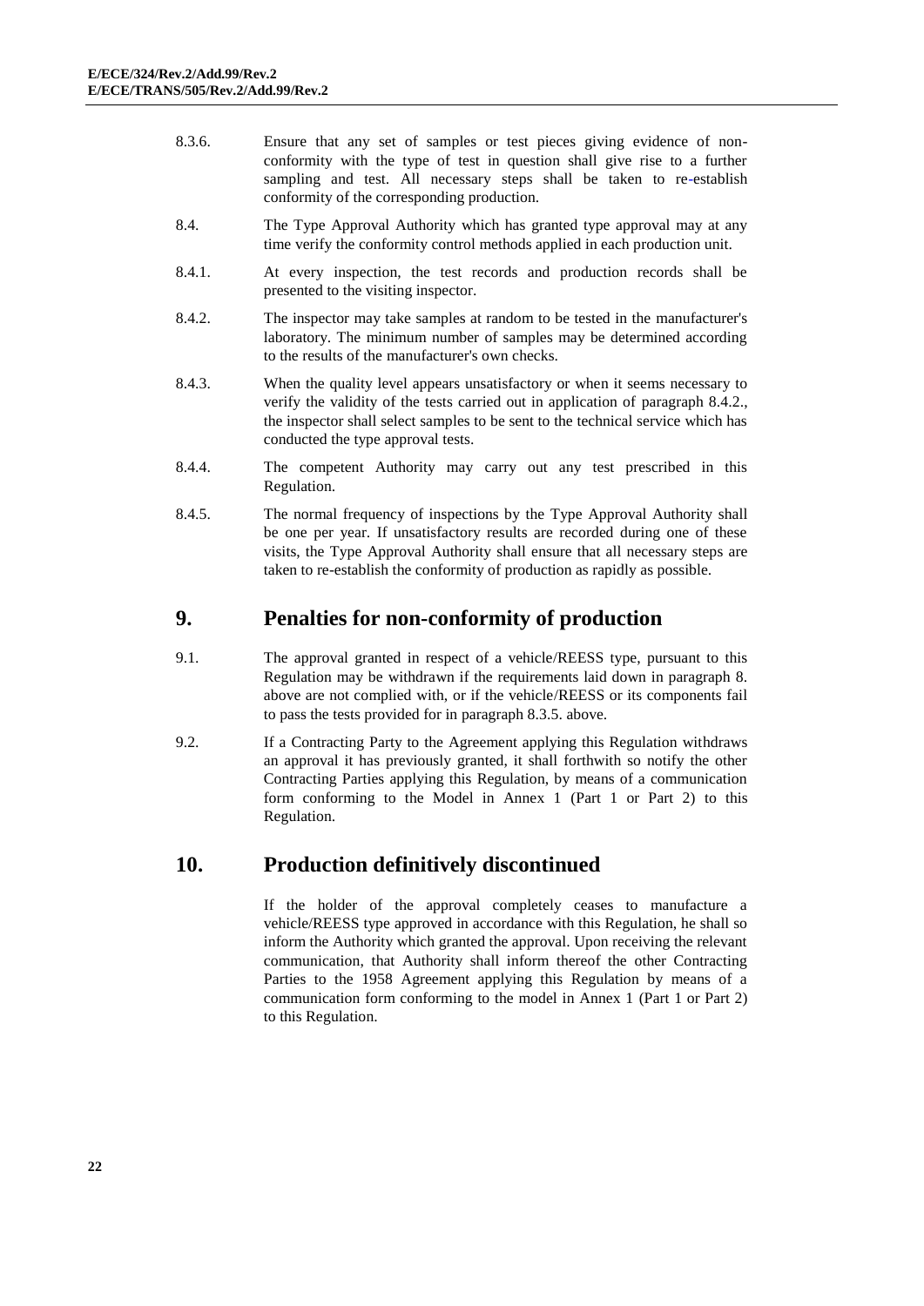8.3.6. Ensure that any set of samples or test pieces giving evidence of non-conformity with the type of test in question shall give rise to a further sampling and test. All necessary steps shall be taken to re-establish conformity of the corresponding production.

8.4. The Type Approval Authority which has granted type approval may at any time verify the conformity control methods applied in each production unit.

8.4.1. At every inspection, the test records and production records shall be presented to the visiting inspector.

8.4.2. The inspector may take samples at random to be tested in the manufacturer's laboratory. The minimum number of samples may be determined according to the results of the manufacturer's own checks.

8.4.3. When the quality level appears unsatisfactory or when it seems necessary to verify the validity of the tests carried out in application of paragraph 8.4.2., the inspector shall select samples to be sent to the technical service which has conducted the type approval tests.

8.4.4. The competent Authority may carry out any test prescribed in this Regulation.

8.4.5. The normal frequency of inspections by the Type Approval Authority shall be one per year. If unsatisfactory results are recorded during one of these visits, the Type Approval Authority shall ensure that all necessary steps are taken to re-establish the conformity of production as rapidly as possible.

## 9. Penalties for non-conformity of production

9.1. The approval granted in respect of a vehicle/REESS type, pursuant to this Regulation may be withdrawn if the requirements laid down in paragraph 8. above are not complied with, or if the vehicle/REESS or its components fail to pass the tests provided for in paragraph 8.3.5. above.

9.2. If a Contracting Party to the Agreement applying this Regulation withdraws an approval it has previously granted, it shall forthwith so notify the other Contracting Parties applying this Regulation, by means of a communication form conforming to the Model in Annex 1 (Part 1 or Part 2) to this Regulation.

## 10. Production definitively discontinued

If the holder of the approval completely ceases to manufacture a vehicle/REESS type approved in accordance with this Regulation, he shall so inform the Authority which granted the approval. Upon receiving the relevant communication, that Authority shall inform thereof the other Contracting Parties to the 1958 Agreement applying this Regulation by means of a communication form conforming to the model in Annex 1 (Part 1 or Part 2) to this Regulation.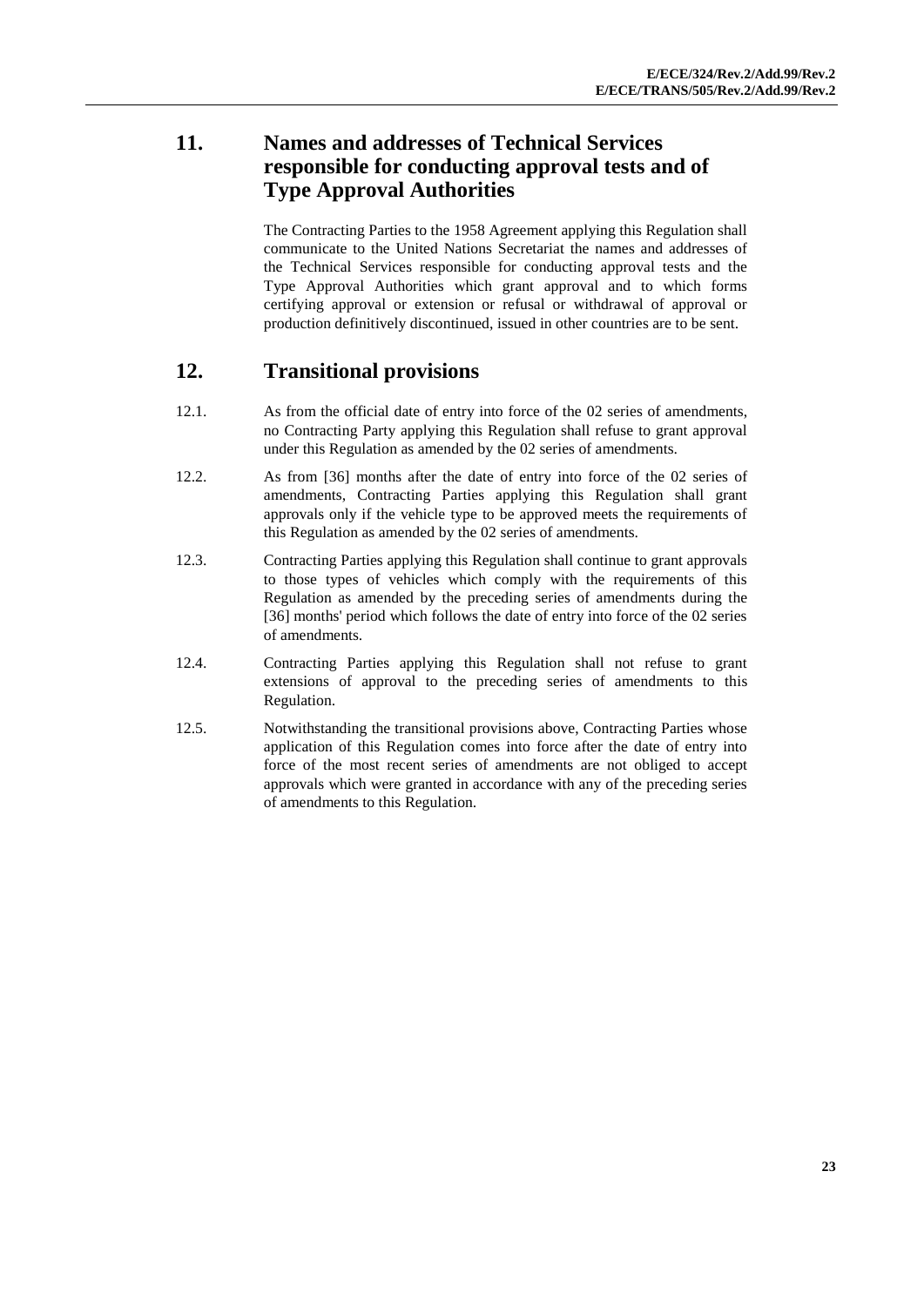## 11. Names and addresses of Technical Services responsible for conducting approval tests and of Type Approval Authorities

The Contracting Parties to the 1958 Agreement applying this Regulation shall communicate to the United Nations Secretariat the names and addresses of the Technical Services responsible for conducting approval tests and the Type Approval Authorities which grant approval and to which forms certifying approval or extension or refusal or withdrawal of approval or production definitively discontinued, issued in other countries are to be sent.

## 12. Transitional provisions

12.1. As from the official date of entry into force of the 02 series of amendments, no Contracting Party applying this Regulation shall refuse to grant approval under this Regulation as amended by the 02 series of amendments.

12.2. As from [36] months after the date of entry into force of the 02 series of amendments, Contracting Parties applying this Regulation shall grant approvals only if the vehicle type to be approved meets the requirements of this Regulation as amended by the 02 series of amendments.

12.3. Contracting Parties applying this Regulation shall continue to grant approvals to those types of vehicles which comply with the requirements of this Regulation as amended by the preceding series of amendments during the [36] months' period which follows the date of entry into force of the 02 series of amendments.

12.4. Contracting Parties applying this Regulation shall not refuse to grant extensions of approval to the preceding series of amendments to this Regulation.

12.5. Notwithstanding the transitional provisions above, Contracting Parties whose application of this Regulation comes into force after the date of entry into force of the most recent series of amendments are not obliged to accept approvals which were granted in accordance with any of the preceding series of amendments to this Regulation.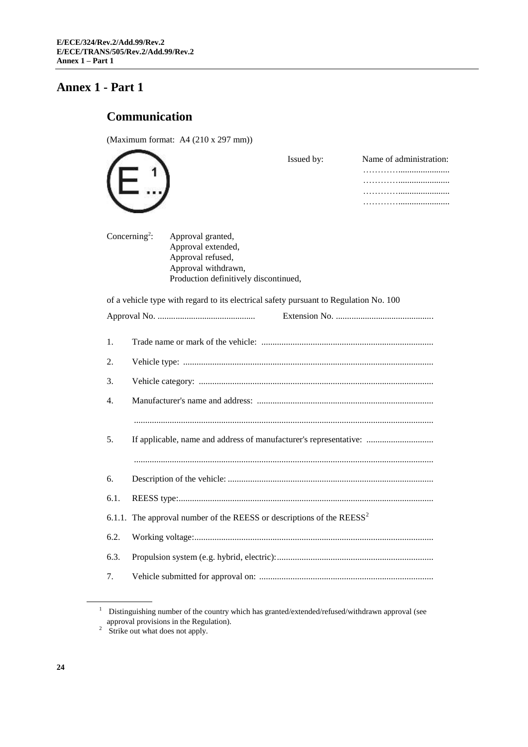# Annex 1 - Part 1

## Communication

(Maximum format: A4 (210 x 297 mm))

E 1 ...

Issued by: Name of administration:
……………......................
……………......................
……………......................
……………......................

Concerning[2]: Approval granted,
Approval extended,
Approval refused,
Approval withdrawn,
Production definitively discontinued,

of a vehicle type with regard to its electrical safety pursuant to Regulation No. 100

Approval No. ............................................ Extension No. ............................................

1. Trade name or mark of the vehicle: ............................................................................

2. Vehicle type: ..............................................................................................................

3. Vehicle category: ........................................................................................................

4. Manufacturer's name and address: ..............................................................................

   ....................................................................................................................................

5. If applicable, name and address of manufacturer's representative: ..............................

   ....................................................................................................................................

6. Description of the vehicle: ...........................................................................................

6.1. REESS type:.................................................................................................................

6.1.1. The approval number of the REESS or descriptions of the REESS[2]

6.2. Working voltage:..........................................................................................................

6.3. Propulsion system (e.g. hybrid, electric):.....................................................................

7. Vehicle submitted for approval on: .............................................................................

---

[1] Distinguishing number of the country which has granted/extended/refused/withdrawn approval (see approval provisions in the Regulation).

[2] Strike out what does not apply.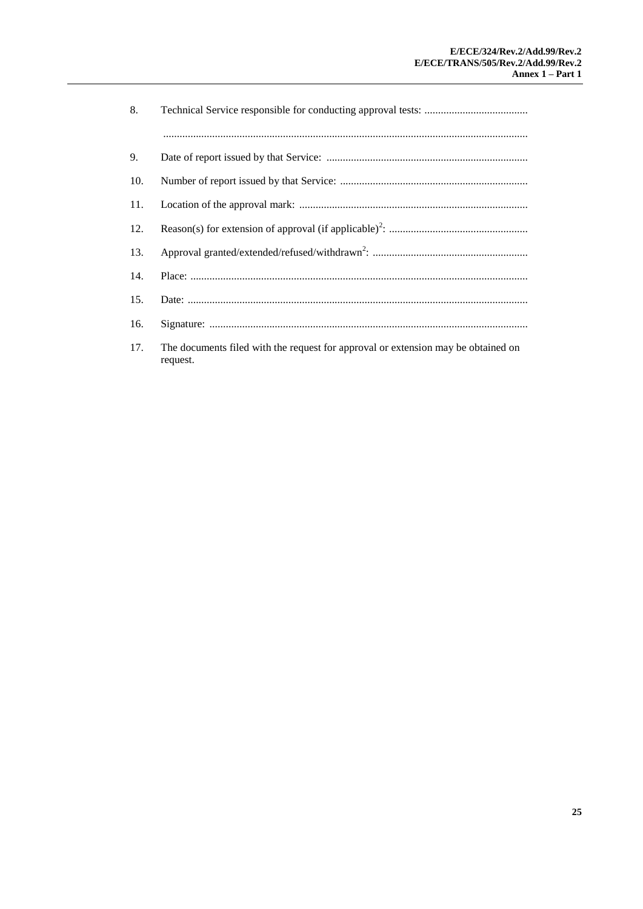8. Technical Service responsible for conducting approval tests: ......................................

   .....................................................................................................................................

9. Date of report issued by that Service: .........................................................................

10. Number of report issued by that Service: ....................................................................

11. Location of the approval mark: ...................................................................................

12. Reason(s) for extension of approval (if applicable)[2]: ..................................................

13. Approval granted/extended/refused/withdrawn[2]: .........................................................

14. Place: ..........................................................................................................................

15. Date: ...........................................................................................................................

16. Signature: ....................................................................................................................

17. The documents filed with the request for approval or extension may be obtained on request.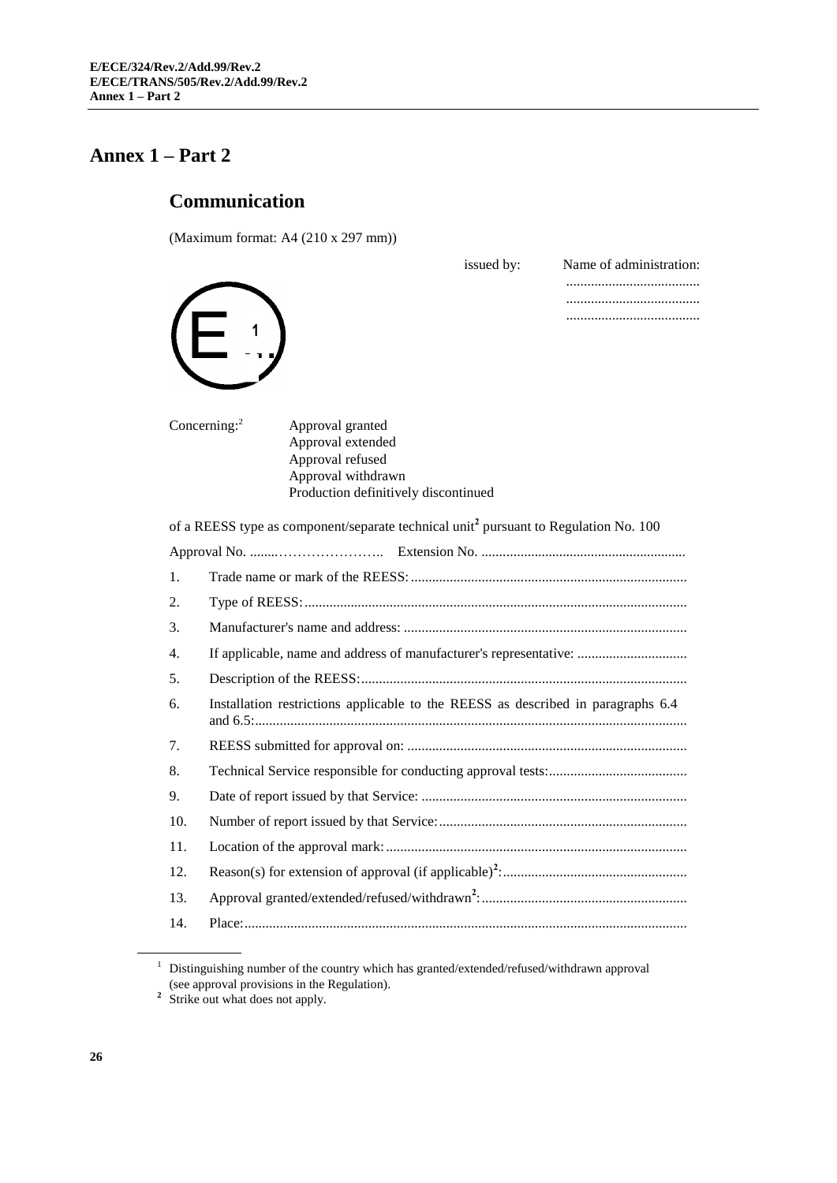# Annex 1 – Part 2

## Communication

(Maximum format: A4 (210 x 297 mm))

issued by: Name of administration:
......................................
......................................
......................................

E 1

Concerning:[2] Approval granted
Approval extended
Approval refused
Approval withdrawn
Production definitively discontinued

of a REESS type as component/separate technical unit[2] pursuant to Regulation No. 100

Approval No. ........…………………..   Extension No. ..........................................................

1. Trade name or mark of the REESS: .............................................................................
2. Type of REESS: ...........................................................................................................
3. Manufacturer's name and address: ...............................................................................
4. If applicable, name and address of manufacturer's representative: ...............................
5. Description of the REESS: ...........................................................................................
6. Installation restrictions applicable to the REESS as described in paragraphs 6.4 and 6.5: .........................................................................................................................
7. REESS submitted for approval on: ..............................................................................
8. Technical Service responsible for conducting approval tests: .......................................
9. Date of report issued by that Service: ..........................................................................
10. Number of report issued by that Service: .....................................................................
11. Location of the approval mark: ....................................................................................
12. Reason(s) for extension of approval (if applicable)[2]: ...................................................
13. Approval granted/extended/refused/withdrawn[2]: .........................................................
14. Place: ............................................................................................................................

---

[1] Distinguishing number of the country which has granted/extended/refused/withdrawn approval (see approval provisions in the Regulation).

[2] Strike out what does not apply.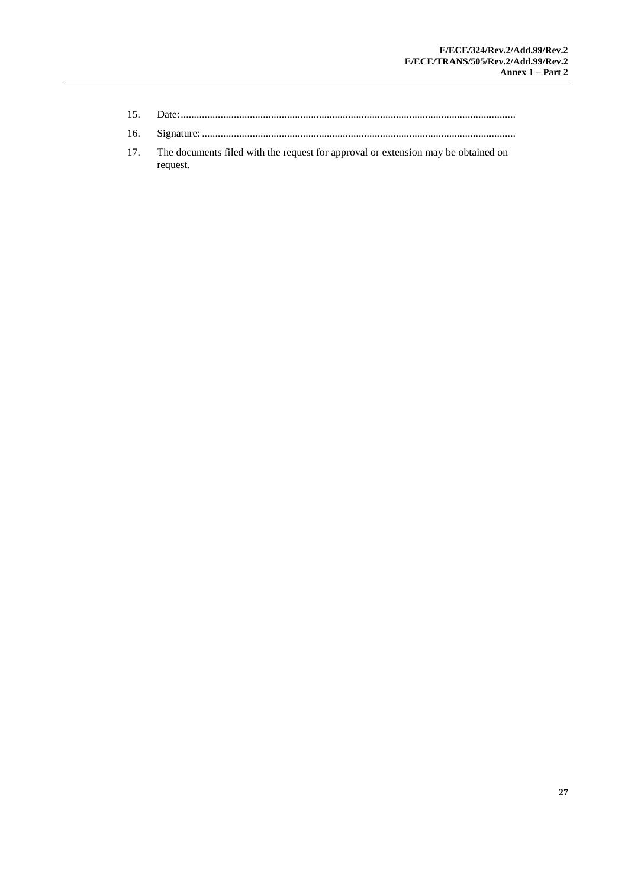15. Date:.............................................................................................................................

16. Signature: .....................................................................................................................

17. The documents filed with the request for approval or extension may be obtained on request.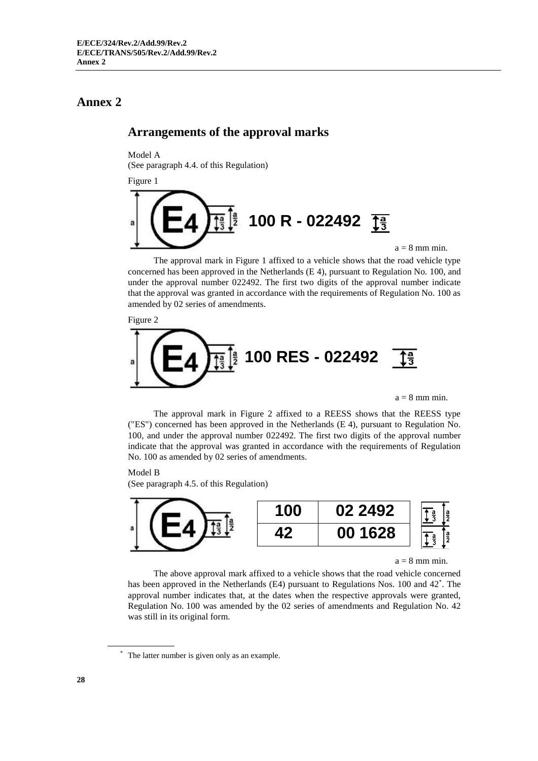# Annex 2

## Arrangements of the approval marks

Model A
(See paragraph 4.4. of this Regulation)

Figure 1

E4 100 R - 022492

a = 8 mm min.

The approval mark in Figure 1 affixed to a vehicle shows that the road vehicle type concerned has been approved in the Netherlands (E 4), pursuant to Regulation No. 100, and under the approval number 022492. The first two digits of the approval number indicate that the approval was granted in accordance with the requirements of Regulation No. 100 as amended by 02 series of amendments.

Figure 2

E4 100 RES - 022492

a = 8 mm min.

The approval mark in Figure 2 affixed to a REESS shows that the REESS type ("ES") concerned has been approved in the Netherlands (E 4), pursuant to Regulation No. 100, and under the approval number 022492. The first two digits of the approval number indicate that the approval was granted in accordance with the requirements of Regulation No. 100 as amended by 02 series of amendments.

Model B
(See paragraph 4.5. of this Regulation)

E4

| 100 | 02 2492 |
|---|---|
| 42 | 00 1628 |

a = 8 mm min.

The above approval mark affixed to a vehicle shows that the road vehicle concerned has been approved in the Netherlands (E4) pursuant to Regulations Nos. 100 and 42*. The approval number indicates that, at the dates when the respective approvals were granted, Regulation No. 100 was amended by the 02 series of amendments and Regulation No. 42 was still in its original form.

* The latter number is given only as an example.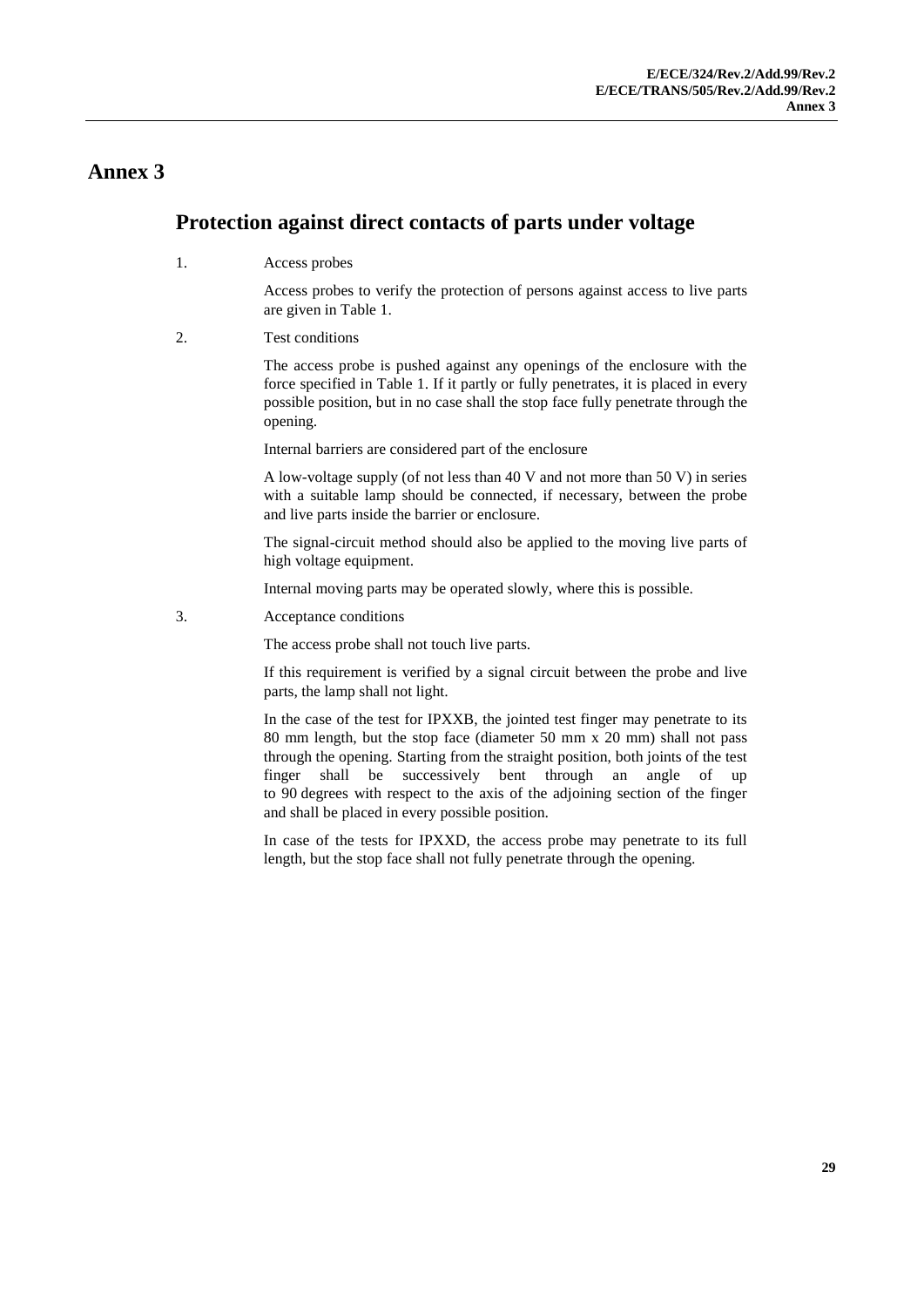# Annex 3

## Protection against direct contacts of parts under voltage

1. Access probes

   Access probes to verify the protection of persons against access to live parts are given in Table 1.

2. Test conditions

   The access probe is pushed against any openings of the enclosure with the force specified in Table 1. If it partly or fully penetrates, it is placed in every possible position, but in no case shall the stop face fully penetrate through the opening.

   Internal barriers are considered part of the enclosure

   A low-voltage supply (of not less than 40 V and not more than 50 V) in series with a suitable lamp should be connected, if necessary, between the probe and live parts inside the barrier or enclosure.

   The signal-circuit method should also be applied to the moving live parts of high voltage equipment.

   Internal moving parts may be operated slowly, where this is possible.

3. Acceptance conditions

   The access probe shall not touch live parts.

   If this requirement is verified by a signal circuit between the probe and live parts, the lamp shall not light.

   In the case of the test for IPXXB, the jointed test finger may penetrate to its 80 mm length, but the stop face (diameter 50 mm x 20 mm) shall not pass through the opening. Starting from the straight position, both joints of the test finger shall be successively bent through an angle of up to 90 degrees with respect to the axis of the adjoining section of the finger and shall be placed in every possible position.

   In case of the tests for IPXXD, the access probe may penetrate to its full length, but the stop face shall not fully penetrate through the opening.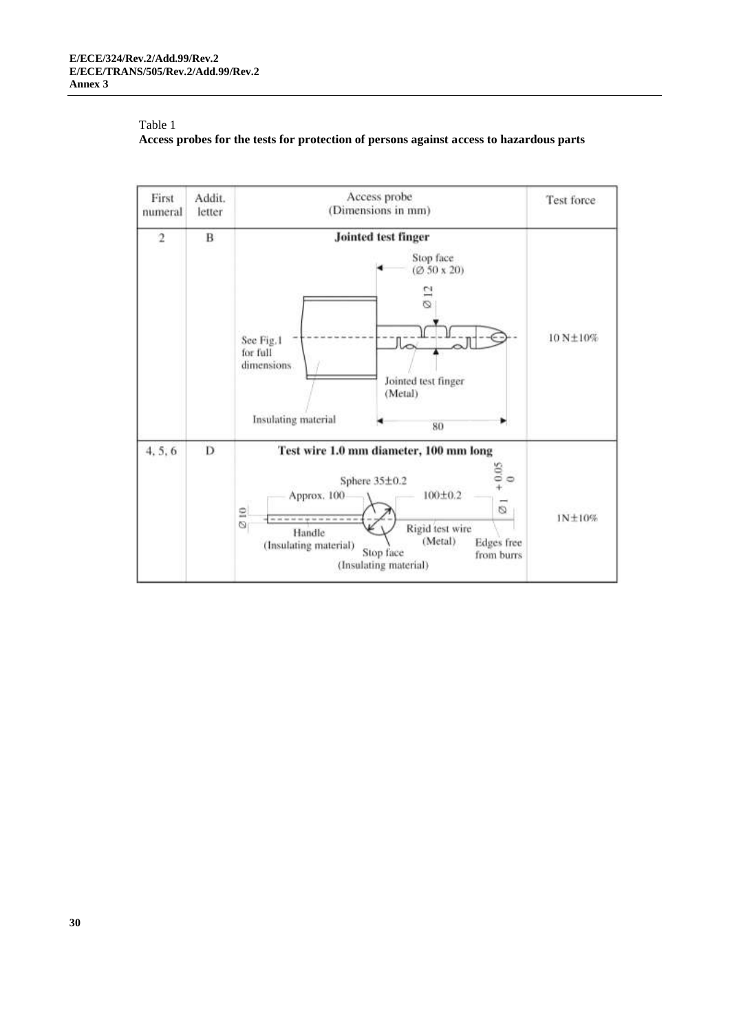Table 1

**Access probes for the tests for protection of persons against access to hazardous parts**

| First numeral | Addit. letter | Access probe (Dimensions in mm) | Test force |
|---|---|---|---|
| 2 | B | **Jointed test finger**<br>Stop face (Ø 50 x 20)<br>Ø 12<br>See Fig.1 for full dimensions<br>Jointed test finger (Metal)<br>Insulating material<br>80 | 10 N±10% |
| 4, 5, 6 | D | **Test wire 1.0 mm diameter, 100 mm long**<br>Sphere 35±0.2<br>Approx. 100<br>100±0.2<br>Ø 1 +0.05 0<br>Ø 10<br>Handle (Insulating material)<br>Rigid test wire (Metal)<br>Edges free from burrs<br>Stop face (Insulating material) | 1N±10% |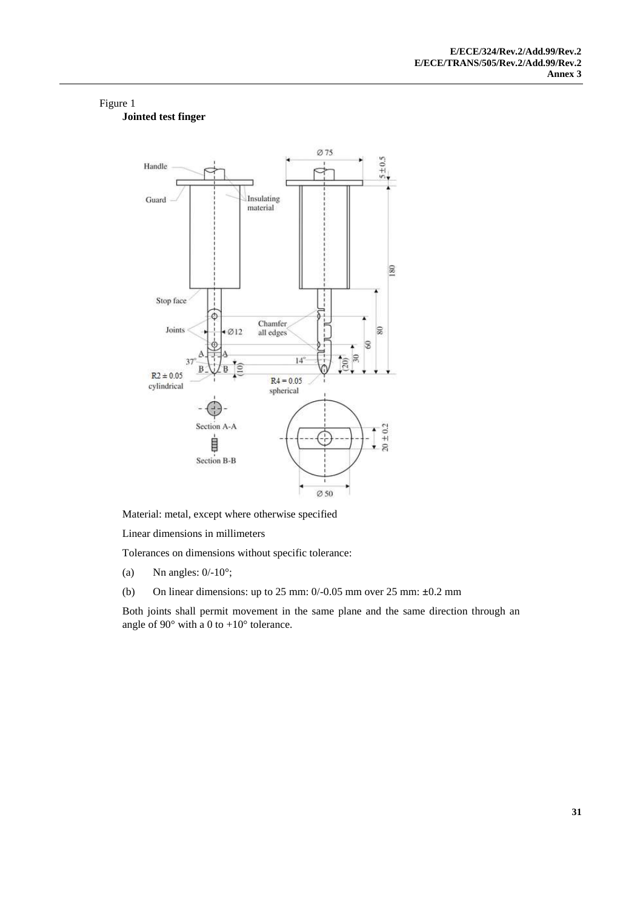Figure 1

**Jointed test finger**

Material: metal, except where otherwise specified

Linear dimensions in millimeters

Tolerances on dimensions without specific tolerance:

(a) Nn angles: 0/-10°;

(b) On linear dimensions: up to 25 mm: 0/-0.05 mm over 25 mm: ±0.2 mm

Both joints shall permit movement in the same plane and the same direction through an angle of 90° with a 0 to +10° tolerance.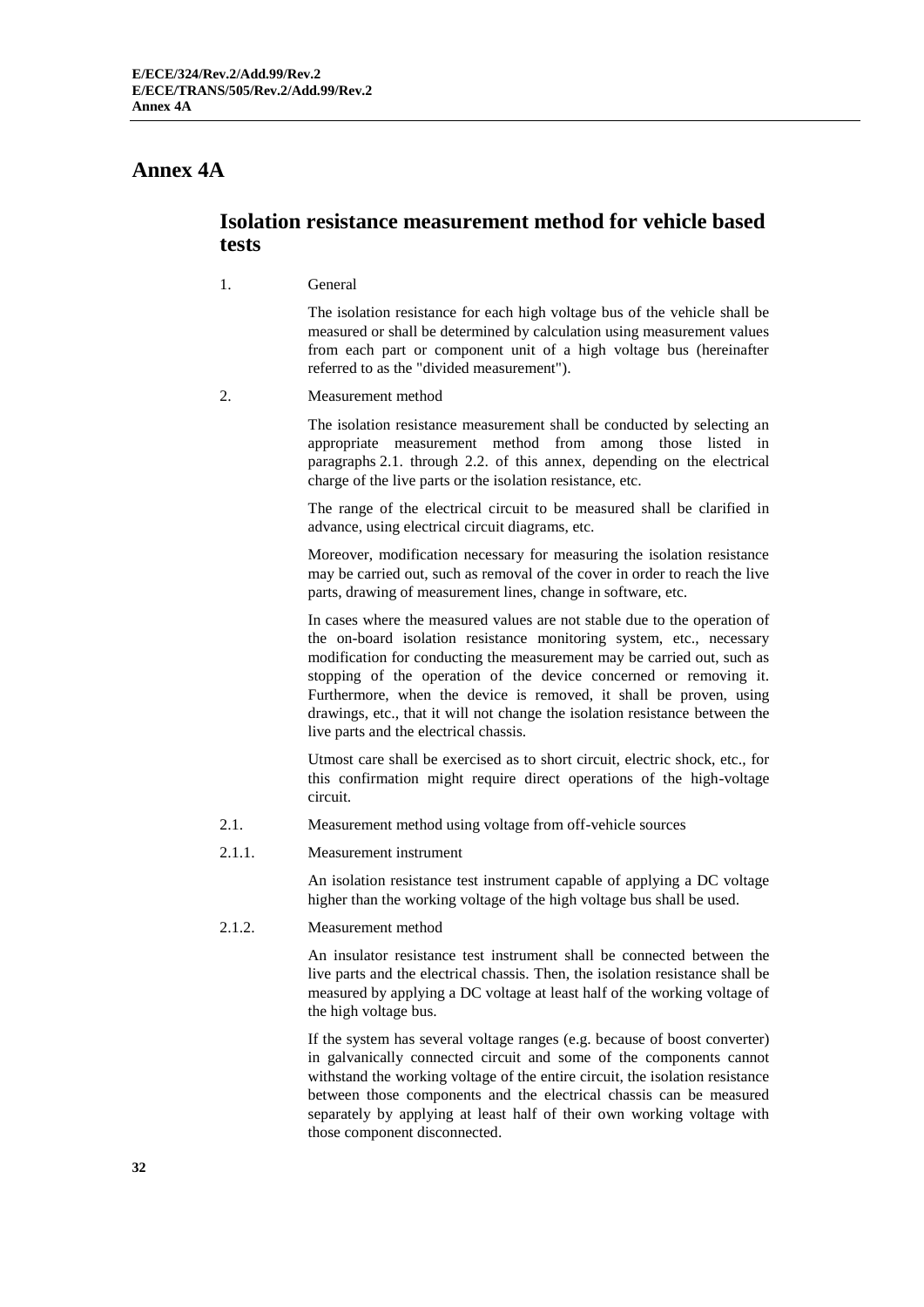# Annex 4A

## Isolation resistance measurement method for vehicle based tests

1. General

   The isolation resistance for each high voltage bus of the vehicle shall be measured or shall be determined by calculation using measurement values from each part or component unit of a high voltage bus (hereinafter referred to as the "divided measurement").

2. Measurement method

   The isolation resistance measurement shall be conducted by selecting an appropriate measurement method from among those listed in paragraphs 2.1. through 2.2. of this annex, depending on the electrical charge of the live parts or the isolation resistance, etc.

   The range of the electrical circuit to be measured shall be clarified in advance, using electrical circuit diagrams, etc.

   Moreover, modification necessary for measuring the isolation resistance may be carried out, such as removal of the cover in order to reach the live parts, drawing of measurement lines, change in software, etc.

   In cases where the measured values are not stable due to the operation of the on-board isolation resistance monitoring system, etc., necessary modification for conducting the measurement may be carried out, such as stopping of the operation of the device concerned or removing it. Furthermore, when the device is removed, it shall be proven, using drawings, etc., that it will not change the isolation resistance between the live parts and the electrical chassis.

   Utmost care shall be exercised as to short circuit, electric shock, etc., for this confirmation might require direct operations of the high-voltage circuit.

2.1. Measurement method using voltage from off-vehicle sources

2.1.1. Measurement instrument

   An isolation resistance test instrument capable of applying a DC voltage higher than the working voltage of the high voltage bus shall be used.

2.1.2. Measurement method

   An insulator resistance test instrument shall be connected between the live parts and the electrical chassis. Then, the isolation resistance shall be measured by applying a DC voltage at least half of the working voltage of the high voltage bus.

   If the system has several voltage ranges (e.g. because of boost converter) in galvanically connected circuit and some of the components cannot withstand the working voltage of the entire circuit, the isolation resistance between those components and the electrical chassis can be measured separately by applying at least half of their own working voltage with those component disconnected.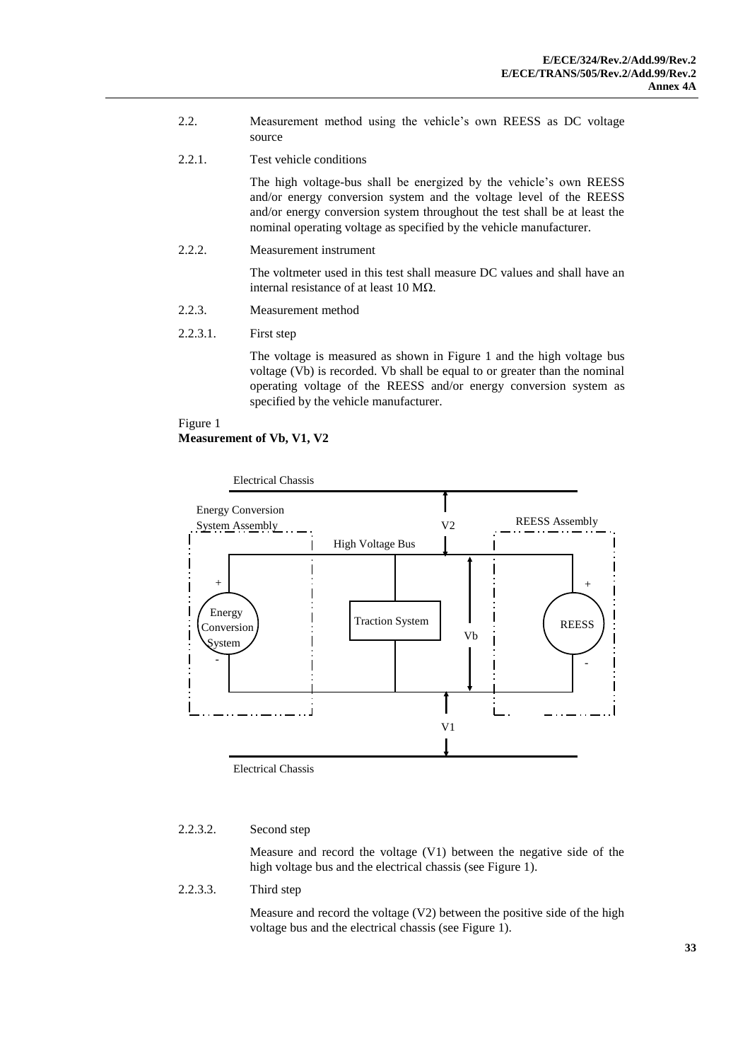2.2. Measurement method using the vehicle's own REESS as DC voltage source

2.2.1. Test vehicle conditions

The high voltage-bus shall be energized by the vehicle's own REESS and/or energy conversion system and the voltage level of the REESS and/or energy conversion system throughout the test shall be at least the nominal operating voltage as specified by the vehicle manufacturer.

2.2.2. Measurement instrument

The voltmeter used in this test shall measure DC values and shall have an internal resistance of at least 10 MΩ.

2.2.3. Measurement method

2.2.3.1. First step

The voltage is measured as shown in Figure 1 and the high voltage bus voltage (Vb) is recorded. Vb shall be equal to or greater than the nominal operating voltage of the REESS and/or energy conversion system as specified by the vehicle manufacturer.

Figure 1
**Measurement of Vb, V1, V2**

Electrical Chassis

Energy Conversion System Assembly

V2

REESS Assembly

High Voltage Bus

Energy Conversion System

Traction System

Vb

REESS

V1

Electrical Chassis

2.2.3.2. Second step

Measure and record the voltage (V1) between the negative side of the high voltage bus and the electrical chassis (see Figure 1).

2.2.3.3. Third step

Measure and record the voltage (V2) between the positive side of the high voltage bus and the electrical chassis (see Figure 1).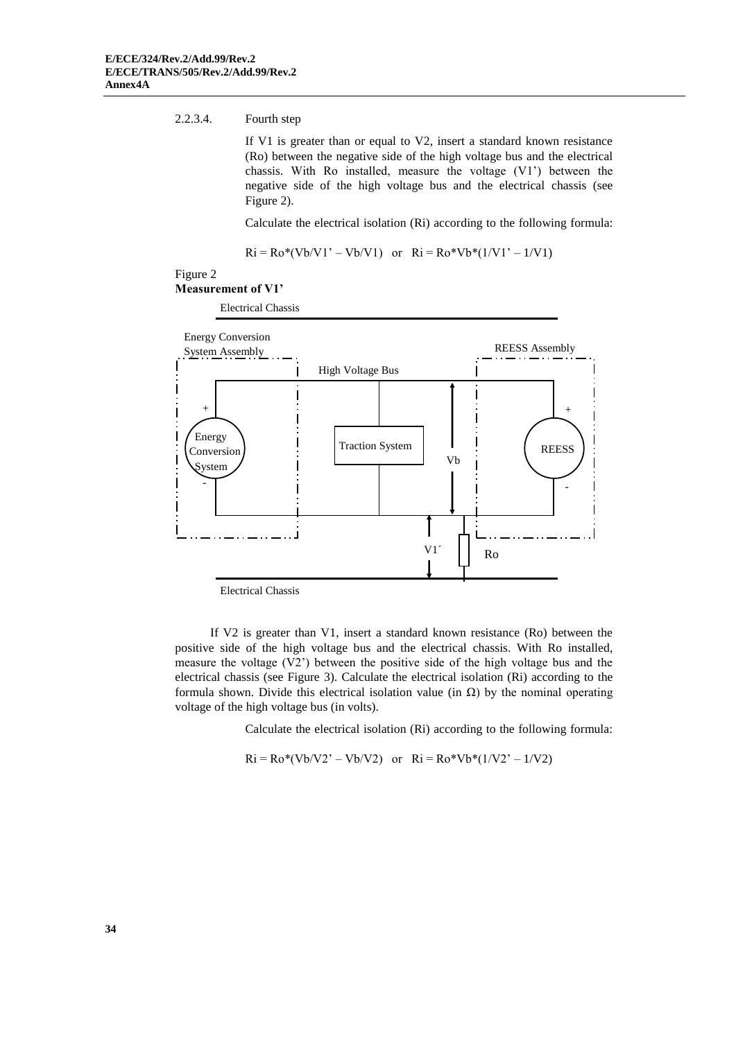2.2.3.4. Fourth step

If V1 is greater than or equal to V2, insert a standard known resistance (Ro) between the negative side of the high voltage bus and the electrical chassis. With Ro installed, measure the voltage (V1') between the negative side of the high voltage bus and the electrical chassis (see Figure 2).

Calculate the electrical isolation (Ri) according to the following formula:

$$Ri = Ro*(Vb/V1' - Vb/V1) \quad \text{or} \quad Ri = Ro*Vb*(1/V1' - 1/V1)$$

Figure 2

**Measurement of V1'**

Electrical Chassis

Energy Conversion System Assembly

REESS Assembly

High Voltage Bus

Energy Conversion System

Traction System

Vb

REESS

V1´

Ro

Electrical Chassis

If V2 is greater than V1, insert a standard known resistance (Ro) between the positive side of the high voltage bus and the electrical chassis. With Ro installed, measure the voltage (V2') between the positive side of the high voltage bus and the electrical chassis (see Figure 3). Calculate the electrical isolation (Ri) according to the formula shown. Divide this electrical isolation value (in Ω) by the nominal operating voltage of the high voltage bus (in volts).

Calculate the electrical isolation (Ri) according to the following formula:

$$Ri = Ro*(Vb/V2' - Vb/V2) \quad \text{or} \quad Ri = Ro*Vb*(1/V2' - 1/V2)$$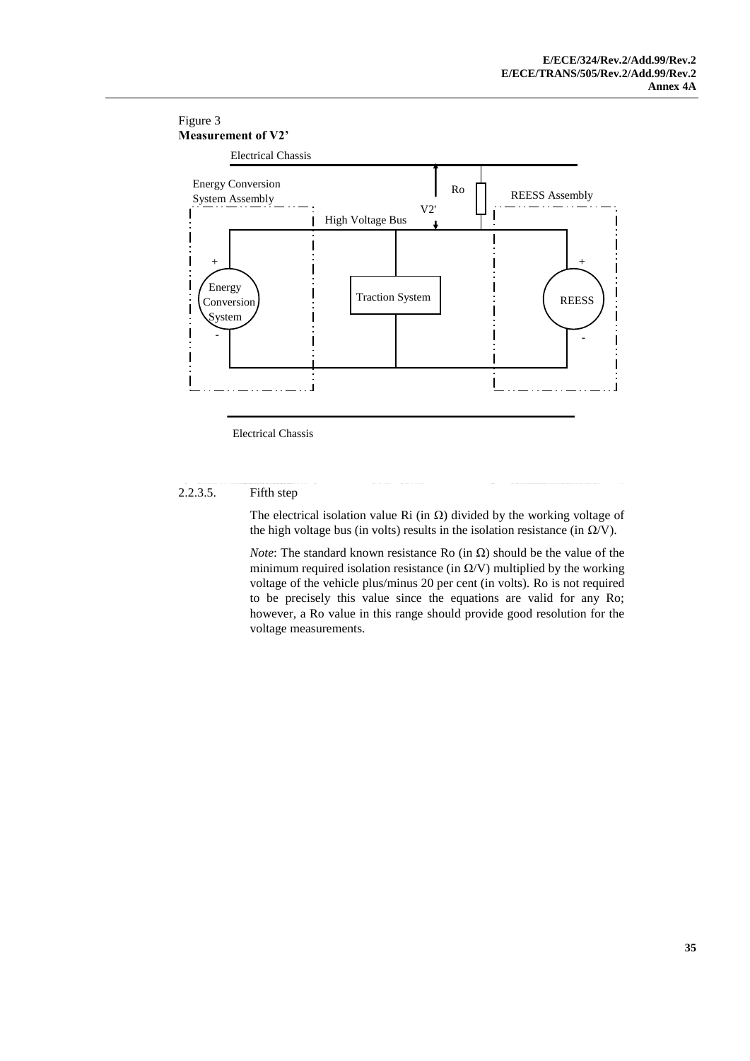Figure 3
**Measurement of V2'**

2.2.3.5. Fifth step

The electrical isolation value Ri (in Ω) divided by the working voltage of the high voltage bus (in volts) results in the isolation resistance (in Ω/V).

*Note*: The standard known resistance Ro (in Ω) should be the value of the minimum required isolation resistance (in Ω/V) multiplied by the working voltage of the vehicle plus/minus 20 per cent (in volts). Ro is not required to be precisely this value since the equations are valid for any Ro; however, a Ro value in this range should provide good resolution for the voltage measurements.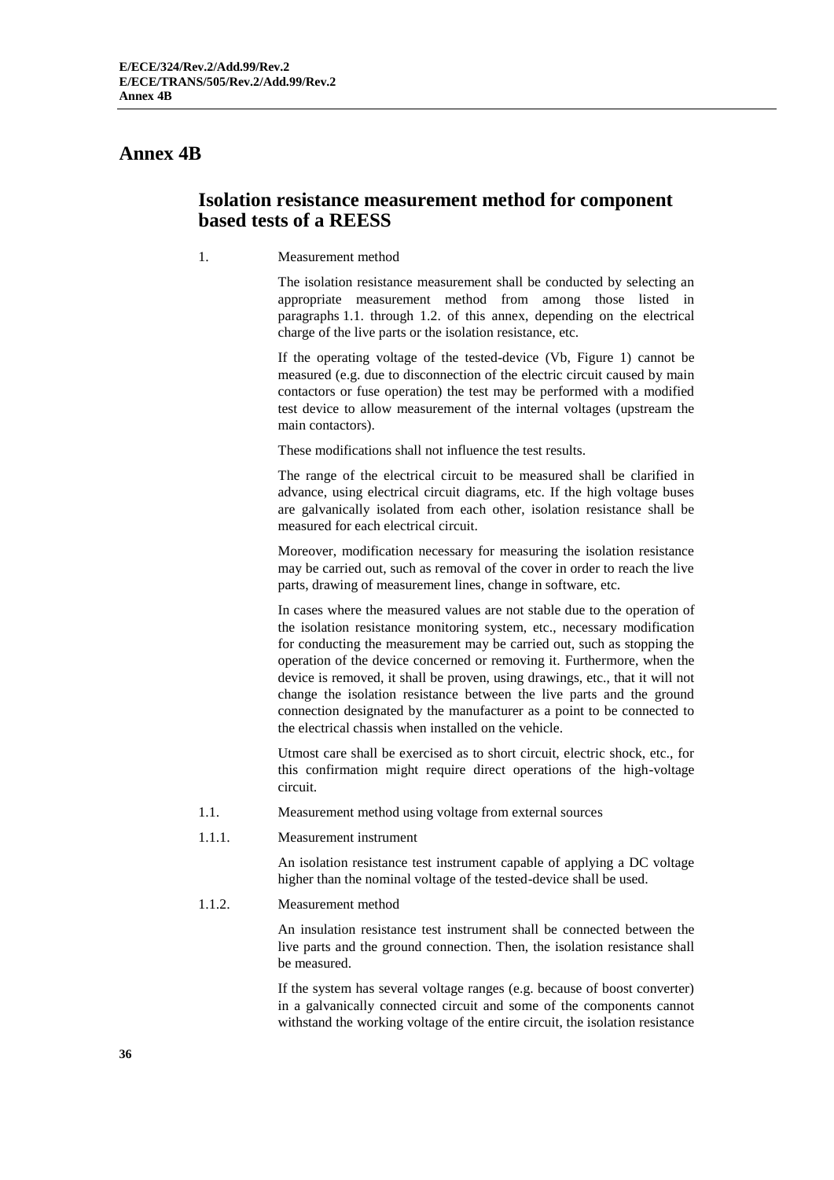# Annex 4B

## Isolation resistance measurement method for component based tests of a REESS

1. Measurement method

The isolation resistance measurement shall be conducted by selecting an appropriate measurement method from among those listed in paragraphs 1.1. through 1.2. of this annex, depending on the electrical charge of the live parts or the isolation resistance, etc.

If the operating voltage of the tested-device (Vb, Figure 1) cannot be measured (e.g. due to disconnection of the electric circuit caused by main contactors or fuse operation) the test may be performed with a modified test device to allow measurement of the internal voltages (upstream the main contactors).

These modifications shall not influence the test results.

The range of the electrical circuit to be measured shall be clarified in advance, using electrical circuit diagrams, etc. If the high voltage buses are galvanically isolated from each other, isolation resistance shall be measured for each electrical circuit.

Moreover, modification necessary for measuring the isolation resistance may be carried out, such as removal of the cover in order to reach the live parts, drawing of measurement lines, change in software, etc.

In cases where the measured values are not stable due to the operation of the isolation resistance monitoring system, etc., necessary modification for conducting the measurement may be carried out, such as stopping the operation of the device concerned or removing it. Furthermore, when the device is removed, it shall be proven, using drawings, etc., that it will not change the isolation resistance between the live parts and the ground connection designated by the manufacturer as a point to be connected to the electrical chassis when installed on the vehicle.

Utmost care shall be exercised as to short circuit, electric shock, etc., for this confirmation might require direct operations of the high-voltage circuit.

1.1. Measurement method using voltage from external sources

1.1.1. Measurement instrument

An isolation resistance test instrument capable of applying a DC voltage higher than the nominal voltage of the tested-device shall be used.

1.1.2. Measurement method

An insulation resistance test instrument shall be connected between the live parts and the ground connection. Then, the isolation resistance shall be measured.

If the system has several voltage ranges (e.g. because of boost converter) in a galvanically connected circuit and some of the components cannot withstand the working voltage of the entire circuit, the isolation resistance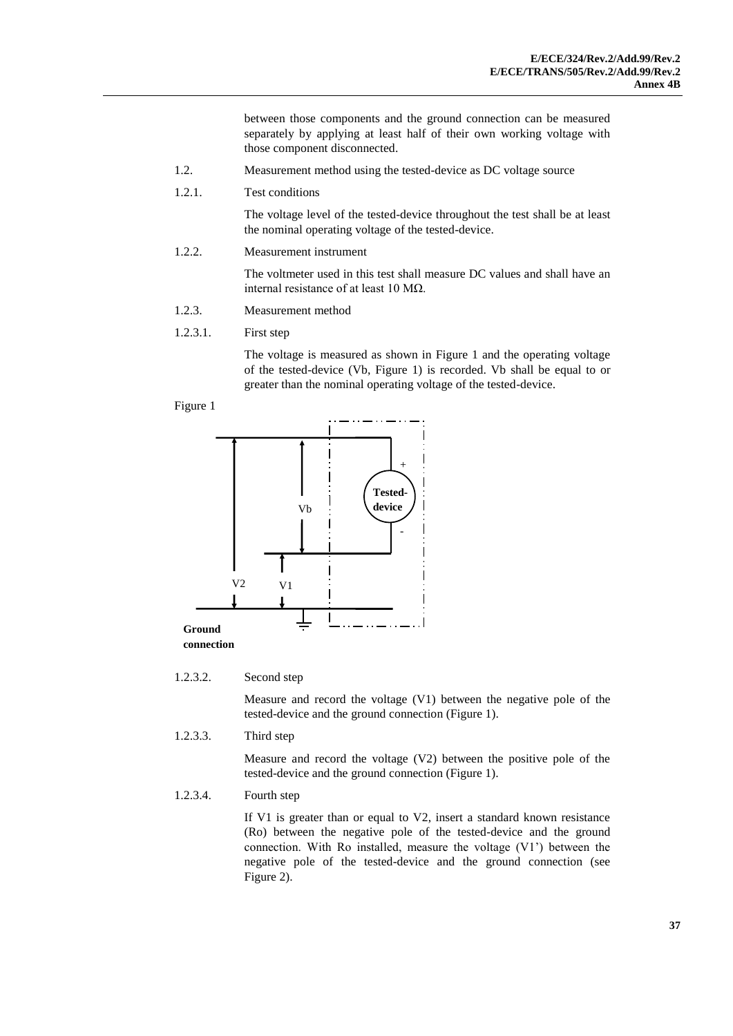between those components and the ground connection can be measured separately by applying at least half of their own working voltage with those component disconnected.

1.2. Measurement method using the tested-device as DC voltage source

1.2.1. Test conditions

The voltage level of the tested-device throughout the test shall be at least the nominal operating voltage of the tested-device.

1.2.2. Measurement instrument

The voltmeter used in this test shall measure DC values and shall have an internal resistance of at least 10 MΩ.

1.2.3. Measurement method

1.2.3.1. First step

The voltage is measured as shown in Figure 1 and the operating voltage of the tested-device (Vb, Figure 1) is recorded. Vb shall be equal to or greater than the nominal operating voltage of the tested-device.

Figure 1

1.2.3.2. Second step

Measure and record the voltage (V1) between the negative pole of the tested-device and the ground connection (Figure 1).

1.2.3.3. Third step

Measure and record the voltage (V2) between the positive pole of the tested-device and the ground connection (Figure 1).

1.2.3.4. Fourth step

If V1 is greater than or equal to V2, insert a standard known resistance (Ro) between the negative pole of the tested-device and the ground connection. With Ro installed, measure the voltage (V1') between the negative pole of the tested-device and the ground connection (see Figure 2).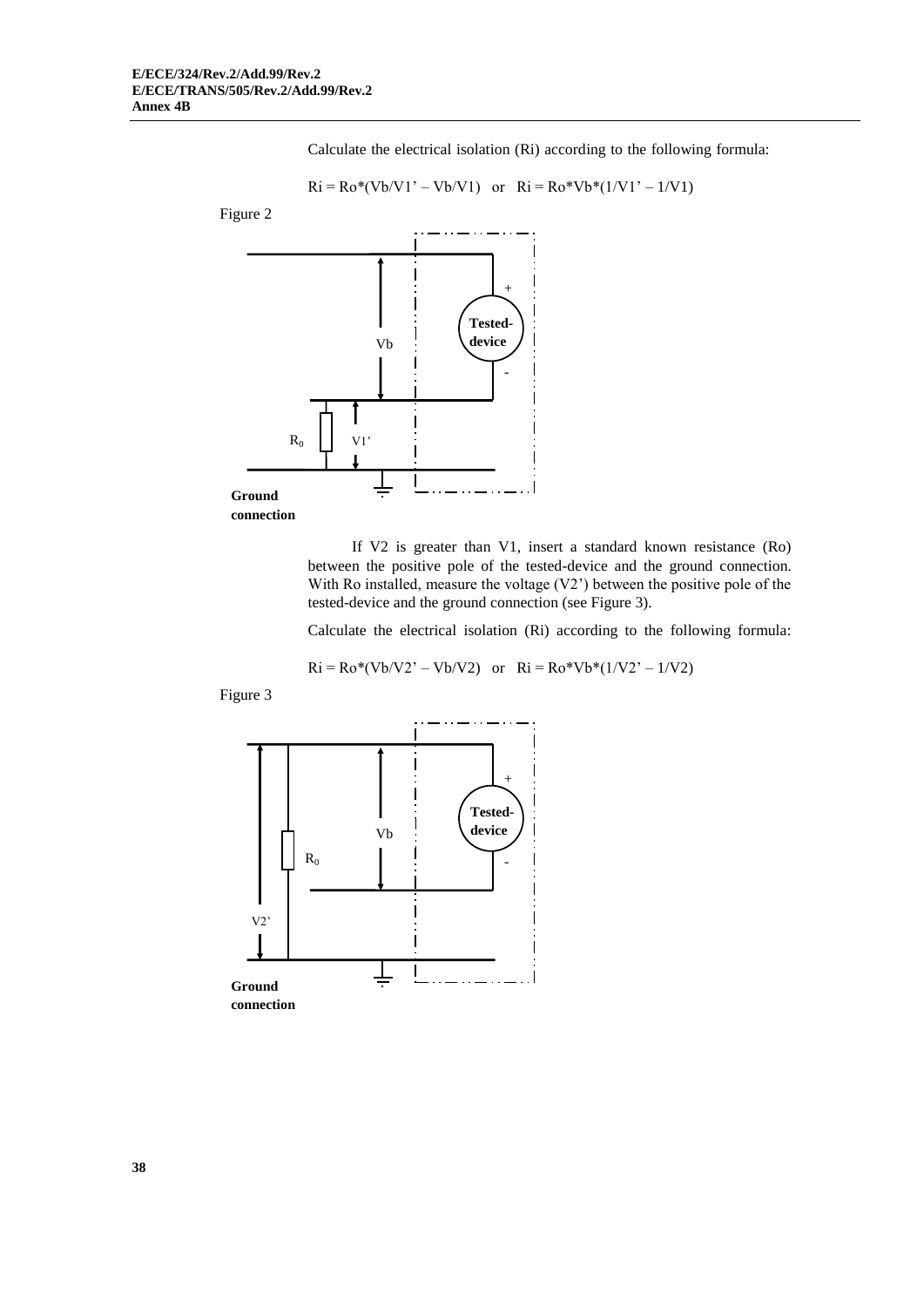Calculate the electrical isolation (Ri) according to the following formula:

$Ri = Ro*(Vb/V1' – Vb/V1)$ or $Ri = Ro*Vb*(1/V1' – 1/V1)$

Figure 2

If V2 is greater than V1, insert a standard known resistance (Ro) between the positive pole of the tested-device and the ground connection. With Ro installed, measure the voltage (V2') between the positive pole of the tested-device and the ground connection (see Figure 3).

Calculate the electrical isolation (Ri) according to the following formula:

$Ri = Ro*(Vb/V2' – Vb/V2)$ or $Ri = Ro*Vb*(1/V2' – 1/V2)$

Figure 3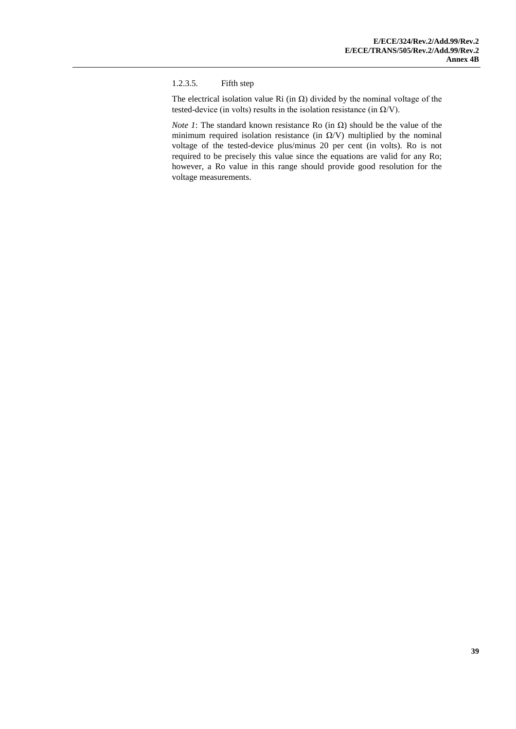1.2.3.5. Fifth step

The electrical isolation value Ri (in Ω) divided by the nominal voltage of the tested-device (in volts) results in the isolation resistance (in Ω/V).

*Note 1*: The standard known resistance Ro (in Ω) should be the value of the minimum required isolation resistance (in Ω/V) multiplied by the nominal voltage of the tested-device plus/minus 20 per cent (in volts). Ro is not required to be precisely this value since the equations are valid for any Ro; however, a Ro value in this range should provide good resolution for the voltage measurements.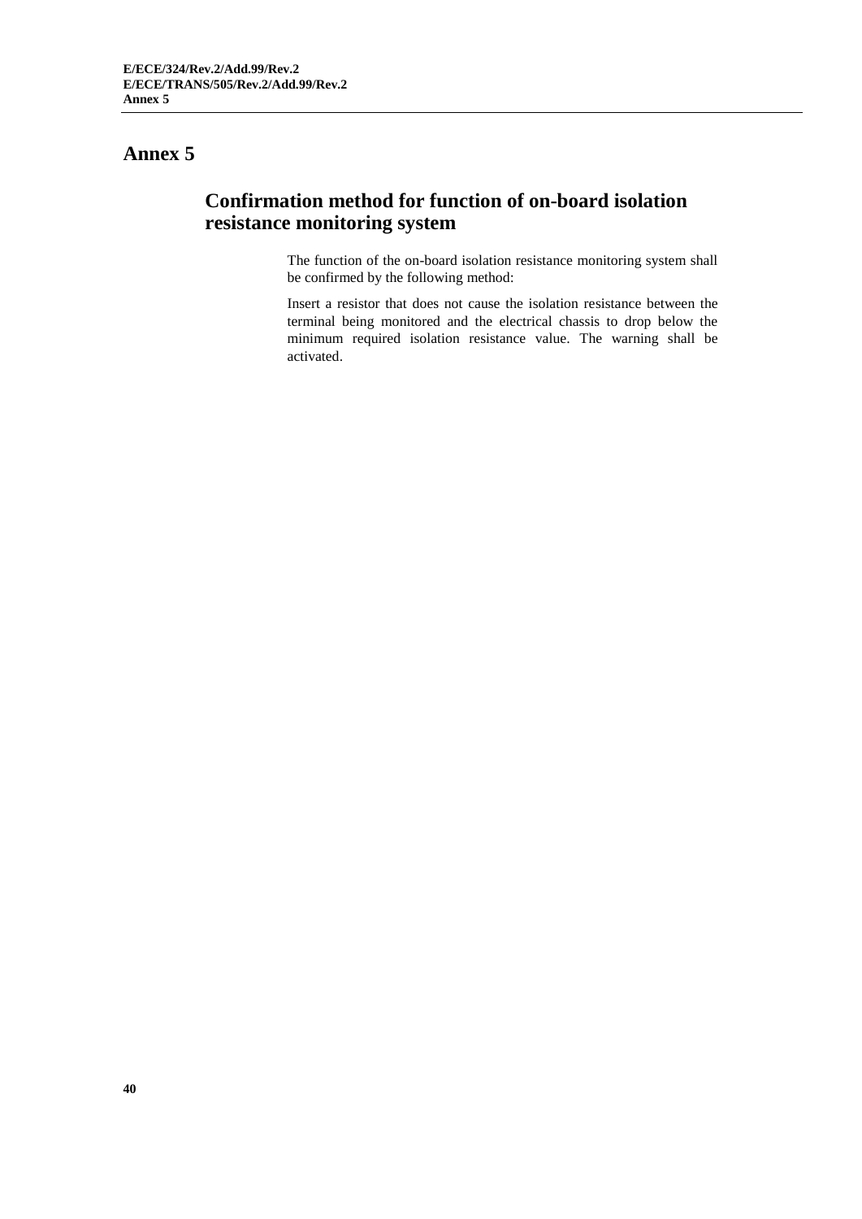# Annex 5

## Confirmation method for function of on-board isolation resistance monitoring system

The function of the on-board isolation resistance monitoring system shall be confirmed by the following method:

Insert a resistor that does not cause the isolation resistance between the terminal being monitored and the electrical chassis to drop below the minimum required isolation resistance value. The warning shall be activated.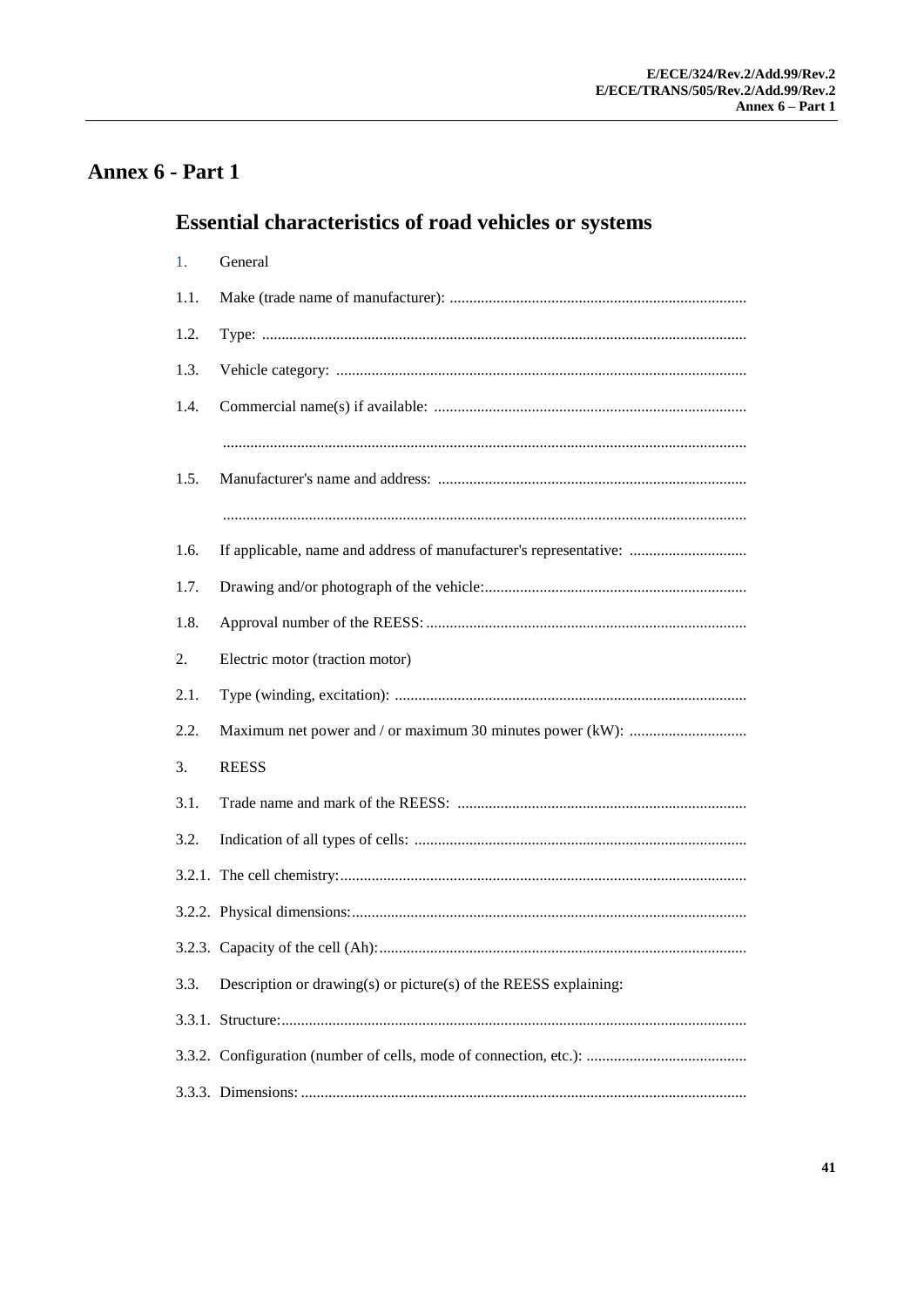# Annex 6 - Part 1

## Essential characteristics of road vehicles or systems

1. General

1.1. Make (trade name of manufacturer): ..........................................................................

1.2. Type: ..........................................................................................................................

1.3. Vehicle category: .......................................................................................................

1.4. Commercial name(s) if available: ...............................................................................

....................................................................................................................................

1.5. Manufacturer's name and address: ..............................................................................

....................................................................................................................................

1.6. If applicable, name and address of manufacturer's representative: ..............................

1.7. Drawing and/or photograph of the vehicle:..................................................................

1.8. Approval number of the REESS: .................................................................................

2. Electric motor (traction motor)

2.1. Type (winding, excitation): .........................................................................................

2.2. Maximum net power and / or maximum 30 minutes power (kW): ..............................

3. REESS

3.1. Trade name and mark of the REESS: .........................................................................

3.2. Indication of all types of cells: ....................................................................................

3.2.1. The cell chemistry:.......................................................................................................

3.2.2. Physical dimensions:....................................................................................................

3.2.3. Capacity of the cell (Ah):.............................................................................................

3.3. Description or drawing(s) or picture(s) of the REESS explaining:

3.3.1. Structure:.....................................................................................................................

3.3.2. Configuration (number of cells, mode of connection, etc.): ........................................

3.3.3. Dimensions: ................................................................................................................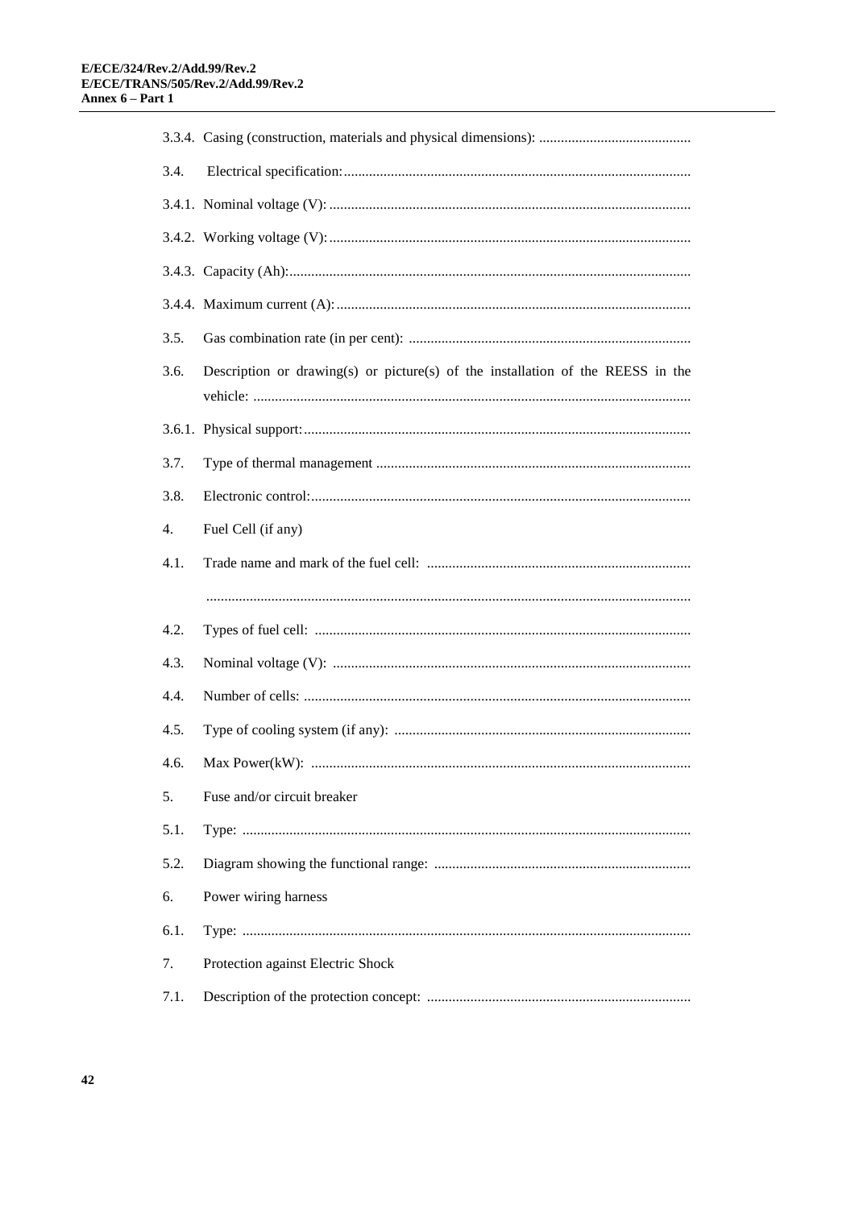3.3.4. Casing (construction, materials and physical dimensions): ..........................................

3.4. Electrical specification:...............................................................................................

3.4.1. Nominal voltage (V): ...................................................................................................

3.4.2. Working voltage (V): ...................................................................................................

3.4.3. Capacity (Ah): ..............................................................................................................

3.4.4. Maximum current (A): .................................................................................................

3.5. Gas combination rate (in per cent): .............................................................................

3.6. Description or drawing(s) or picture(s) of the installation of the REESS in the vehicle: ........................................................................................................................

3.6.1. Physical support: ..........................................................................................................

3.7. Type of thermal management ......................................................................................

3.8. Electronic control: ........................................................................................................

4. Fuel Cell (if any)

4.1. Trade name and mark of the fuel cell: ........................................................................

....................................................................................................................................

4.2. Types of fuel cell: .......................................................................................................

4.3. Nominal voltage (V): ..................................................................................................

4.4. Number of cells: ..........................................................................................................

4.5. Type of cooling system (if any): .................................................................................

4.6. Max Power(kW): ........................................................................................................

5. Fuse and/or circuit breaker

5.1. Type: ...........................................................................................................................

5.2. Diagram showing the functional range: ......................................................................

6. Power wiring harness

6.1. Type: ...........................................................................................................................

7. Protection against Electric Shock

7.1. Description of the protection concept: ........................................................................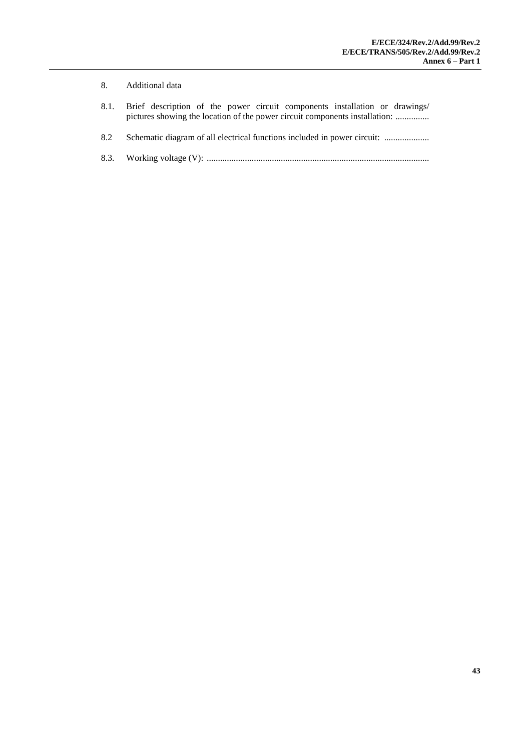8. Additional data

8.1. Brief description of the power circuit components installation or drawings/ pictures showing the location of the power circuit components installation: ...............

8.2 Schematic diagram of all electrical functions included in power circuit: ....................

8.3. Working voltage (V): ..................................................................................................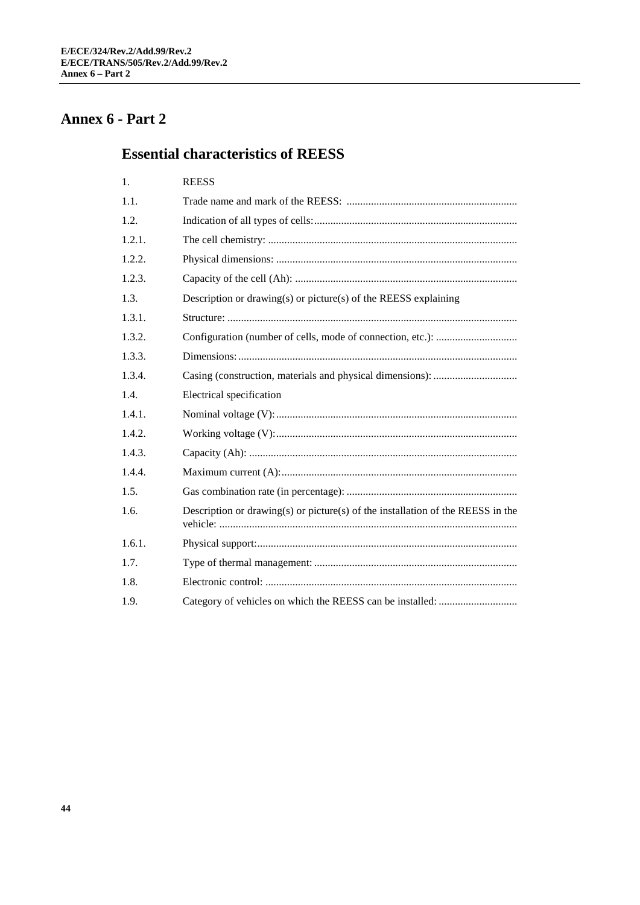# Annex 6 - Part 2

## Essential characteristics of REESS

1. REESS

1.1. Trade name and mark of the REESS: ..............................................................

1.2. Indication of all types of cells:..........................................................................

1.2.1. The cell chemistry: ..........................................................................................

1.2.2. Physical dimensions: ........................................................................................

1.2.3. Capacity of the cell (Ah): .................................................................................

1.3. Description or drawing(s) or picture(s) of the REESS explaining

1.3.1. Structure: ..........................................................................................................

1.3.2. Configuration (number of cells, mode of connection, etc.): .............................

1.3.3. Dimensions: ......................................................................................................

1.3.4. Casing (construction, materials and physical dimensions): ...............................

1.4. Electrical specification

1.4.1. Nominal voltage (V): ........................................................................................

1.4.2. Working voltage (V): ........................................................................................

1.4.3. Capacity (Ah): ..................................................................................................

1.4.4. Maximum current (A): ......................................................................................

1.5. Gas combination rate (in percentage): ..............................................................

1.6. Description or drawing(s) or picture(s) of the installation of the REESS in the vehicle: ............................................................................................................

1.6.1. Physical support: ...............................................................................................

1.7. Type of thermal management: ..........................................................................

1.8. Electronic control: ............................................................................................

1.9. Category of vehicles on which the REESS can be installed: ............................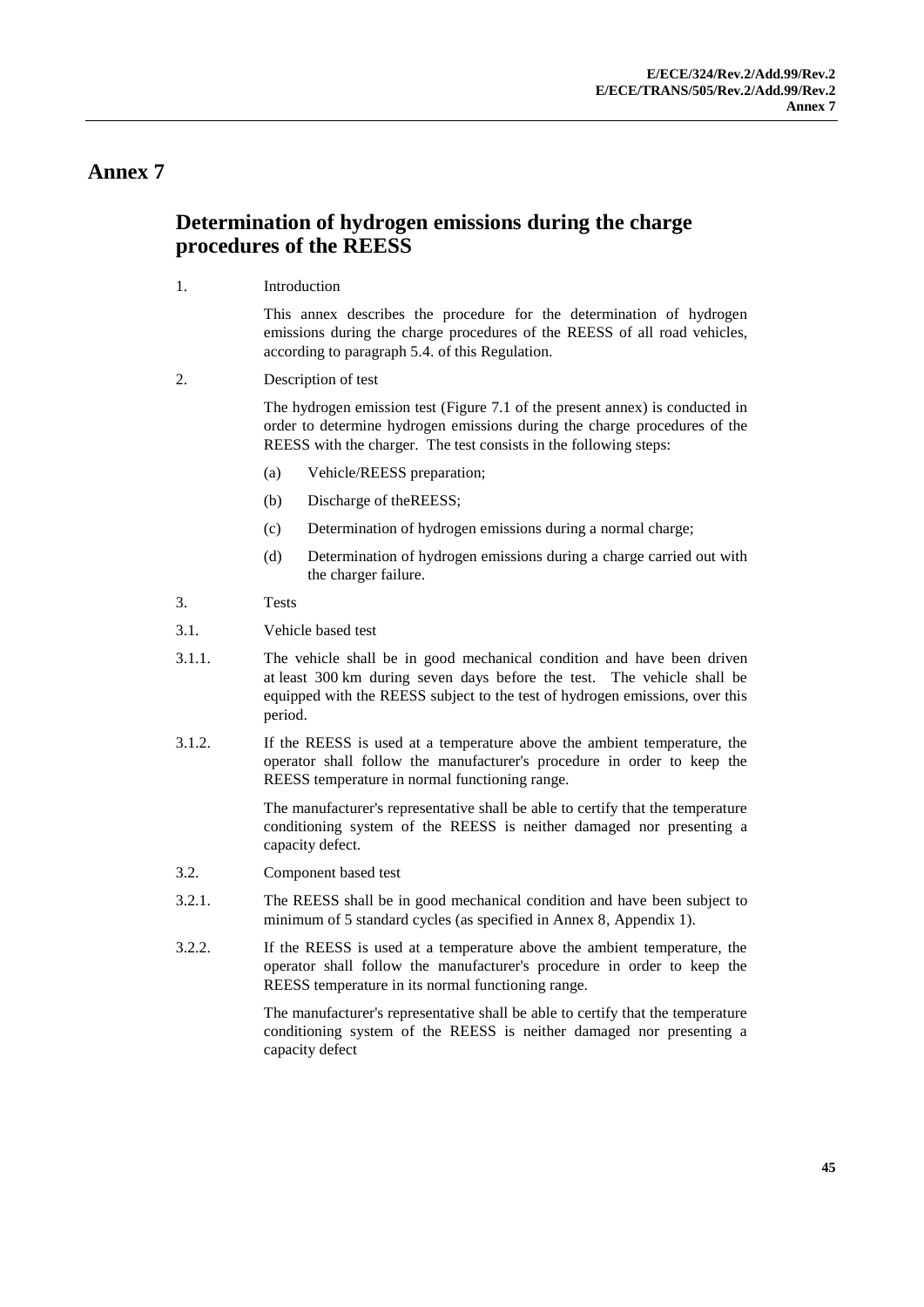# Annex 7

## Determination of hydrogen emissions during the charge procedures of the REESS

1. Introduction

   This annex describes the procedure for the determination of hydrogen emissions during the charge procedures of the REESS of all road vehicles, according to paragraph 5.4. of this Regulation.

2. Description of test

   The hydrogen emission test (Figure 7.1 of the present annex) is conducted in order to determine hydrogen emissions during the charge procedures of the REESS with the charger. The test consists in the following steps:

   (a) Vehicle/REESS preparation;

   (b) Discharge of theREESS;

   (c) Determination of hydrogen emissions during a normal charge;

   (d) Determination of hydrogen emissions during a charge carried out with the charger failure.

3. Tests

3.1. Vehicle based test

3.1.1. The vehicle shall be in good mechanical condition and have been driven at least 300 km during seven days before the test. The vehicle shall be equipped with the REESS subject to the test of hydrogen emissions, over this period.

3.1.2. If the REESS is used at a temperature above the ambient temperature, the operator shall follow the manufacturer's procedure in order to keep the REESS temperature in normal functioning range.

   The manufacturer's representative shall be able to certify that the temperature conditioning system of the REESS is neither damaged nor presenting a capacity defect.

3.2. Component based test

3.2.1. The REESS shall be in good mechanical condition and have been subject to minimum of 5 standard cycles (as specified in Annex 8, Appendix 1).

3.2.2. If the REESS is used at a temperature above the ambient temperature, the operator shall follow the manufacturer's procedure in order to keep the REESS temperature in its normal functioning range.

   The manufacturer's representative shall be able to certify that the temperature conditioning system of the REESS is neither damaged nor presenting a capacity defect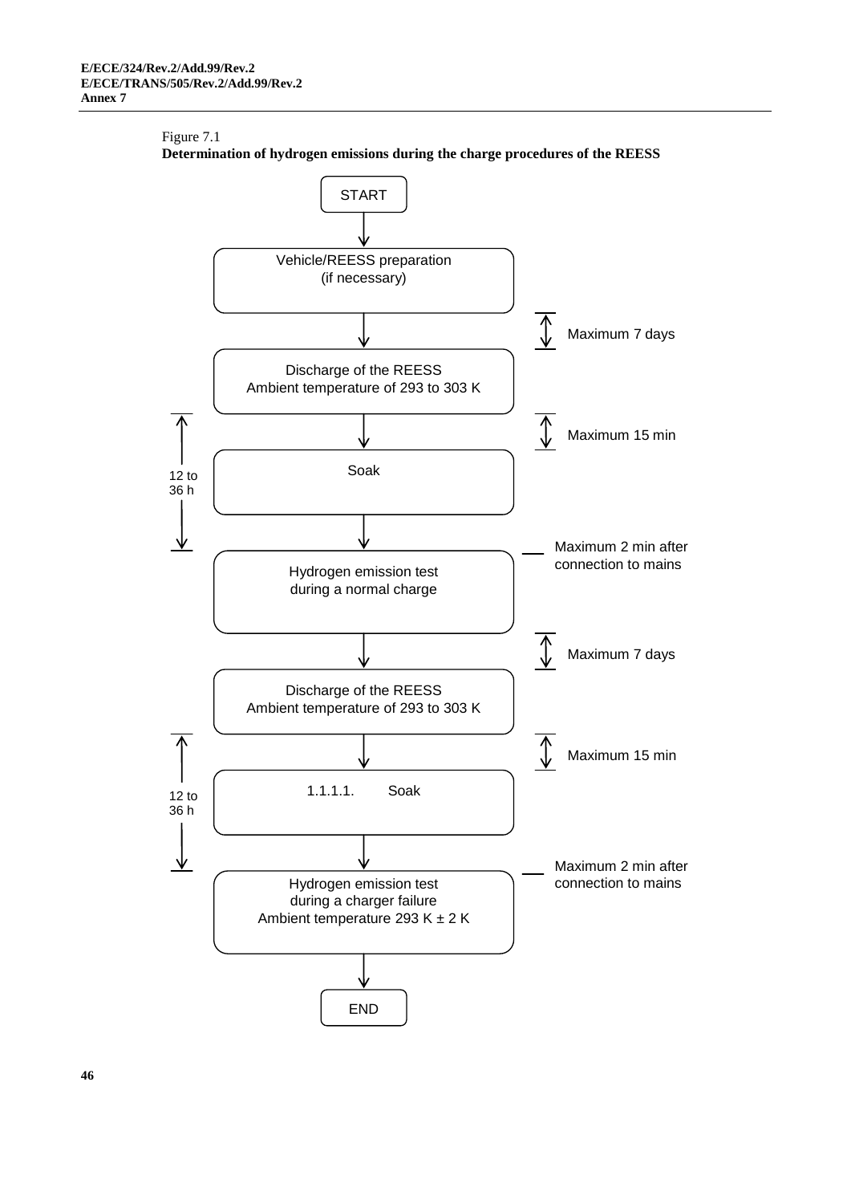Figure 7.1

**Determination of hydrogen emissions during the charge procedures of the REESS**

START

↓

Vehicle/REESS preparation (if necessary)

↓ *Maximum 7 days*

Discharge of the REESS
Ambient temperature of 293 to 303 K

↓ *Maximum 15 min*

Soak *(12 to 36 h)*

↓ *Maximum 2 min after connection to mains*

Hydrogen emission test during a normal charge

↓ *Maximum 7 days*

Discharge of the REESS
Ambient temperature of 293 to 303 K

↓ *Maximum 15 min*

1.1.1.1. Soak *(12 to 36 h)*

↓ *Maximum 2 min after connection to mains*

Hydrogen emission test during a charger failure
Ambient temperature 293 K ± 2 K

↓

END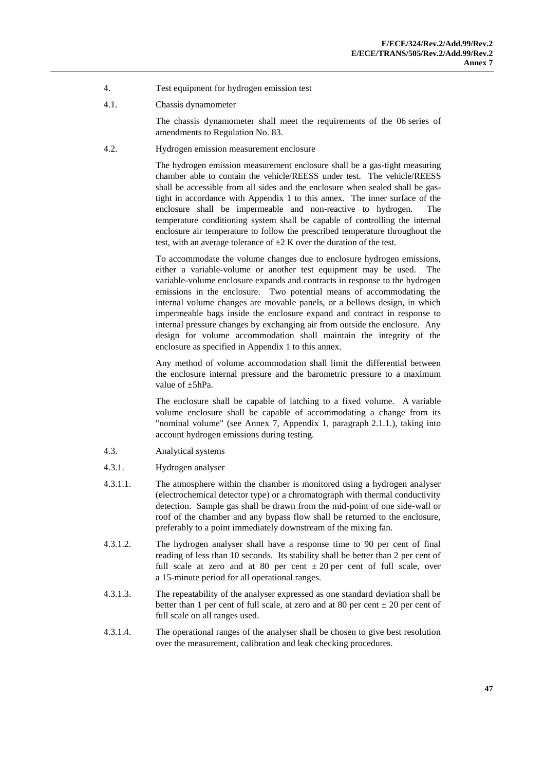4. Test equipment for hydrogen emission test

4.1. Chassis dynamometer

The chassis dynamometer shall meet the requirements of the 06 series of amendments to Regulation No. 83.

4.2. Hydrogen emission measurement enclosure

The hydrogen emission measurement enclosure shall be a gas-tight measuring chamber able to contain the vehicle/REESS under test. The vehicle/REESS shall be accessible from all sides and the enclosure when sealed shall be gas-tight in accordance with Appendix 1 to this annex. The inner surface of the enclosure shall be impermeable and non-reactive to hydrogen. The temperature conditioning system shall be capable of controlling the internal enclosure air temperature to follow the prescribed temperature throughout the test, with an average tolerance of ±2 K over the duration of the test.

To accommodate the volume changes due to enclosure hydrogen emissions, either a variable-volume or another test equipment may be used. The variable-volume enclosure expands and contracts in response to the hydrogen emissions in the enclosure. Two potential means of accommodating the internal volume changes are movable panels, or a bellows design, in which impermeable bags inside the enclosure expand and contract in response to internal pressure changes by exchanging air from outside the enclosure. Any design for volume accommodation shall maintain the integrity of the enclosure as specified in Appendix 1 to this annex.

Any method of volume accommodation shall limit the differential between the enclosure internal pressure and the barometric pressure to a maximum value of ±5hPa.

The enclosure shall be capable of latching to a fixed volume. A variable volume enclosure shall be capable of accommodating a change from its "nominal volume" (see Annex 7, Appendix 1, paragraph 2.1.1.), taking into account hydrogen emissions during testing.

4.3. Analytical systems

4.3.1. Hydrogen analyser

4.3.1.1. The atmosphere within the chamber is monitored using a hydrogen analyser (electrochemical detector type) or a chromatograph with thermal conductivity detection. Sample gas shall be drawn from the mid-point of one side-wall or roof of the chamber and any bypass flow shall be returned to the enclosure, preferably to a point immediately downstream of the mixing fan.

4.3.1.2. The hydrogen analyser shall have a response time to 90 per cent of final reading of less than 10 seconds. Its stability shall be better than 2 per cent of full scale at zero and at 80 per cent ± 20 per cent of full scale, over a 15-minute period for all operational ranges.

4.3.1.3. The repeatability of the analyser expressed as one standard deviation shall be better than 1 per cent of full scale, at zero and at 80 per cent ± 20 per cent of full scale on all ranges used.

4.3.1.4. The operational ranges of the analyser shall be chosen to give best resolution over the measurement, calibration and leak checking procedures.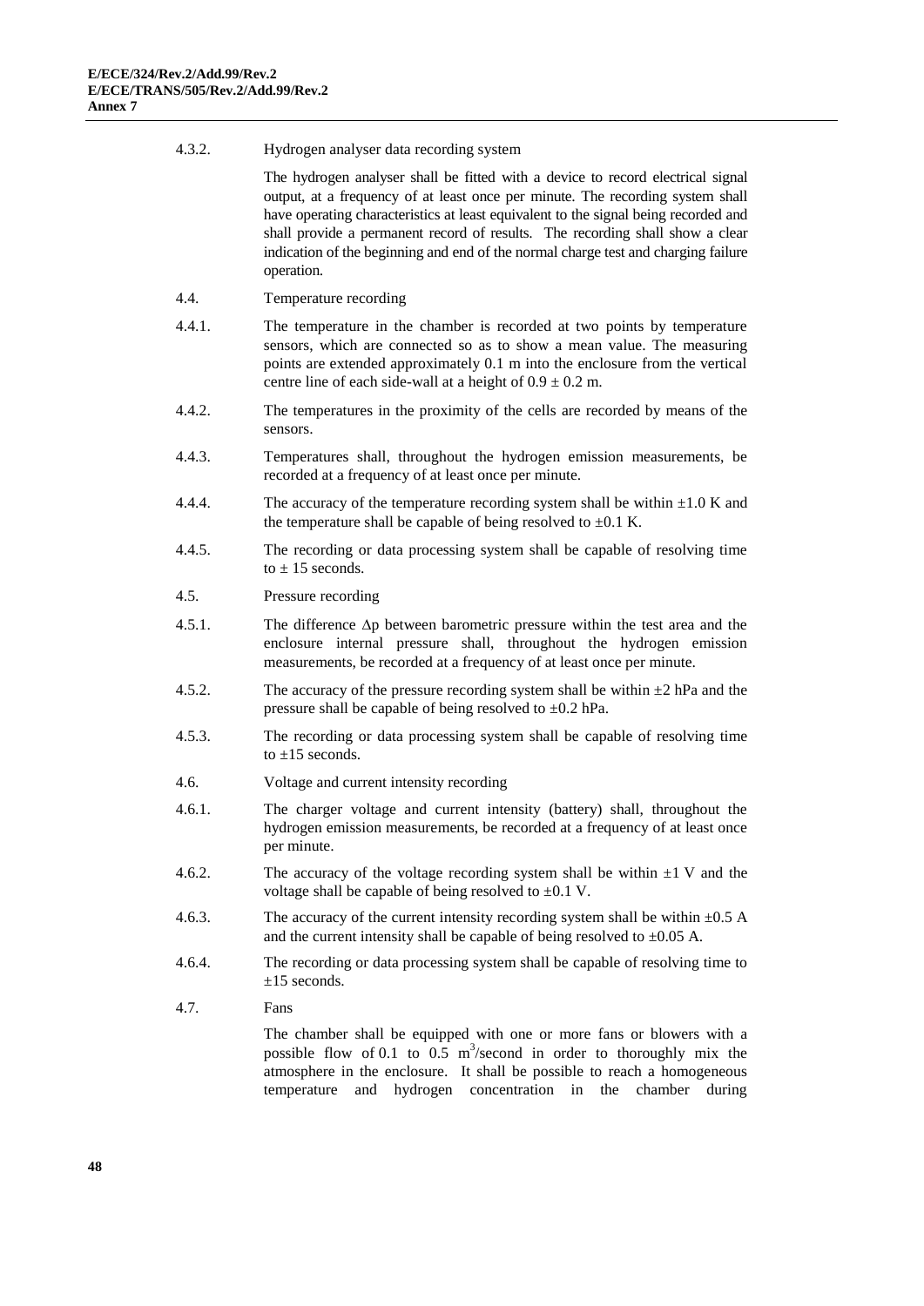4.3.2. Hydrogen analyser data recording system

The hydrogen analyser shall be fitted with a device to record electrical signal output, at a frequency of at least once per minute. The recording system shall have operating characteristics at least equivalent to the signal being recorded and shall provide a permanent record of results. The recording shall show a clear indication of the beginning and end of the normal charge test and charging failure operation.

4.4. Temperature recording

4.4.1. The temperature in the chamber is recorded at two points by temperature sensors, which are connected so as to show a mean value. The measuring points are extended approximately 0.1 m into the enclosure from the vertical centre line of each side-wall at a height of $0.9 \pm 0.2$ m.

4.4.2. The temperatures in the proximity of the cells are recorded by means of the sensors.

4.4.3. Temperatures shall, throughout the hydrogen emission measurements, be recorded at a frequency of at least once per minute.

4.4.4. The accuracy of the temperature recording system shall be within $\pm 1.0$ K and the temperature shall be capable of being resolved to $\pm 0.1$ K.

4.4.5. The recording or data processing system shall be capable of resolving time to $\pm$ 15 seconds.

4.5. Pressure recording

4.5.1. The difference $\Delta p$ between barometric pressure within the test area and the enclosure internal pressure shall, throughout the hydrogen emission measurements, be recorded at a frequency of at least once per minute.

4.5.2. The accuracy of the pressure recording system shall be within $\pm 2$ hPa and the pressure shall be capable of being resolved to $\pm 0.2$ hPa.

4.5.3. The recording or data processing system shall be capable of resolving time to $\pm 15$ seconds.

4.6. Voltage and current intensity recording

4.6.1. The charger voltage and current intensity (battery) shall, throughout the hydrogen emission measurements, be recorded at a frequency of at least once per minute.

4.6.2. The accuracy of the voltage recording system shall be within $\pm 1$ V and the voltage shall be capable of being resolved to $\pm 0.1$ V.

4.6.3. The accuracy of the current intensity recording system shall be within $\pm 0.5$ A and the current intensity shall be capable of being resolved to $\pm 0.05$ A.

4.6.4. The recording or data processing system shall be capable of resolving time to $\pm 15$ seconds.

4.7. Fans

The chamber shall be equipped with one or more fans or blowers with a possible flow of 0.1 to 0.5 $m^3$/second in order to thoroughly mix the atmosphere in the enclosure. It shall be possible to reach a homogeneous temperature and hydrogen concentration in the chamber during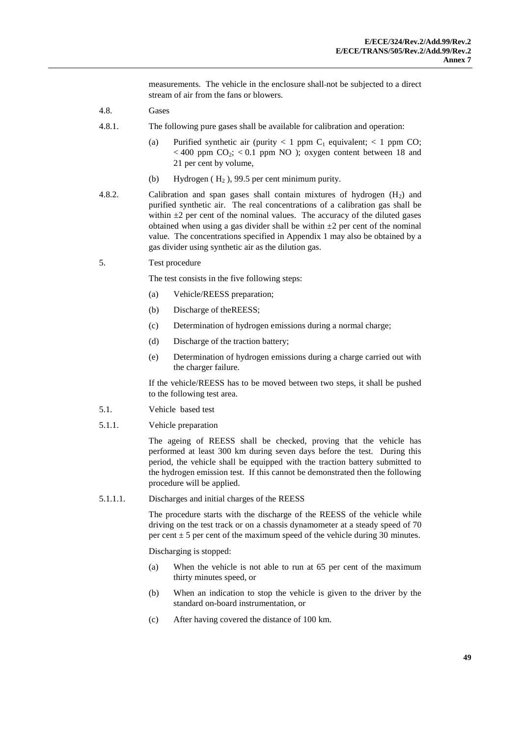measurements. The vehicle in the enclosure shall not be subjected to a direct stream of air from the fans or blowers.

4.8. Gases

4.8.1. The following pure gases shall be available for calibration and operation:

(a) Purified synthetic air (purity < 1 ppm $C_1$ equivalent; < 1 ppm CO; < 400 ppm $CO_2$; < 0.1 ppm NO ); oxygen content between 18 and 21 per cent by volume,

(b) Hydrogen ( $H_2$ ), 99.5 per cent minimum purity.

4.8.2. Calibration and span gases shall contain mixtures of hydrogen ($H_2$) and purified synthetic air. The real concentrations of a calibration gas shall be within ±2 per cent of the nominal values. The accuracy of the diluted gases obtained when using a gas divider shall be within ±2 per cent of the nominal value. The concentrations specified in Appendix 1 may also be obtained by a gas divider using synthetic air as the dilution gas.

5. Test procedure

The test consists in the five following steps:

(a) Vehicle/REESS preparation;

(b) Discharge of theREESS;

(c) Determination of hydrogen emissions during a normal charge;

(d) Discharge of the traction battery;

(e) Determination of hydrogen emissions during a charge carried out with the charger failure.

If the vehicle/REESS has to be moved between two steps, it shall be pushed to the following test area.

5.1. Vehicle based test

5.1.1. Vehicle preparation

The ageing of REESS shall be checked, proving that the vehicle has performed at least 300 km during seven days before the test. During this period, the vehicle shall be equipped with the traction battery submitted to the hydrogen emission test. If this cannot be demonstrated then the following procedure will be applied.

5.1.1.1. Discharges and initial charges of the REESS

The procedure starts with the discharge of the REESS of the vehicle while driving on the test track or on a chassis dynamometer at a steady speed of 70 per cent ± 5 per cent of the maximum speed of the vehicle during 30 minutes.

Discharging is stopped:

(a) When the vehicle is not able to run at 65 per cent of the maximum thirty minutes speed, or

(b) When an indication to stop the vehicle is given to the driver by the standard on-board instrumentation, or

(c) After having covered the distance of 100 km.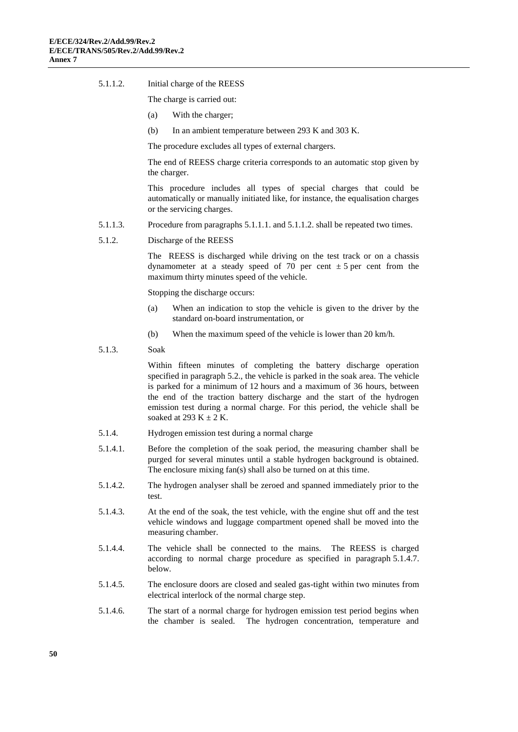5.1.1.2. Initial charge of the REESS

The charge is carried out:

(a) With the charger;

(b) In an ambient temperature between 293 K and 303 K.

The procedure excludes all types of external chargers.

The end of REESS charge criteria corresponds to an automatic stop given by the charger.

This procedure includes all types of special charges that could be automatically or manually initiated like, for instance, the equalisation charges or the servicing charges.

5.1.1.3. Procedure from paragraphs 5.1.1.1. and 5.1.1.2. shall be repeated two times.

5.1.2. Discharge of the REESS

The REESS is discharged while driving on the test track or on a chassis dynamometer at a steady speed of 70 per cent ± 5 per cent from the maximum thirty minutes speed of the vehicle.

Stopping the discharge occurs:

(a) When an indication to stop the vehicle is given to the driver by the standard on-board instrumentation, or

(b) When the maximum speed of the vehicle is lower than 20 km/h.

5.1.3. Soak

Within fifteen minutes of completing the battery discharge operation specified in paragraph 5.2., the vehicle is parked in the soak area. The vehicle is parked for a minimum of 12 hours and a maximum of 36 hours, between the end of the traction battery discharge and the start of the hydrogen emission test during a normal charge. For this period, the vehicle shall be soaked at 293 K ± 2 K.

5.1.4. Hydrogen emission test during a normal charge

5.1.4.1. Before the completion of the soak period, the measuring chamber shall be purged for several minutes until a stable hydrogen background is obtained. The enclosure mixing fan(s) shall also be turned on at this time.

5.1.4.2. The hydrogen analyser shall be zeroed and spanned immediately prior to the test.

5.1.4.3. At the end of the soak, the test vehicle, with the engine shut off and the test vehicle windows and luggage compartment opened shall be moved into the measuring chamber.

5.1.4.4. The vehicle shall be connected to the mains. The REESS is charged according to normal charge procedure as specified in paragraph 5.1.4.7. below.

5.1.4.5. The enclosure doors are closed and sealed gas-tight within two minutes from electrical interlock of the normal charge step.

5.1.4.6. The start of a normal charge for hydrogen emission test period begins when the chamber is sealed. The hydrogen concentration, temperature and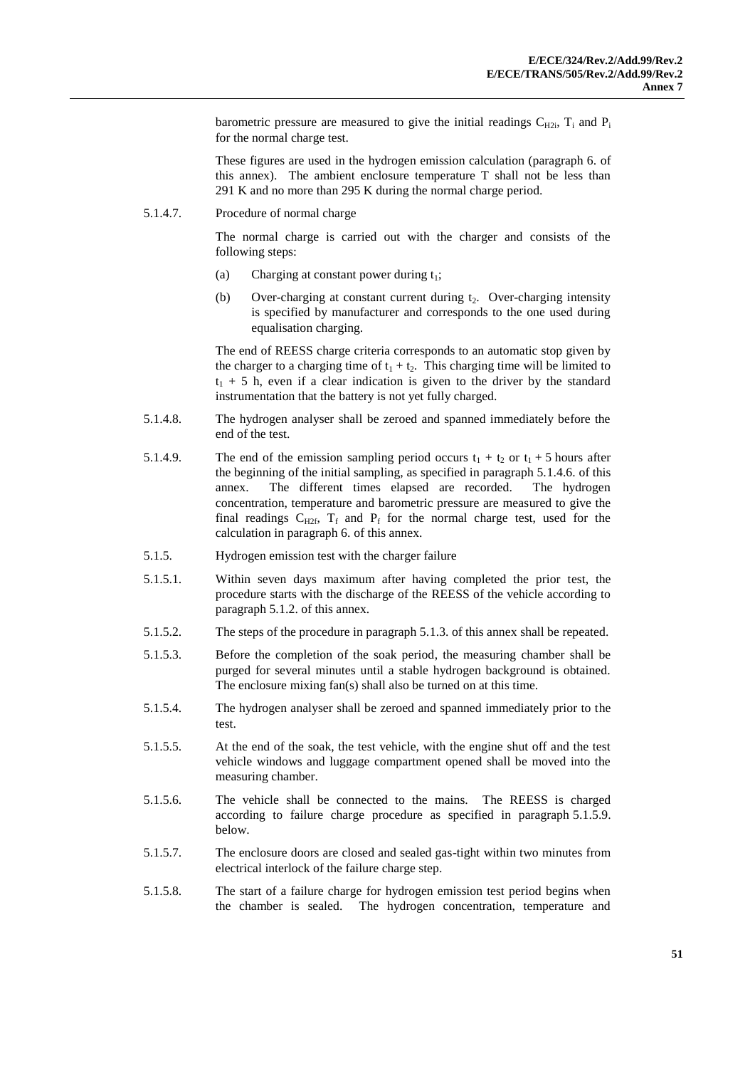barometric pressure are measured to give the initial readings $C_{H2i}$, $T_i$ and $P_i$ for the normal charge test.

These figures are used in the hydrogen emission calculation (paragraph 6. of this annex). The ambient enclosure temperature T shall not be less than 291 K and no more than 295 K during the normal charge period.

5.1.4.7. Procedure of normal charge

The normal charge is carried out with the charger and consists of the following steps:

(a) Charging at constant power during $t_1$;

(b) Over-charging at constant current during $t_2$. Over-charging intensity is specified by manufacturer and corresponds to the one used during equalisation charging.

The end of REESS charge criteria corresponds to an automatic stop given by the charger to a charging time of $t_1 + t_2$. This charging time will be limited to $t_1 + 5$ h, even if a clear indication is given to the driver by the standard instrumentation that the battery is not yet fully charged.

5.1.4.8. The hydrogen analyser shall be zeroed and spanned immediately before the end of the test.

5.1.4.9. The end of the emission sampling period occurs $t_1 + t_2$ or $t_1 + 5$ hours after the beginning of the initial sampling, as specified in paragraph 5.1.4.6. of this annex. The different times elapsed are recorded. The hydrogen concentration, temperature and barometric pressure are measured to give the final readings $C_{H2f}$, $T_f$ and $P_f$ for the normal charge test, used for the calculation in paragraph 6. of this annex.

5.1.5. Hydrogen emission test with the charger failure

5.1.5.1. Within seven days maximum after having completed the prior test, the procedure starts with the discharge of the REESS of the vehicle according to paragraph 5.1.2. of this annex.

5.1.5.2. The steps of the procedure in paragraph 5.1.3. of this annex shall be repeated.

5.1.5.3. Before the completion of the soak period, the measuring chamber shall be purged for several minutes until a stable hydrogen background is obtained. The enclosure mixing fan(s) shall also be turned on at this time.

5.1.5.4. The hydrogen analyser shall be zeroed and spanned immediately prior to the test.

5.1.5.5. At the end of the soak, the test vehicle, with the engine shut off and the test vehicle windows and luggage compartment opened shall be moved into the measuring chamber.

5.1.5.6. The vehicle shall be connected to the mains. The REESS is charged according to failure charge procedure as specified in paragraph 5.1.5.9. below.

5.1.5.7. The enclosure doors are closed and sealed gas-tight within two minutes from electrical interlock of the failure charge step.

5.1.5.8. The start of a failure charge for hydrogen emission test period begins when the chamber is sealed. The hydrogen concentration, temperature and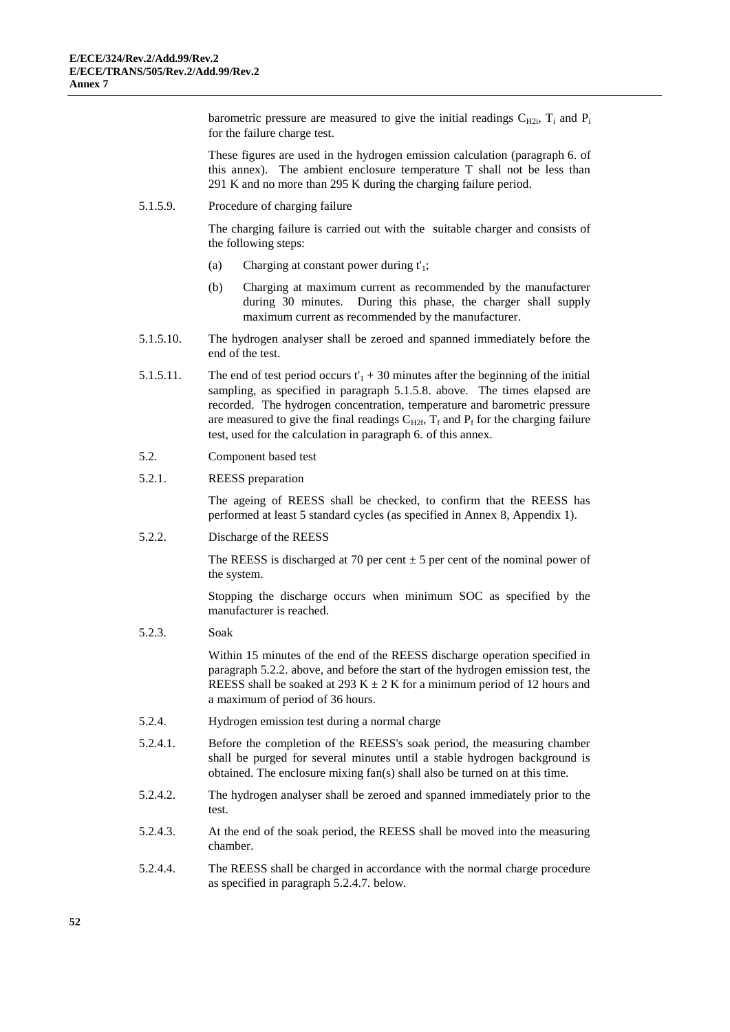barometric pressure are measured to give the initial readings $C_{H2i}$, $T_i$ and $P_i$ for the failure charge test.

These figures are used in the hydrogen emission calculation (paragraph 6. of this annex). The ambient enclosure temperature T shall not be less than 291 K and no more than 295 K during the charging failure period.

5.1.5.9. Procedure of charging failure

The charging failure is carried out with the suitable charger and consists of the following steps:

(a) Charging at constant power during $t'_1$;

(b) Charging at maximum current as recommended by the manufacturer during 30 minutes. During this phase, the charger shall supply maximum current as recommended by the manufacturer.

5.1.5.10. The hydrogen analyser shall be zeroed and spanned immediately before the end of the test.

5.1.5.11. The end of test period occurs $t'_1$ + 30 minutes after the beginning of the initial sampling, as specified in paragraph 5.1.5.8. above. The times elapsed are recorded. The hydrogen concentration, temperature and barometric pressure are measured to give the final readings $C_{H2f}$, $T_f$ and $P_f$ for the charging failure test, used for the calculation in paragraph 6. of this annex.

5.2. Component based test

5.2.1. REESS preparation

The ageing of REESS shall be checked, to confirm that the REESS has performed at least 5 standard cycles (as specified in Annex 8, Appendix 1).

5.2.2. Discharge of the REESS

The REESS is discharged at 70 per cent ± 5 per cent of the nominal power of the system.

Stopping the discharge occurs when minimum SOC as specified by the manufacturer is reached.

5.2.3. Soak

Within 15 minutes of the end of the REESS discharge operation specified in paragraph 5.2.2. above, and before the start of the hydrogen emission test, the REESS shall be soaked at 293 K ± 2 K for a minimum period of 12 hours and a maximum of period of 36 hours.

5.2.4. Hydrogen emission test during a normal charge

5.2.4.1. Before the completion of the REESS's soak period, the measuring chamber shall be purged for several minutes until a stable hydrogen background is obtained. The enclosure mixing fan(s) shall also be turned on at this time.

5.2.4.2. The hydrogen analyser shall be zeroed and spanned immediately prior to the test.

5.2.4.3. At the end of the soak period, the REESS shall be moved into the measuring chamber.

5.2.4.4. The REESS shall be charged in accordance with the normal charge procedure as specified in paragraph 5.2.4.7. below.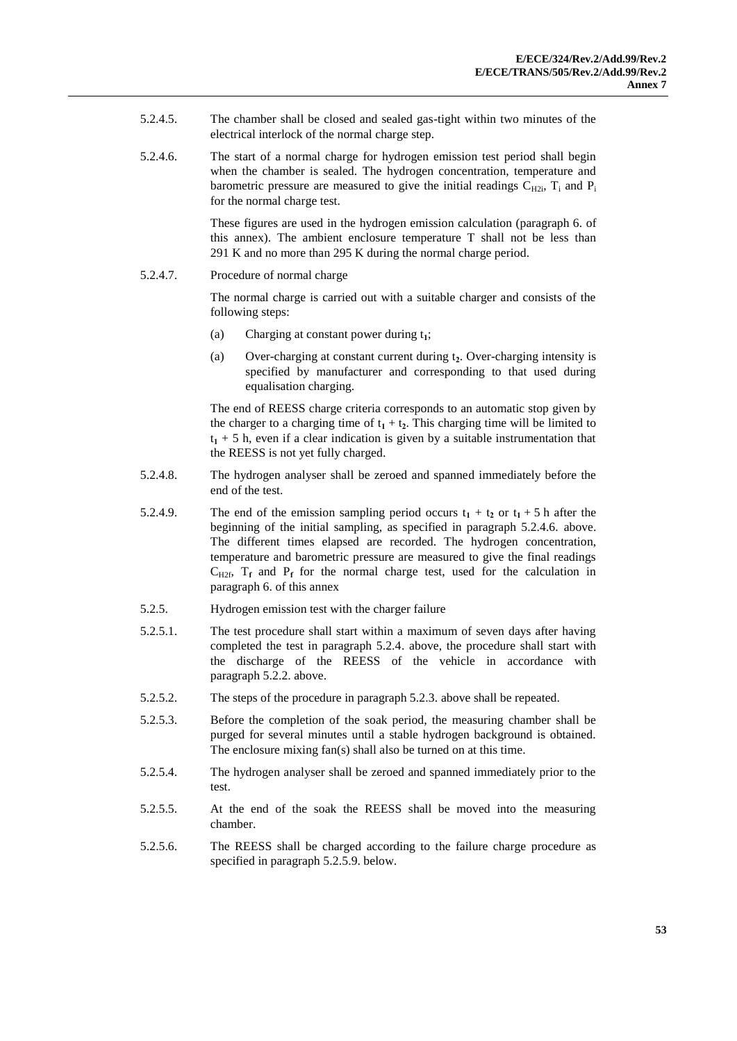5.2.4.5. The chamber shall be closed and sealed gas-tight within two minutes of the electrical interlock of the normal charge step.

5.2.4.6. The start of a normal charge for hydrogen emission test period shall begin when the chamber is sealed. The hydrogen concentration, temperature and barometric pressure are measured to give the initial readings $C_{H2i}$, $T_i$ and $P_i$ for the normal charge test.

These figures are used in the hydrogen emission calculation (paragraph 6. of this annex). The ambient enclosure temperature T shall not be less than 291 K and no more than 295 K during the normal charge period.

5.2.4.7. Procedure of normal charge

The normal charge is carried out with a suitable charger and consists of the following steps:

(a) Charging at constant power during $t_1$;

(a) Over-charging at constant current during $t_2$. Over-charging intensity is specified by manufacturer and corresponding to that used during equalisation charging.

The end of REESS charge criteria corresponds to an automatic stop given by the charger to a charging time of $t_1 + t_2$. This charging time will be limited to $t_1 + 5$ h, even if a clear indication is given by a suitable instrumentation that the REESS is not yet fully charged.

5.2.4.8. The hydrogen analyser shall be zeroed and spanned immediately before the end of the test.

5.2.4.9. The end of the emission sampling period occurs $t_1 + t_2$ or $t_1 + 5$ h after the beginning of the initial sampling, as specified in paragraph 5.2.4.6. above. The different times elapsed are recorded. The hydrogen concentration, temperature and barometric pressure are measured to give the final readings $C_{H2f}$, $T_f$ and $P_f$ for the normal charge test, used for the calculation in paragraph 6. of this annex

5.2.5. Hydrogen emission test with the charger failure

5.2.5.1. The test procedure shall start within a maximum of seven days after having completed the test in paragraph 5.2.4. above, the procedure shall start with the discharge of the REESS of the vehicle in accordance with paragraph 5.2.2. above.

5.2.5.2. The steps of the procedure in paragraph 5.2.3. above shall be repeated.

5.2.5.3. Before the completion of the soak period, the measuring chamber shall be purged for several minutes until a stable hydrogen background is obtained. The enclosure mixing fan(s) shall also be turned on at this time.

5.2.5.4. The hydrogen analyser shall be zeroed and spanned immediately prior to the test.

5.2.5.5. At the end of the soak the REESS shall be moved into the measuring chamber.

5.2.5.6. The REESS shall be charged according to the failure charge procedure as specified in paragraph 5.2.5.9. below.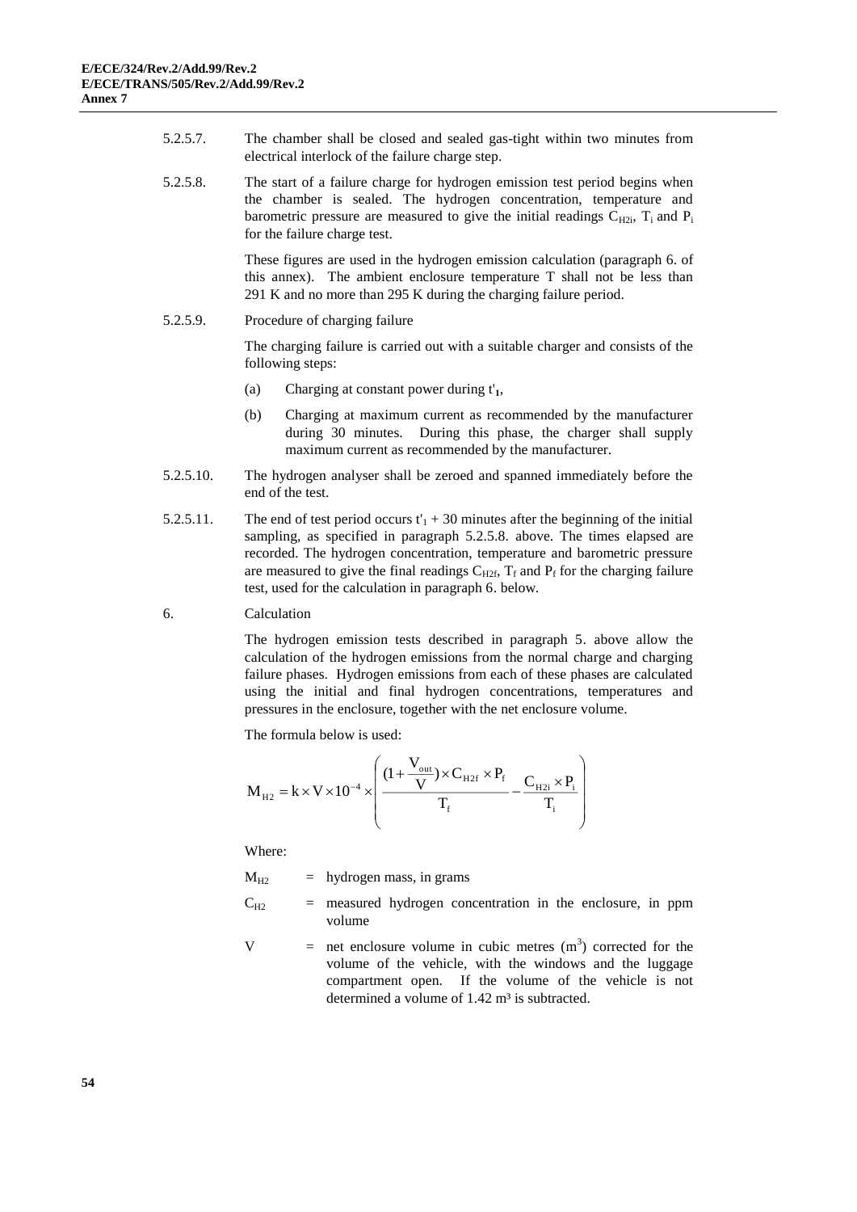5.2.5.7. The chamber shall be closed and sealed gas-tight within two minutes from electrical interlock of the failure charge step.

5.2.5.8. The start of a failure charge for hydrogen emission test period begins when the chamber is sealed. The hydrogen concentration, temperature and barometric pressure are measured to give the initial readings $C_{H2i}$, $T_i$ and $P_i$ for the failure charge test.

These figures are used in the hydrogen emission calculation (paragraph 6. of this annex). The ambient enclosure temperature T shall not be less than 291 K and no more than 295 K during the charging failure period.

5.2.5.9. Procedure of charging failure

The charging failure is carried out with a suitable charger and consists of the following steps:

(a) Charging at constant power during $t'_1$,

(b) Charging at maximum current as recommended by the manufacturer during 30 minutes. During this phase, the charger shall supply maximum current as recommended by the manufacturer.

5.2.5.10. The hydrogen analyser shall be zeroed and spanned immediately before the end of the test.

5.2.5.11. The end of test period occurs $t'_1 + 30$ minutes after the beginning of the initial sampling, as specified in paragraph 5.2.5.8. above. The times elapsed are recorded. The hydrogen concentration, temperature and barometric pressure are measured to give the final readings $C_{H2f}$, $T_f$ and $P_f$ for the charging failure test, used for the calculation in paragraph 6. below.

6. Calculation

The hydrogen emission tests described in paragraph 5. above allow the calculation of the hydrogen emissions from the normal charge and charging failure phases. Hydrogen emissions from each of these phases are calculated using the initial and final hydrogen concentrations, temperatures and pressures in the enclosure, together with the net enclosure volume.

The formula below is used:

$$M_{H2} = k \times V \times 10^{-4} \times \left( \frac{(1 + \frac{V_{out}}{V}) \times C_{H2f} \times P_f}{T_f} - \frac{C_{H2i} \times P_i}{T_i} \right)$$

Where:

$M_{H2}$ = hydrogen mass, in grams

$C_{H2}$ = measured hydrogen concentration in the enclosure, in ppm volume

V = net enclosure volume in cubic metres ($m^3$) corrected for the volume of the vehicle, with the windows and the luggage compartment open. If the volume of the vehicle is not determined a volume of 1.42 $m^3$ is subtracted.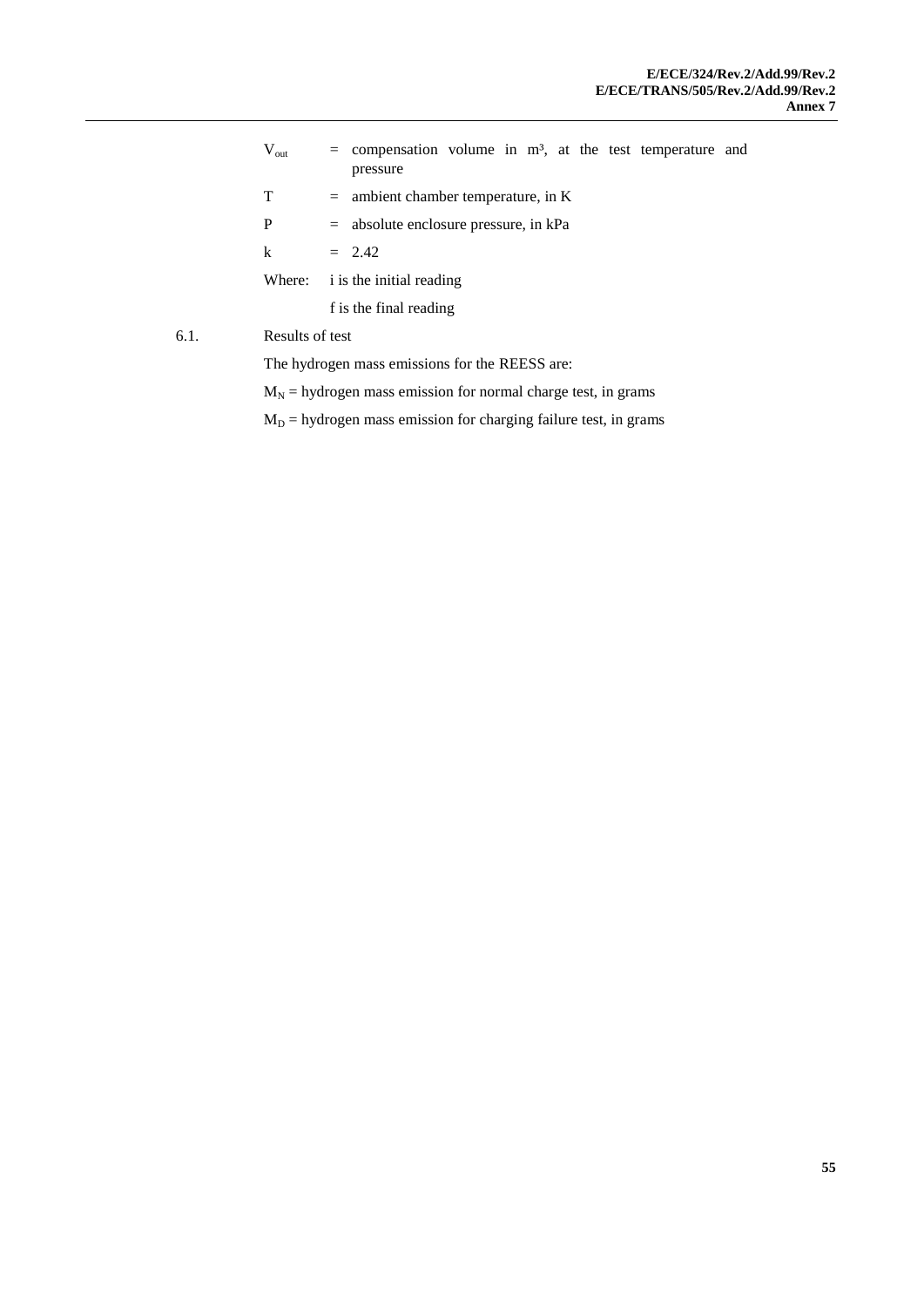$V_{out}$ = compensation volume in m³, at the test temperature and pressure

T = ambient chamber temperature, in K

P = absolute enclosure pressure, in kPa

k = 2.42

Where: i is the initial reading

f is the final reading

6.1. Results of test

The hydrogen mass emissions for the REESS are:

$M_N$ = hydrogen mass emission for normal charge test, in grams

$M_D$ = hydrogen mass emission for charging failure test, in grams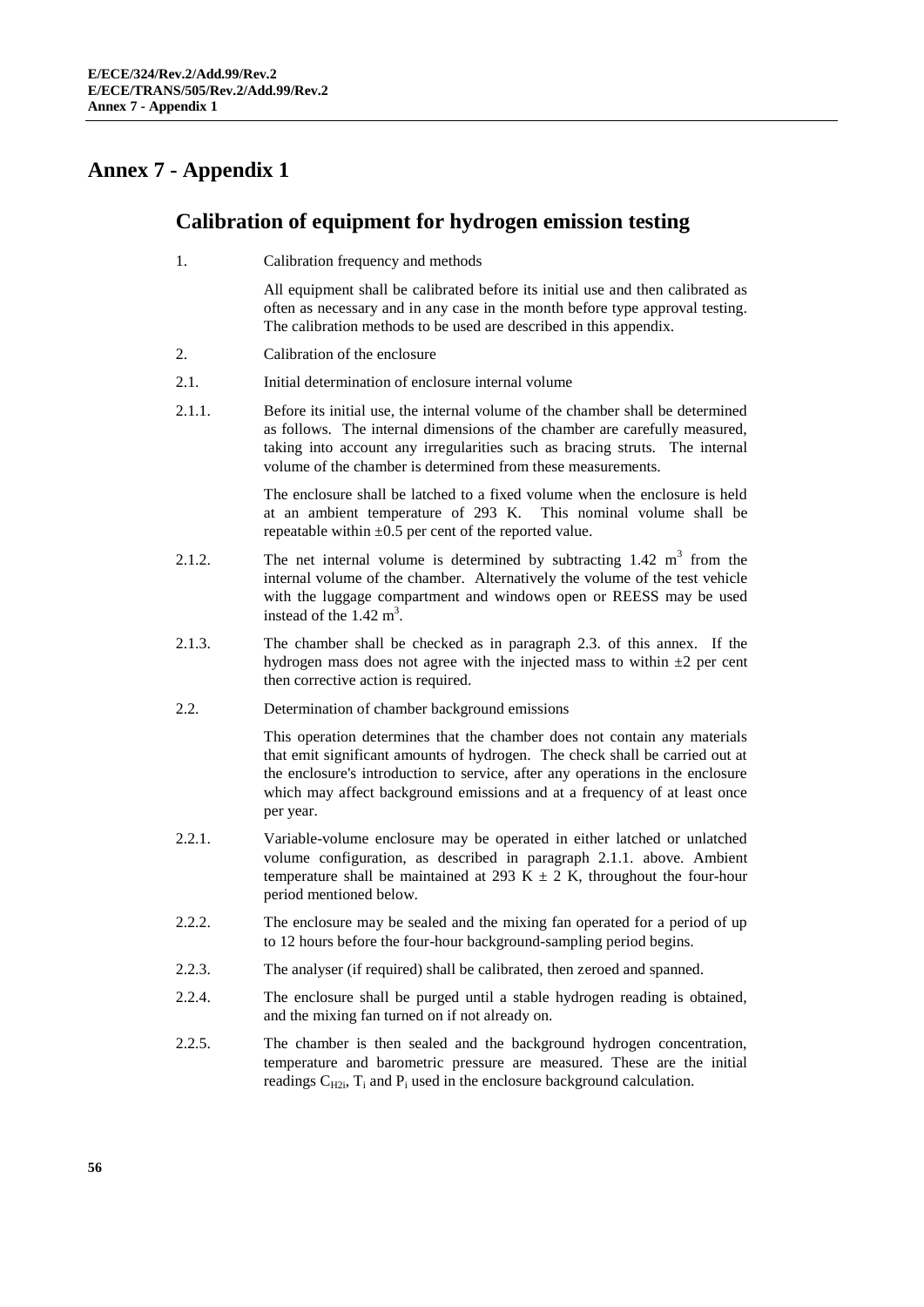# Annex 7 - Appendix 1

## Calibration of equipment for hydrogen emission testing

1. Calibration frequency and methods

   All equipment shall be calibrated before its initial use and then calibrated as often as necessary and in any case in the month before type approval testing. The calibration methods to be used are described in this appendix.

2. Calibration of the enclosure

2.1. Initial determination of enclosure internal volume

2.1.1. Before its initial use, the internal volume of the chamber shall be determined as follows. The internal dimensions of the chamber are carefully measured, taking into account any irregularities such as bracing struts. The internal volume of the chamber is determined from these measurements.

   The enclosure shall be latched to a fixed volume when the enclosure is held at an ambient temperature of 293 K. This nominal volume shall be repeatable within ±0.5 per cent of the reported value.

2.1.2. The net internal volume is determined by subtracting 1.42 $m^3$ from the internal volume of the chamber. Alternatively the volume of the test vehicle with the luggage compartment and windows open or REESS may be used instead of the 1.42 $m^3$.

2.1.3. The chamber shall be checked as in paragraph 2.3. of this annex. If the hydrogen mass does not agree with the injected mass to within ±2 per cent then corrective action is required.

2.2. Determination of chamber background emissions

   This operation determines that the chamber does not contain any materials that emit significant amounts of hydrogen. The check shall be carried out at the enclosure's introduction to service, after any operations in the enclosure which may affect background emissions and at a frequency of at least once per year.

2.2.1. Variable-volume enclosure may be operated in either latched or unlatched volume configuration, as described in paragraph 2.1.1. above. Ambient temperature shall be maintained at 293 K ± 2 K, throughout the four-hour period mentioned below.

2.2.2. The enclosure may be sealed and the mixing fan operated for a period of up to 12 hours before the four-hour background-sampling period begins.

2.2.3. The analyser (if required) shall be calibrated, then zeroed and spanned.

2.2.4. The enclosure shall be purged until a stable hydrogen reading is obtained, and the mixing fan turned on if not already on.

2.2.5. The chamber is then sealed and the background hydrogen concentration, temperature and barometric pressure are measured. These are the initial readings $C_{H2i}$, $T_i$ and $P_i$ used in the enclosure background calculation.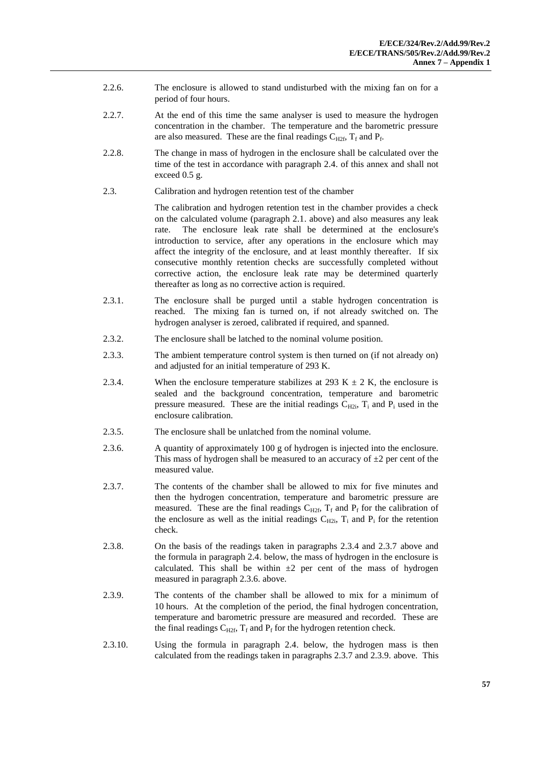2.2.6. The enclosure is allowed to stand undisturbed with the mixing fan on for a period of four hours.

2.2.7. At the end of this time the same analyser is used to measure the hydrogen concentration in the chamber. The temperature and the barometric pressure are also measured. These are the final readings $C_{H2f}$, $T_f$ and $P_f$.

2.2.8. The change in mass of hydrogen in the enclosure shall be calculated over the time of the test in accordance with paragraph 2.4. of this annex and shall not exceed 0.5 g.

2.3. Calibration and hydrogen retention test of the chamber

The calibration and hydrogen retention test in the chamber provides a check on the calculated volume (paragraph 2.1. above) and also measures any leak rate. The enclosure leak rate shall be determined at the enclosure's introduction to service, after any operations in the enclosure which may affect the integrity of the enclosure, and at least monthly thereafter. If six consecutive monthly retention checks are successfully completed without corrective action, the enclosure leak rate may be determined quarterly thereafter as long as no corrective action is required.

2.3.1. The enclosure shall be purged until a stable hydrogen concentration is reached. The mixing fan is turned on, if not already switched on. The hydrogen analyser is zeroed, calibrated if required, and spanned.

2.3.2. The enclosure shall be latched to the nominal volume position.

2.3.3. The ambient temperature control system is then turned on (if not already on) and adjusted for an initial temperature of 293 K.

2.3.4. When the enclosure temperature stabilizes at 293 K ± 2 K, the enclosure is sealed and the background concentration, temperature and barometric pressure measured. These are the initial readings $C_{H2i}$, $T_i$ and $P_i$ used in the enclosure calibration.

2.3.5. The enclosure shall be unlatched from the nominal volume.

2.3.6. A quantity of approximately 100 g of hydrogen is injected into the enclosure. This mass of hydrogen shall be measured to an accuracy of ±2 per cent of the measured value.

2.3.7. The contents of the chamber shall be allowed to mix for five minutes and then the hydrogen concentration, temperature and barometric pressure are measured. These are the final readings $C_{H2f}$, $T_f$ and $P_f$ for the calibration of the enclosure as well as the initial readings $C_{H2i}$, $T_i$ and $P_i$ for the retention check.

2.3.8. On the basis of the readings taken in paragraphs 2.3.4 and 2.3.7 above and the formula in paragraph 2.4. below, the mass of hydrogen in the enclosure is calculated. This shall be within ±2 per cent of the mass of hydrogen measured in paragraph 2.3.6. above.

2.3.9. The contents of the chamber shall be allowed to mix for a minimum of 10 hours. At the completion of the period, the final hydrogen concentration, temperature and barometric pressure are measured and recorded. These are the final readings $C_{H2f}$, $T_f$ and $P_f$ for the hydrogen retention check.

2.3.10. Using the formula in paragraph 2.4. below, the hydrogen mass is then calculated from the readings taken in paragraphs 2.3.7 and 2.3.9. above. This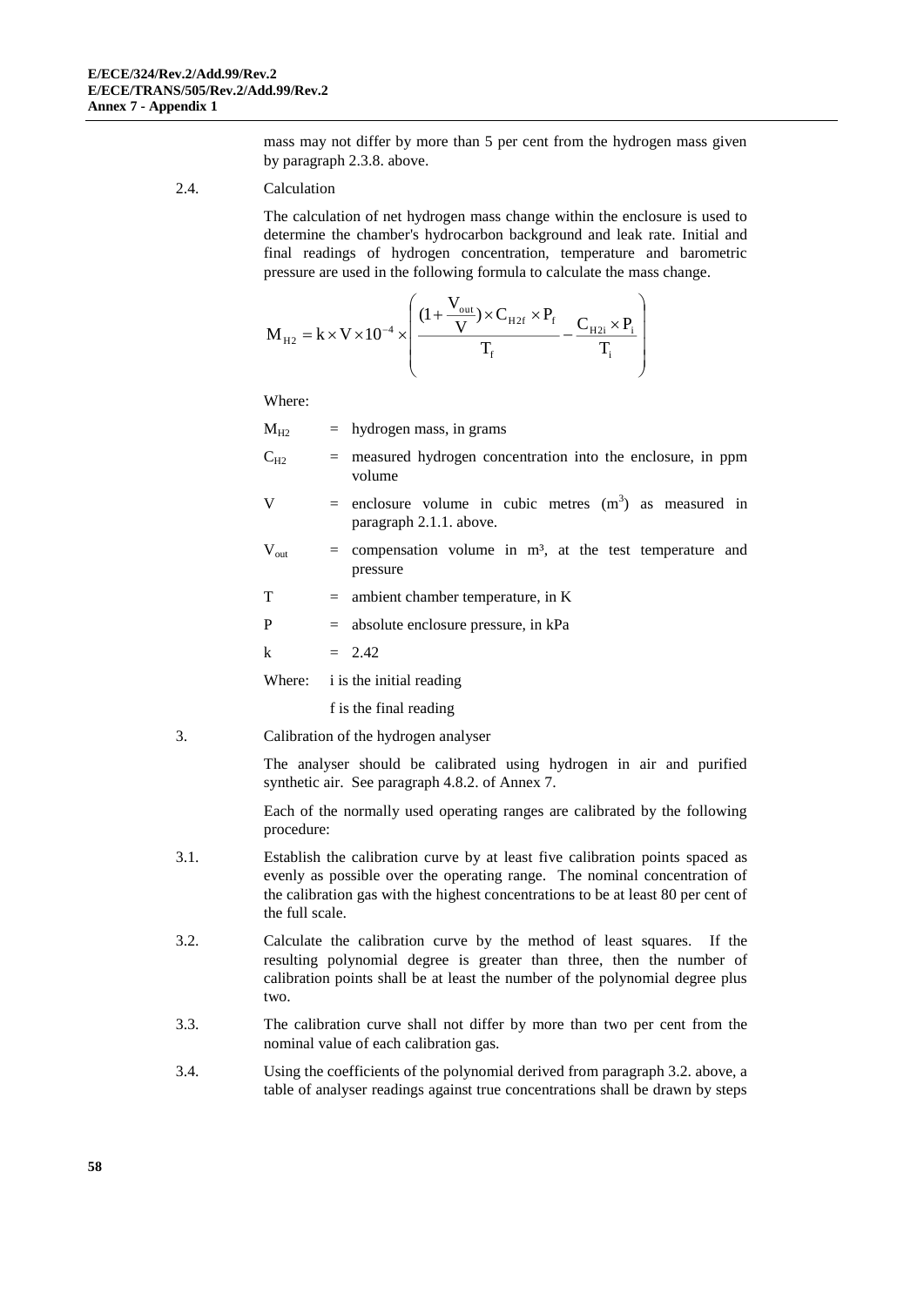mass may not differ by more than 5 per cent from the hydrogen mass given by paragraph 2.3.8. above.

2.4. Calculation

The calculation of net hydrogen mass change within the enclosure is used to determine the chamber's hydrocarbon background and leak rate. Initial and final readings of hydrogen concentration, temperature and barometric pressure are used in the following formula to calculate the mass change.

$$M_{H2} = k \times V \times 10^{-4} \times \left( \frac{(1 + \frac{V_{out}}{V}) \times C_{H2f} \times P_f}{T_f} - \frac{C_{H2i} \times P_i}{T_i} \right)$$

Where:

$M_{H2}$ = hydrogen mass, in grams

$C_{H2}$ = measured hydrogen concentration into the enclosure, in ppm volume

$V$ = enclosure volume in cubic metres ($m^3$) as measured in paragraph 2.1.1. above.

$V_{out}$ = compensation volume in $m^3$, at the test temperature and pressure

$T$ = ambient chamber temperature, in K

$P$ = absolute enclosure pressure, in kPa

$k$ = 2.42

Where: i is the initial reading

f is the final reading

3. Calibration of the hydrogen analyser

The analyser should be calibrated using hydrogen in air and purified synthetic air. See paragraph 4.8.2. of Annex 7.

Each of the normally used operating ranges are calibrated by the following procedure:

3.1. Establish the calibration curve by at least five calibration points spaced as evenly as possible over the operating range. The nominal concentration of the calibration gas with the highest concentrations to be at least 80 per cent of the full scale.

3.2. Calculate the calibration curve by the method of least squares. If the resulting polynomial degree is greater than three, then the number of calibration points shall be at least the number of the polynomial degree plus two.

3.3. The calibration curve shall not differ by more than two per cent from the nominal value of each calibration gas.

3.4. Using the coefficients of the polynomial derived from paragraph 3.2. above, a table of analyser readings against true concentrations shall be drawn by steps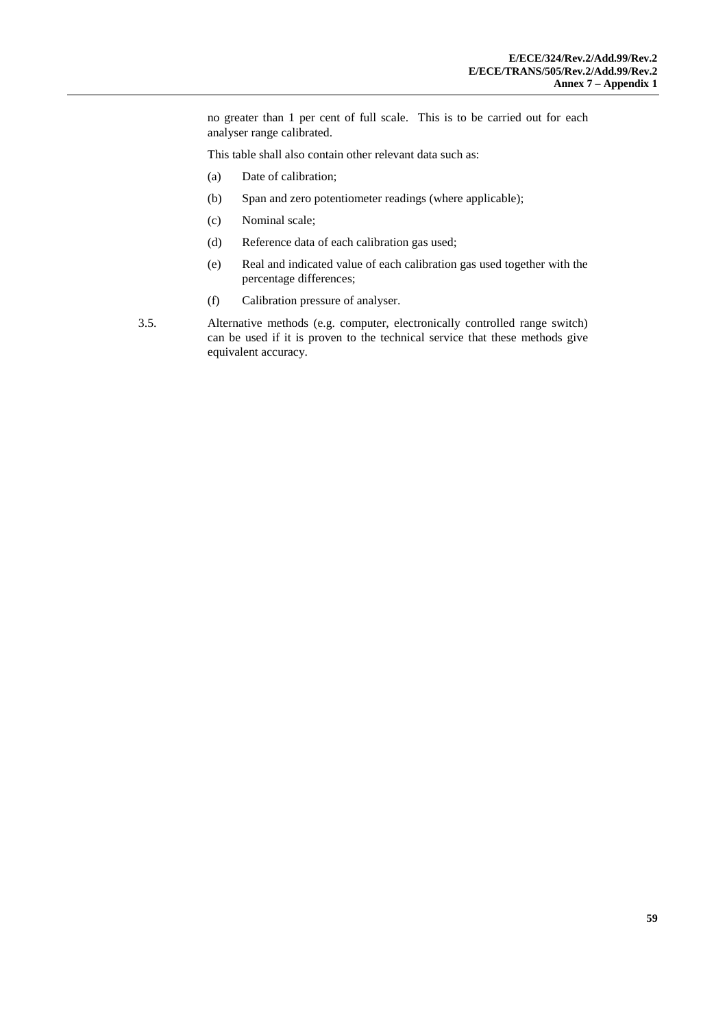no greater than 1 per cent of full scale. This is to be carried out for each analyser range calibrated.

This table shall also contain other relevant data such as:

(a) Date of calibration;

(b) Span and zero potentiometer readings (where applicable);

(c) Nominal scale;

(d) Reference data of each calibration gas used;

(e) Real and indicated value of each calibration gas used together with the percentage differences;

(f) Calibration pressure of analyser.

3.5. Alternative methods (e.g. computer, electronically controlled range switch) can be used if it is proven to the technical service that these methods give equivalent accuracy.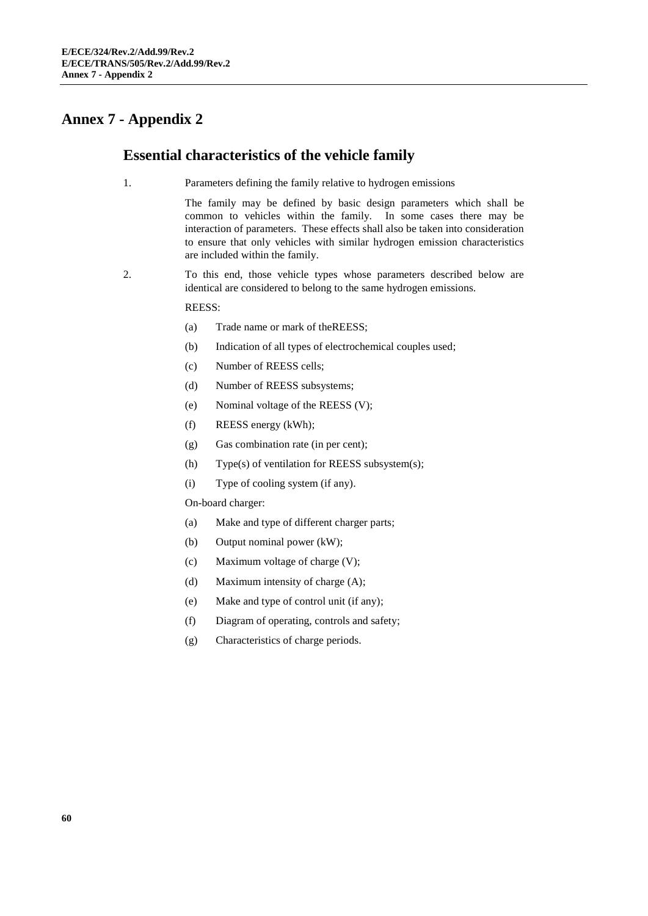# Annex 7 - Appendix 2

## Essential characteristics of the vehicle family

1. Parameters defining the family relative to hydrogen emissions

   The family may be defined by basic design parameters which shall be common to vehicles within the family. In some cases there may be interaction of parameters. These effects shall also be taken into consideration to ensure that only vehicles with similar hydrogen emission characteristics are included within the family.

2. To this end, those vehicle types whose parameters described below are identical are considered to belong to the same hydrogen emissions.

   REESS:

   (a) Trade name or mark of theREESS;

   (b) Indication of all types of electrochemical couples used;

   (c) Number of REESS cells;

   (d) Number of REESS subsystems;

   (e) Nominal voltage of the REESS (V);

   (f) REESS energy (kWh);

   (g) Gas combination rate (in per cent);

   (h) Type(s) of ventilation for REESS subsystem(s);

   (i) Type of cooling system (if any).

   On-board charger:

   (a) Make and type of different charger parts;

   (b) Output nominal power (kW);

   (c) Maximum voltage of charge (V);

   (d) Maximum intensity of charge (A);

   (e) Make and type of control unit (if any);

   (f) Diagram of operating, controls and safety;

   (g) Characteristics of charge periods.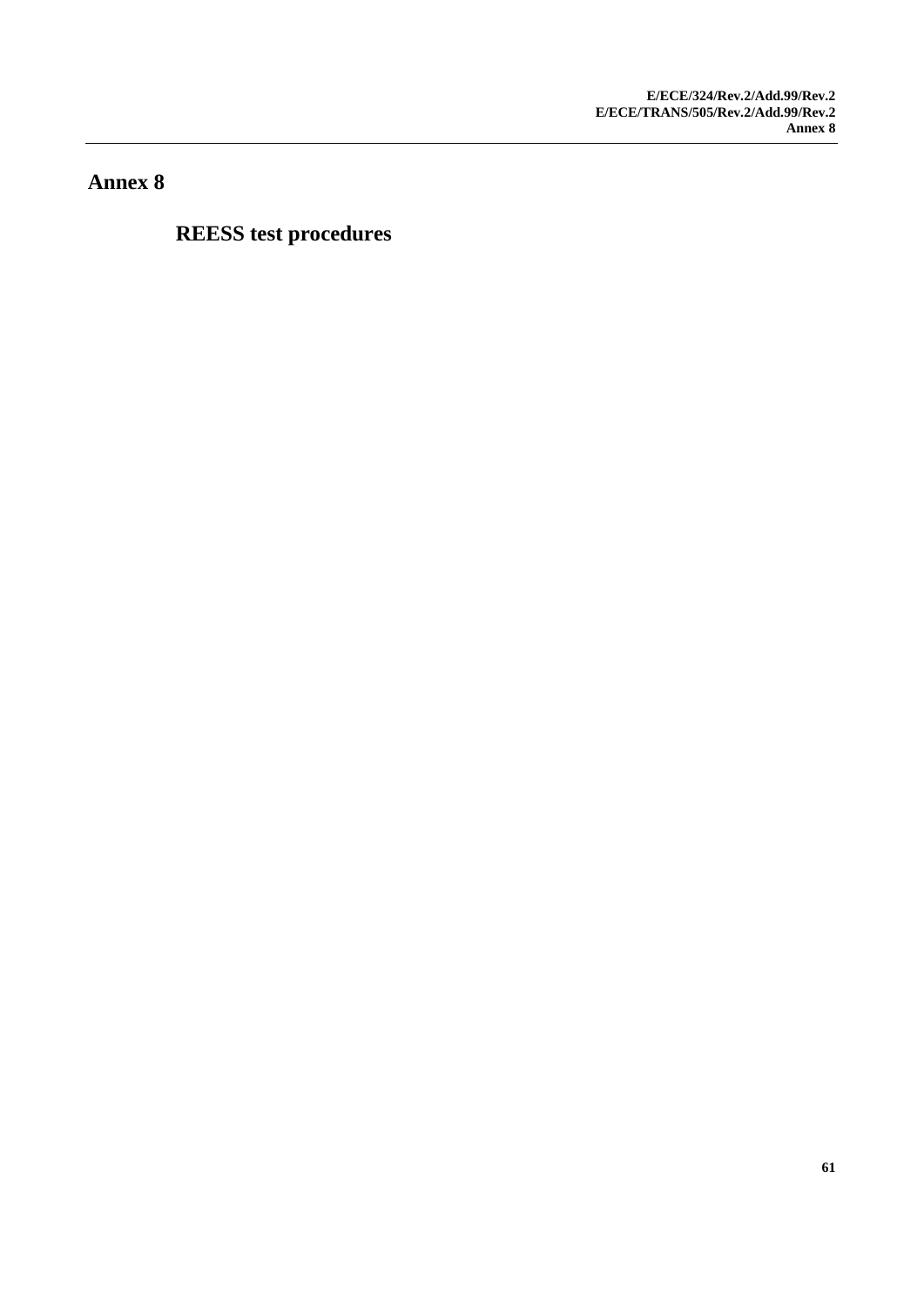# Annex 8

## REESS test procedures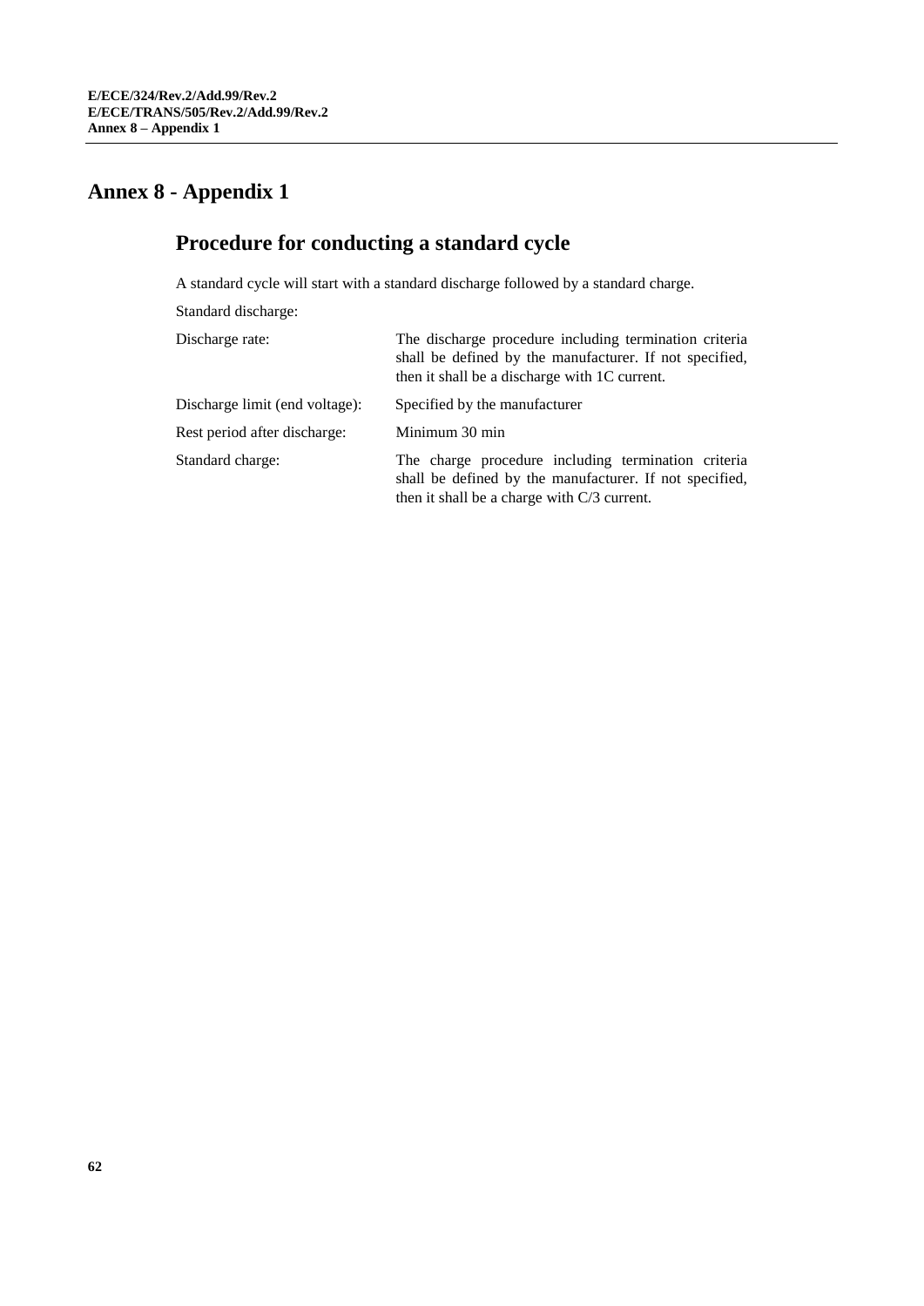# Annex 8 - Appendix 1

## Procedure for conducting a standard cycle

A standard cycle will start with a standard discharge followed by a standard charge.

Standard discharge:

| | |
|---|---|
| Discharge rate: | The discharge procedure including termination criteria shall be defined by the manufacturer. If not specified, then it shall be a discharge with 1C current. |
| Discharge limit (end voltage): | Specified by the manufacturer |
| Rest period after discharge: | Minimum 30 min |
| Standard charge: | The charge procedure including termination criteria shall be defined by the manufacturer. If not specified, then it shall be a charge with C/3 current. |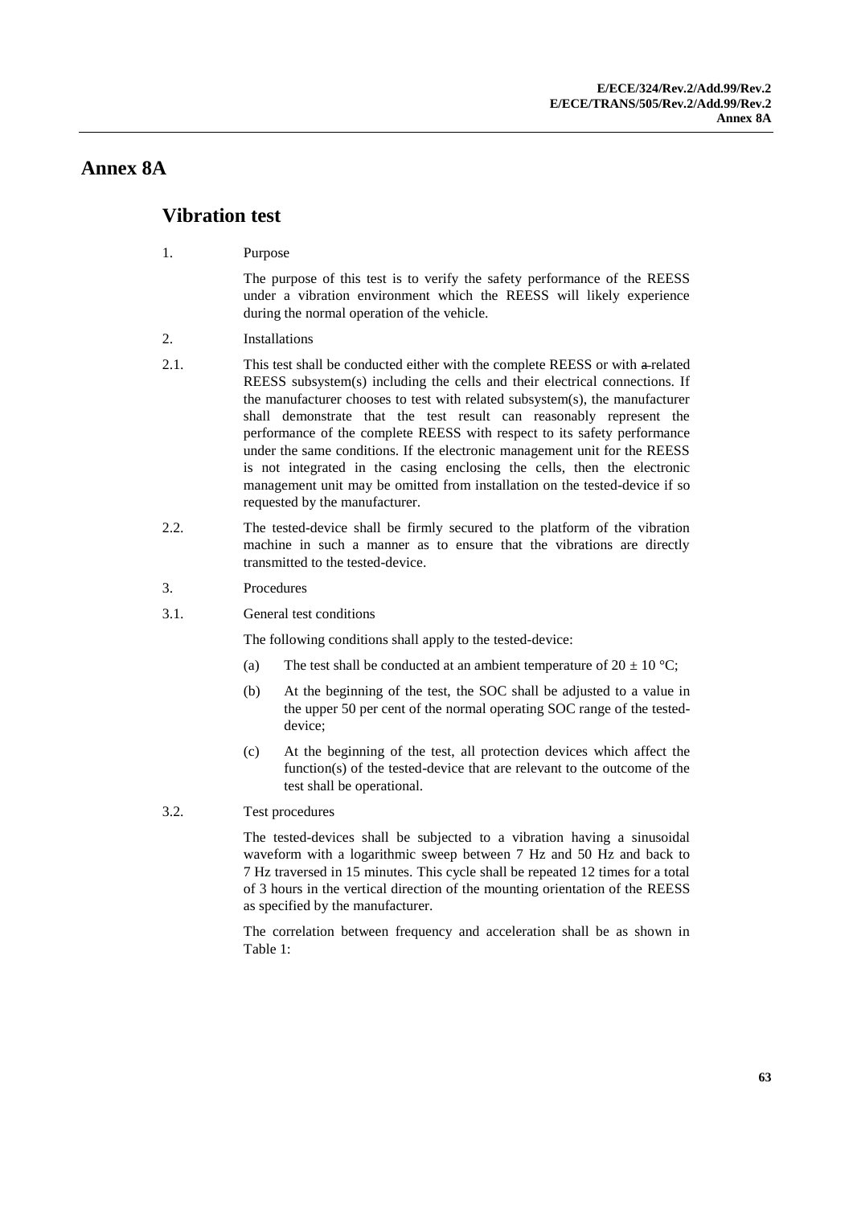# Annex 8A

## Vibration test

1. Purpose

   The purpose of this test is to verify the safety performance of the REESS under a vibration environment which the REESS will likely experience during the normal operation of the vehicle.

2. Installations

2.1. This test shall be conducted either with the complete REESS or with a related REESS subsystem(s) including the cells and their electrical connections. If the manufacturer chooses to test with related subsystem(s), the manufacturer shall demonstrate that the test result can reasonably represent the performance of the complete REESS with respect to its safety performance under the same conditions. If the electronic management unit for the REESS is not integrated in the casing enclosing the cells, then the electronic management unit may be omitted from installation on the tested-device if so requested by the manufacturer.

2.2. The tested-device shall be firmly secured to the platform of the vibration machine in such a manner as to ensure that the vibrations are directly transmitted to the tested-device.

3. Procedures

3.1. General test conditions

   The following conditions shall apply to the tested-device:

   (a) The test shall be conducted at an ambient temperature of $20 \pm 10$ °C;

   (b) At the beginning of the test, the SOC shall be adjusted to a value in the upper 50 per cent of the normal operating SOC range of the tested-device;

   (c) At the beginning of the test, all protection devices which affect the function(s) of the tested-device that are relevant to the outcome of the test shall be operational.

3.2. Test procedures

   The tested-devices shall be subjected to a vibration having a sinusoidal waveform with a logarithmic sweep between 7 Hz and 50 Hz and back to 7 Hz traversed in 15 minutes. This cycle shall be repeated 12 times for a total of 3 hours in the vertical direction of the mounting orientation of the REESS as specified by the manufacturer.

   The correlation between frequency and acceleration shall be as shown in Table 1: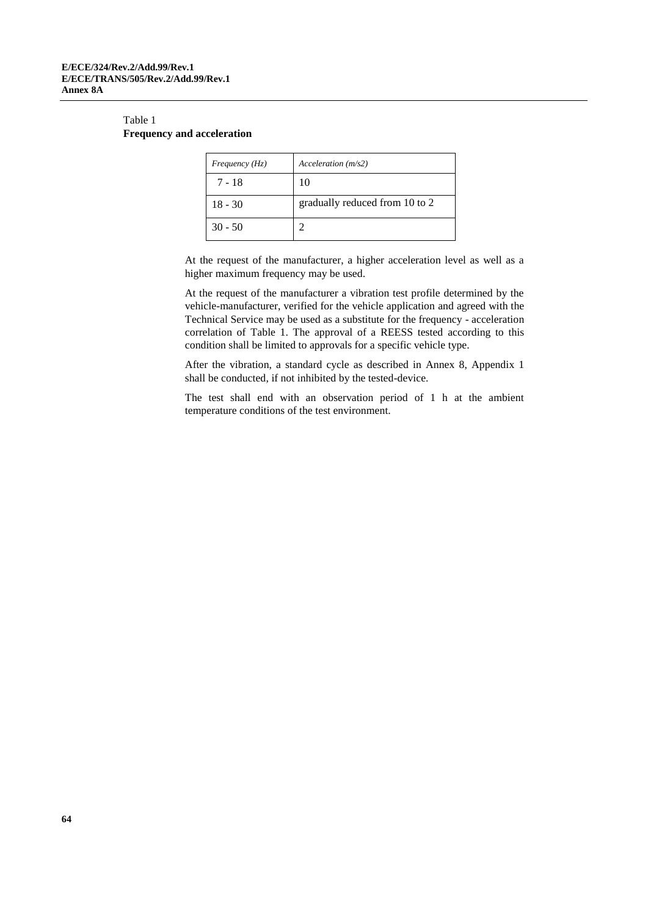Table 1
**Frequency and acceleration**

| *Frequency (Hz)* | *Acceleration (m/s2)* |
|---|---|
| 7 - 18 | 10 |
| 18 - 30 | gradually reduced from 10 to 2 |
| 30 - 50 | 2 |

At the request of the manufacturer, a higher acceleration level as well as a higher maximum frequency may be used.

At the request of the manufacturer a vibration test profile determined by the vehicle-manufacturer, verified for the vehicle application and agreed with the Technical Service may be used as a substitute for the frequency - acceleration correlation of Table 1. The approval of a REESS tested according to this condition shall be limited to approvals for a specific vehicle type.

After the vibration, a standard cycle as described in Annex 8, Appendix 1 shall be conducted, if not inhibited by the tested-device.

The test shall end with an observation period of 1 h at the ambient temperature conditions of the test environment.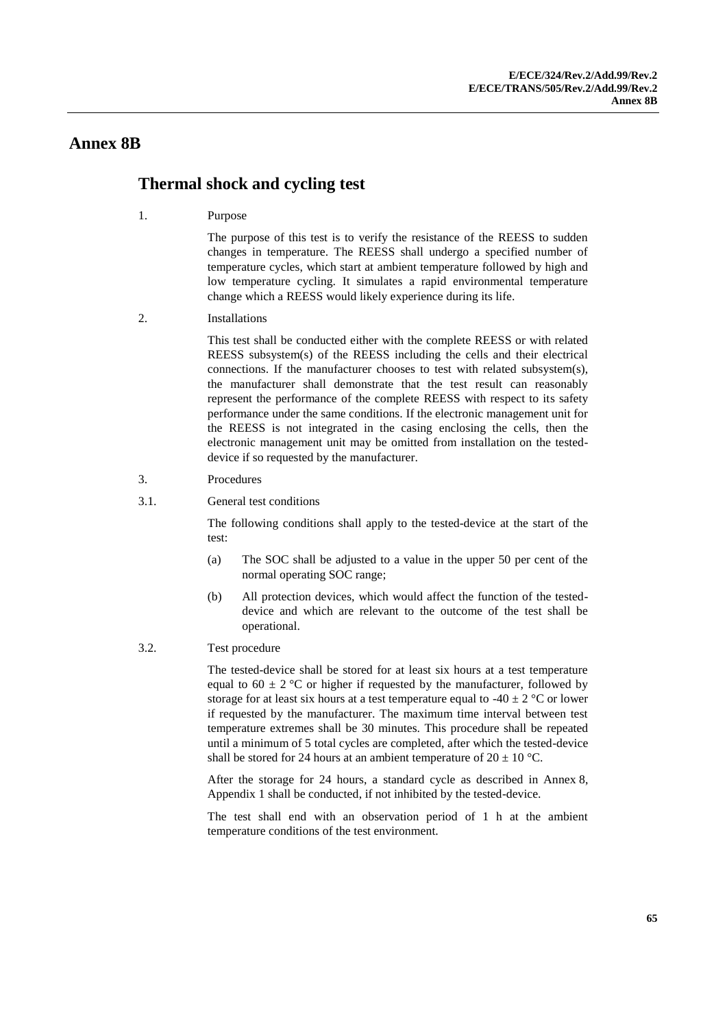# Annex 8B

## Thermal shock and cycling test

1. Purpose

The purpose of this test is to verify the resistance of the REESS to sudden changes in temperature. The REESS shall undergo a specified number of temperature cycles, which start at ambient temperature followed by high and low temperature cycling. It simulates a rapid environmental temperature change which a REESS would likely experience during its life.

2. Installations

This test shall be conducted either with the complete REESS or with related REESS subsystem(s) of the REESS including the cells and their electrical connections. If the manufacturer chooses to test with related subsystem(s), the manufacturer shall demonstrate that the test result can reasonably represent the performance of the complete REESS with respect to its safety performance under the same conditions. If the electronic management unit for the REESS is not integrated in the casing enclosing the cells, then the electronic management unit may be omitted from installation on the tested-device if so requested by the manufacturer.

3. Procedures

3.1. General test conditions

The following conditions shall apply to the tested-device at the start of the test:

(a) The SOC shall be adjusted to a value in the upper 50 per cent of the normal operating SOC range;

(b) All protection devices, which would affect the function of the tested-device and which are relevant to the outcome of the test shall be operational.

3.2. Test procedure

The tested-device shall be stored for at least six hours at a test temperature equal to $60 \pm 2$ °C or higher if requested by the manufacturer, followed by storage for at least six hours at a test temperature equal to $-40 \pm 2$ °C or lower if requested by the manufacturer. The maximum time interval between test temperature extremes shall be 30 minutes. This procedure shall be repeated until a minimum of 5 total cycles are completed, after which the tested-device shall be stored for 24 hours at an ambient temperature of $20 \pm 10$ °C.

After the storage for 24 hours, a standard cycle as described in Annex 8, Appendix 1 shall be conducted, if not inhibited by the tested-device.

The test shall end with an observation period of 1 h at the ambient temperature conditions of the test environment.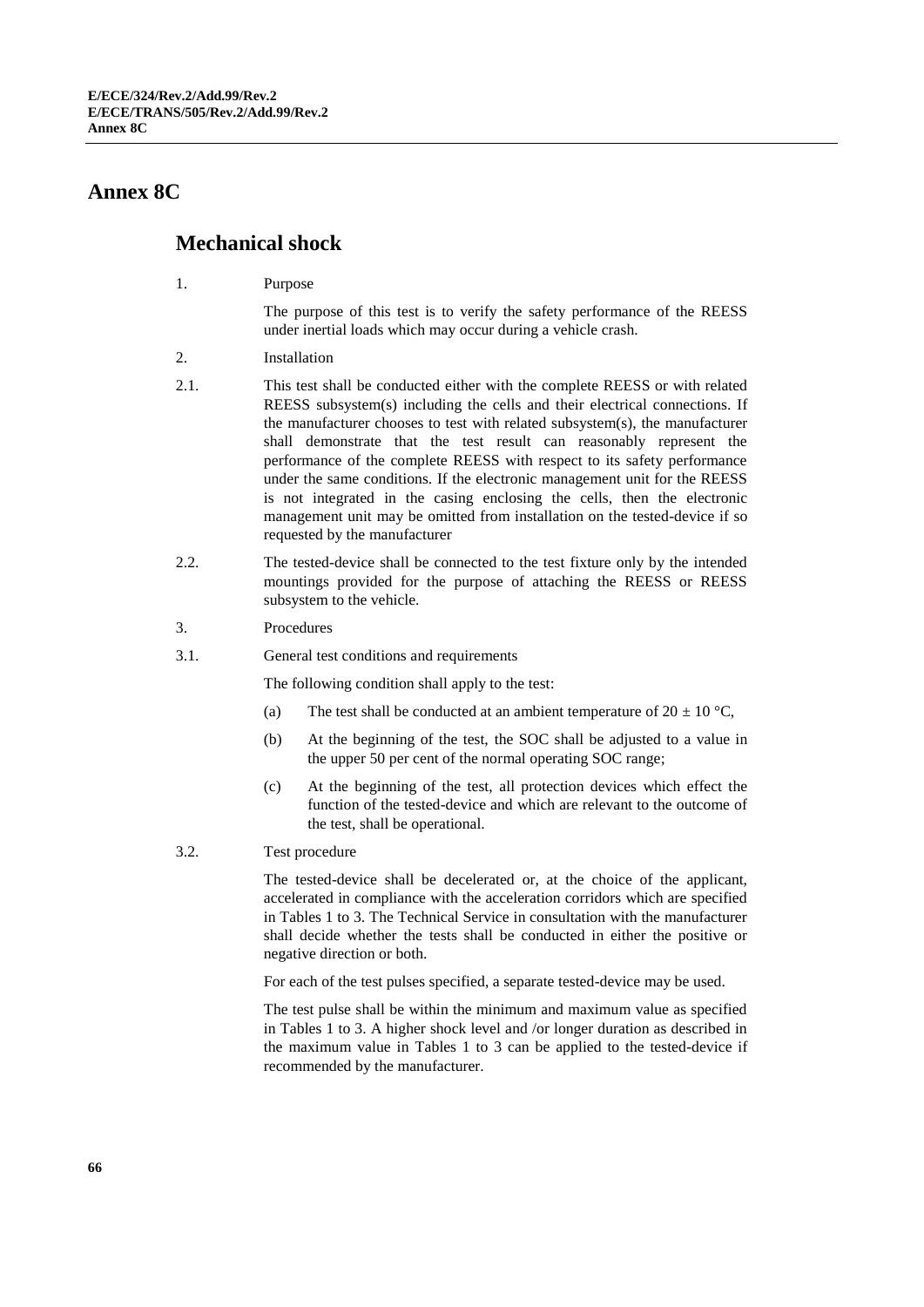# Annex 8C

## Mechanical shock

1. Purpose

   The purpose of this test is to verify the safety performance of the REESS under inertial loads which may occur during a vehicle crash.

2. Installation

2.1. This test shall be conducted either with the complete REESS or with related REESS subsystem(s) including the cells and their electrical connections. If the manufacturer chooses to test with related subsystem(s), the manufacturer shall demonstrate that the test result can reasonably represent the performance of the complete REESS with respect to its safety performance under the same conditions. If the electronic management unit for the REESS is not integrated in the casing enclosing the cells, then the electronic management unit may be omitted from installation on the tested-device if so requested by the manufacturer

2.2. The tested-device shall be connected to the test fixture only by the intended mountings provided for the purpose of attaching the REESS or REESS subsystem to the vehicle.

3. Procedures

3.1. General test conditions and requirements

   The following condition shall apply to the test:

   (a) The test shall be conducted at an ambient temperature of $20 \pm 10$ °C,

   (b) At the beginning of the test, the SOC shall be adjusted to a value in the upper 50 per cent of the normal operating SOC range;

   (c) At the beginning of the test, all protection devices which effect the function of the tested-device and which are relevant to the outcome of the test, shall be operational.

3.2. Test procedure

   The tested-device shall be decelerated or, at the choice of the applicant, accelerated in compliance with the acceleration corridors which are specified in Tables 1 to 3. The Technical Service in consultation with the manufacturer shall decide whether the tests shall be conducted in either the positive or negative direction or both.

   For each of the test pulses specified, a separate tested-device may be used.

   The test pulse shall be within the minimum and maximum value as specified in Tables 1 to 3. A higher shock level and /or longer duration as described in the maximum value in Tables 1 to 3 can be applied to the tested-device if recommended by the manufacturer.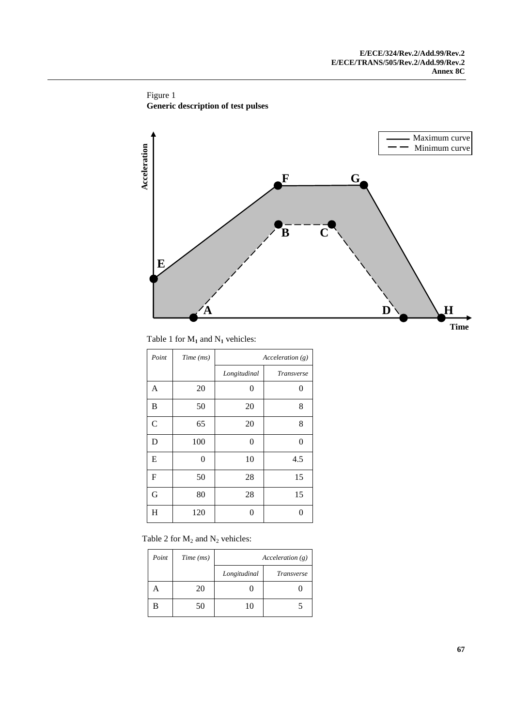Figure 1
**Generic description of test pulses**

Table 1 for $M_1$ and $N_1$ vehicles:

| *Point* | *Time (ms)* | *Acceleration (g)* | |
|---|---|---|---|
| | | *Longitudinal* | *Transverse* |
| A | 20 | 0 | 0 |
| B | 50 | 20 | 8 |
| C | 65 | 20 | 8 |
| D | 100 | 0 | 0 |
| E | 0 | 10 | 4.5 |
| F | 50 | 28 | 15 |
| G | 80 | 28 | 15 |
| H | 120 | 0 | 0 |

Table 2 for $M_2$ and $N_2$ vehicles:

| *Point* | *Time (ms)* | *Acceleration (g)* | |
|---|---|---|---|
| | | *Longitudinal* | *Transverse* |
| A | 20 | 0 | 0 |
| B | 50 | 10 | 5 |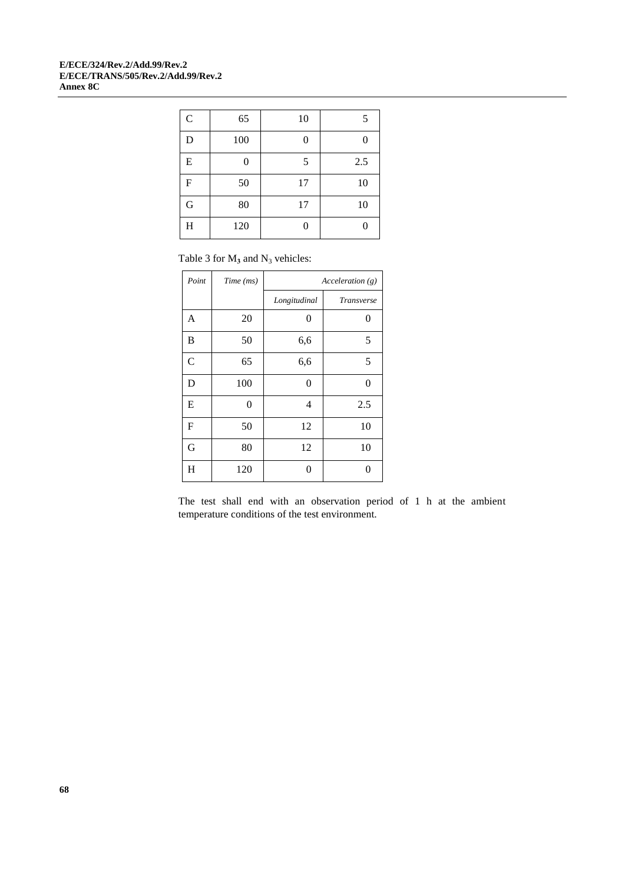| C | 65 | 10 | 5 |
|---|---|---|---|
| D | 100 | 0 | 0 |
| E | 0 | 5 | 2.5 |
| F | 50 | 17 | 10 |
| G | 80 | 17 | 10 |
| H | 120 | 0 | 0 |

Table 3 for $M_3$ and $N_3$ vehicles:

| *Point* | *Time (ms)* | *Acceleration (g)* | |
|---|---|---|---|
| | | *Longitudinal* | *Transverse* |
| A | 20 | 0 | 0 |
| B | 50 | 6,6 | 5 |
| C | 65 | 6,6 | 5 |
| D | 100 | 0 | 0 |
| E | 0 | 4 | 2.5 |
| F | 50 | 12 | 10 |
| G | 80 | 12 | 10 |
| H | 120 | 0 | 0 |

The test shall end with an observation period of 1 h at the ambient temperature conditions of the test environment.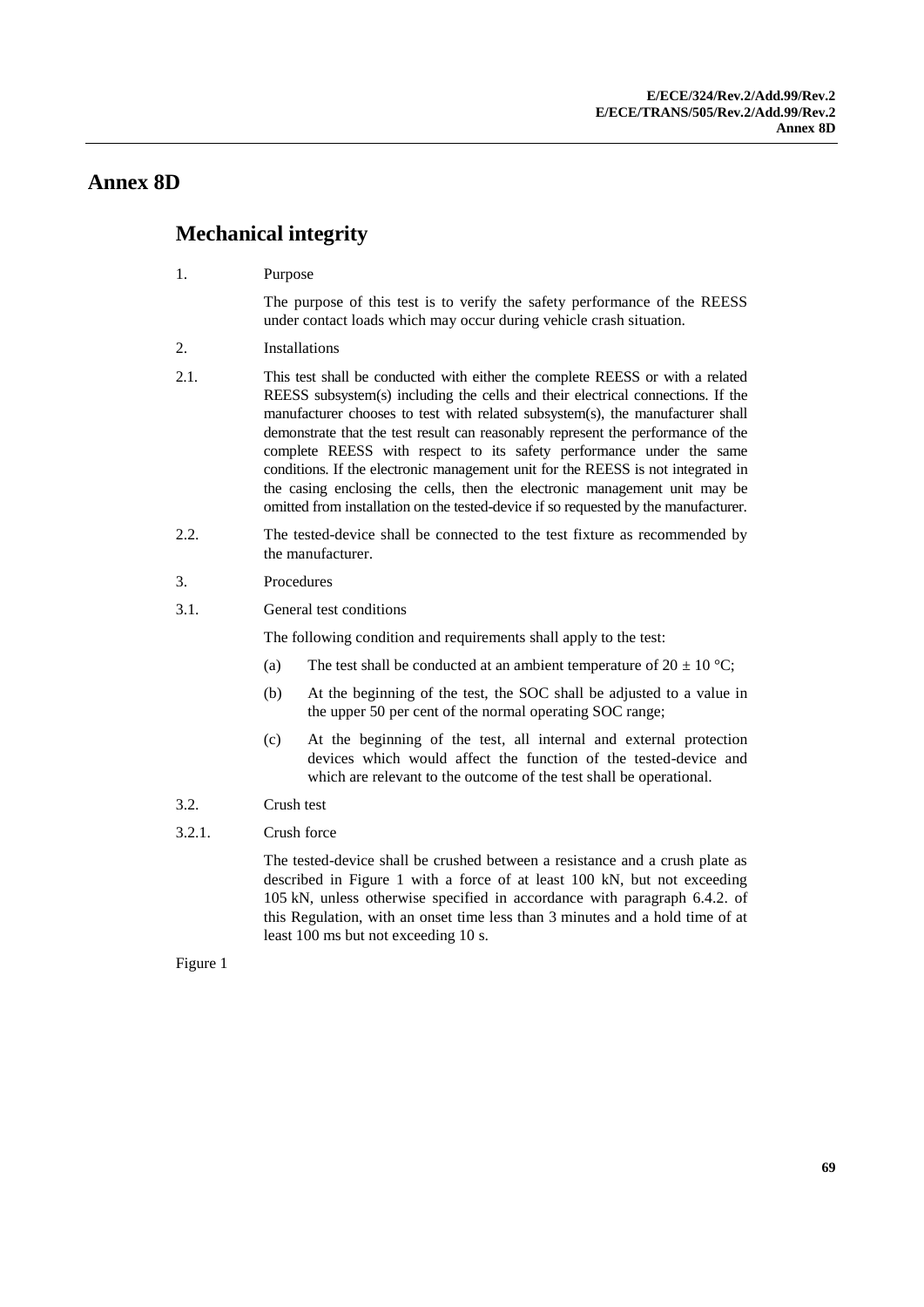# Annex 8D

## Mechanical integrity

1. Purpose

   The purpose of this test is to verify the safety performance of the REESS under contact loads which may occur during vehicle crash situation.

2. Installations

2.1. This test shall be conducted with either the complete REESS or with a related REESS subsystem(s) including the cells and their electrical connections. If the manufacturer chooses to test with related subsystem(s), the manufacturer shall demonstrate that the test result can reasonably represent the performance of the complete REESS with respect to its safety performance under the same conditions. If the electronic management unit for the REESS is not integrated in the casing enclosing the cells, then the electronic management unit may be omitted from installation on the tested-device if so requested by the manufacturer.

2.2. The tested-device shall be connected to the test fixture as recommended by the manufacturer.

3. Procedures

3.1. General test conditions

   The following condition and requirements shall apply to the test:

   (a) The test shall be conducted at an ambient temperature of 20 ± 10 °C;

   (b) At the beginning of the test, the SOC shall be adjusted to a value in the upper 50 per cent of the normal operating SOC range;

   (c) At the beginning of the test, all internal and external protection devices which would affect the function of the tested-device and which are relevant to the outcome of the test shall be operational.

3.2. Crush test

3.2.1. Crush force

   The tested-device shall be crushed between a resistance and a crush plate as described in Figure 1 with a force of at least 100 kN, but not exceeding 105 kN, unless otherwise specified in accordance with paragraph 6.4.2. of this Regulation, with an onset time less than 3 minutes and a hold time of at least 100 ms but not exceeding 10 s.

Figure 1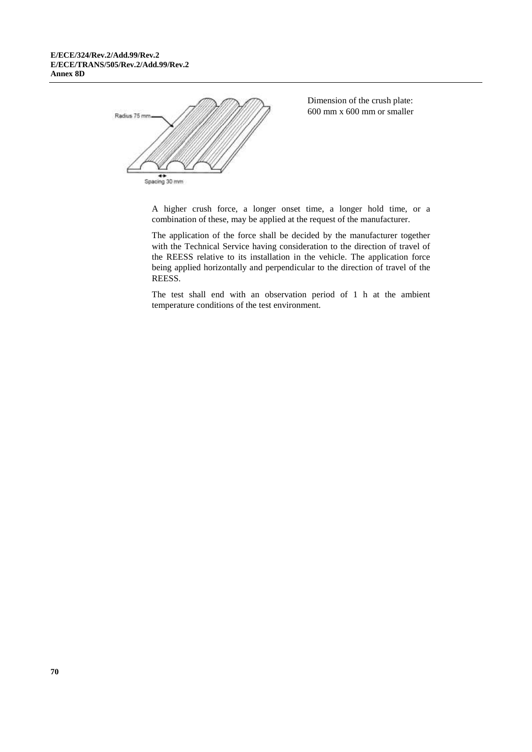Radius 75 mm

Spacing 30 mm

Dimension of the crush plate: 600 mm x 600 mm or smaller

A higher crush force, a longer onset time, a longer hold time, or a combination of these, may be applied at the request of the manufacturer.

The application of the force shall be decided by the manufacturer together with the Technical Service having consideration to the direction of travel of the REESS relative to its installation in the vehicle. The application force being applied horizontally and perpendicular to the direction of travel of the REESS.

The test shall end with an observation period of 1 h at the ambient temperature conditions of the test environment.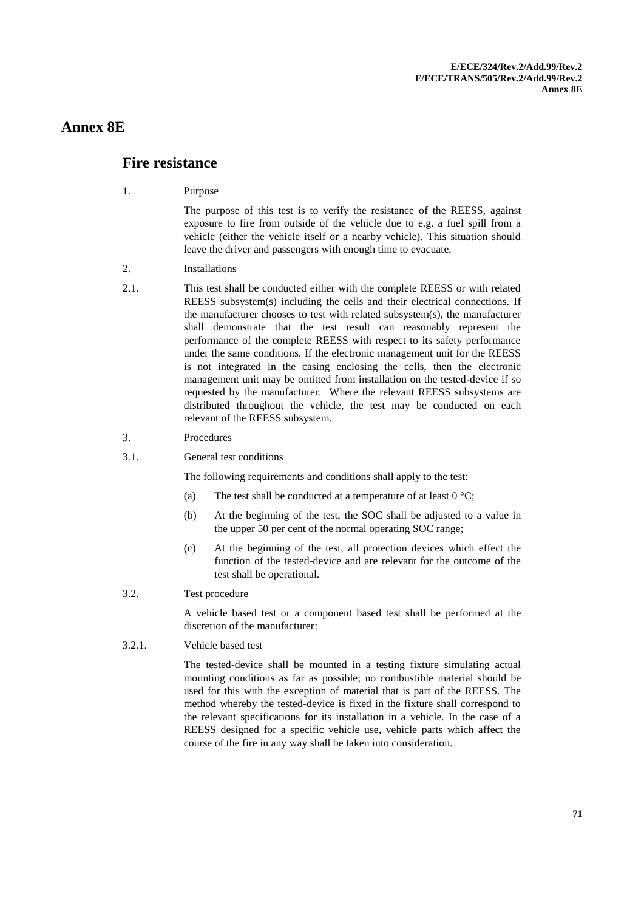# Annex 8E

## Fire resistance

1. Purpose

The purpose of this test is to verify the resistance of the REESS, against exposure to fire from outside of the vehicle due to e.g. a fuel spill from a vehicle (either the vehicle itself or a nearby vehicle). This situation should leave the driver and passengers with enough time to evacuate.

2. Installations

2.1. This test shall be conducted either with the complete REESS or with related REESS subsystem(s) including the cells and their electrical connections. If the manufacturer chooses to test with related subsystem(s), the manufacturer shall demonstrate that the test result can reasonably represent the performance of the complete REESS with respect to its safety performance under the same conditions. If the electronic management unit for the REESS is not integrated in the casing enclosing the cells, then the electronic management unit may be omitted from installation on the tested-device if so requested by the manufacturer. Where the relevant REESS subsystems are distributed throughout the vehicle, the test may be conducted on each relevant of the REESS subsystem.

3. Procedures

3.1. General test conditions

The following requirements and conditions shall apply to the test:

(a) The test shall be conducted at a temperature of at least 0 °C;

(b) At the beginning of the test, the SOC shall be adjusted to a value in the upper 50 per cent of the normal operating SOC range;

(c) At the beginning of the test, all protection devices which effect the function of the tested-device and are relevant for the outcome of the test shall be operational.

3.2. Test procedure

A vehicle based test or a component based test shall be performed at the discretion of the manufacturer:

3.2.1. Vehicle based test

The tested-device shall be mounted in a testing fixture simulating actual mounting conditions as far as possible; no combustible material should be used for this with the exception of material that is part of the REESS. The method whereby the tested-device is fixed in the fixture shall correspond to the relevant specifications for its installation in a vehicle. In the case of a REESS designed for a specific vehicle use, vehicle parts which affect the course of the fire in any way shall be taken into consideration.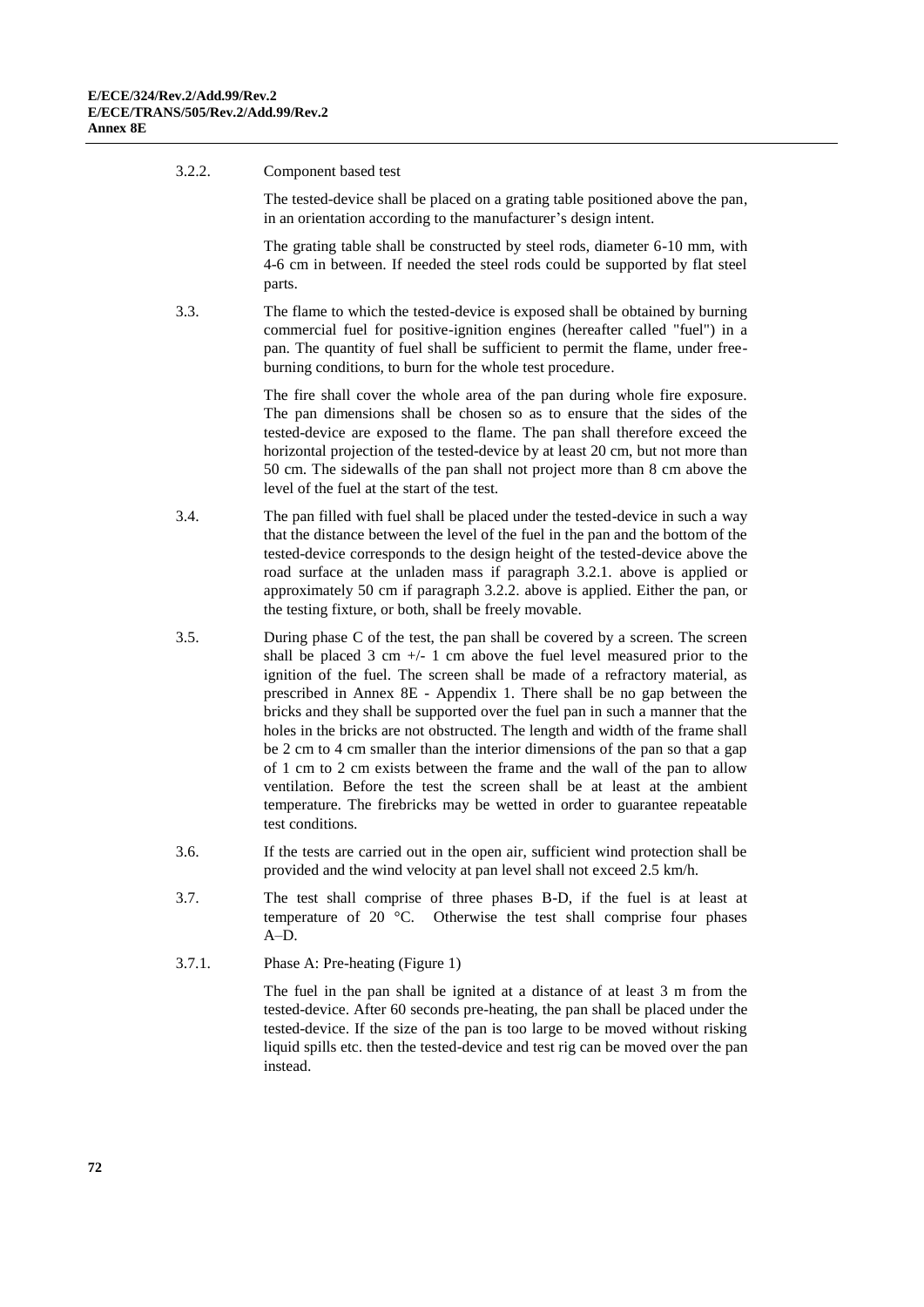3.2.2. Component based test

The tested-device shall be placed on a grating table positioned above the pan, in an orientation according to the manufacturer's design intent.

The grating table shall be constructed by steel rods, diameter 6-10 mm, with 4-6 cm in between. If needed the steel rods could be supported by flat steel parts.

3.3. The flame to which the tested-device is exposed shall be obtained by burning commercial fuel for positive-ignition engines (hereafter called "fuel") in a pan. The quantity of fuel shall be sufficient to permit the flame, under free-burning conditions, to burn for the whole test procedure.

The fire shall cover the whole area of the pan during whole fire exposure. The pan dimensions shall be chosen so as to ensure that the sides of the tested-device are exposed to the flame. The pan shall therefore exceed the horizontal projection of the tested-device by at least 20 cm, but not more than 50 cm. The sidewalls of the pan shall not project more than 8 cm above the level of the fuel at the start of the test.

3.4. The pan filled with fuel shall be placed under the tested-device in such a way that the distance between the level of the fuel in the pan and the bottom of the tested-device corresponds to the design height of the tested-device above the road surface at the unladen mass if paragraph 3.2.1. above is applied or approximately 50 cm if paragraph 3.2.2. above is applied. Either the pan, or the testing fixture, or both, shall be freely movable.

3.5. During phase C of the test, the pan shall be covered by a screen. The screen shall be placed 3 cm +/- 1 cm above the fuel level measured prior to the ignition of the fuel. The screen shall be made of a refractory material, as prescribed in Annex 8E - Appendix 1. There shall be no gap between the bricks and they shall be supported over the fuel pan in such a manner that the holes in the bricks are not obstructed. The length and width of the frame shall be 2 cm to 4 cm smaller than the interior dimensions of the pan so that a gap of 1 cm to 2 cm exists between the frame and the wall of the pan to allow ventilation. Before the test the screen shall be at least at the ambient temperature. The firebricks may be wetted in order to guarantee repeatable test conditions.

3.6. If the tests are carried out in the open air, sufficient wind protection shall be provided and the wind velocity at pan level shall not exceed 2.5 km/h.

3.7. The test shall comprise of three phases B-D, if the fuel is at least at temperature of 20 °C. Otherwise the test shall comprise four phases A–D.

3.7.1. Phase A: Pre-heating (Figure 1)

The fuel in the pan shall be ignited at a distance of at least 3 m from the tested-device. After 60 seconds pre-heating, the pan shall be placed under the tested-device. If the size of the pan is too large to be moved without risking liquid spills etc. then the tested-device and test rig can be moved over the pan instead.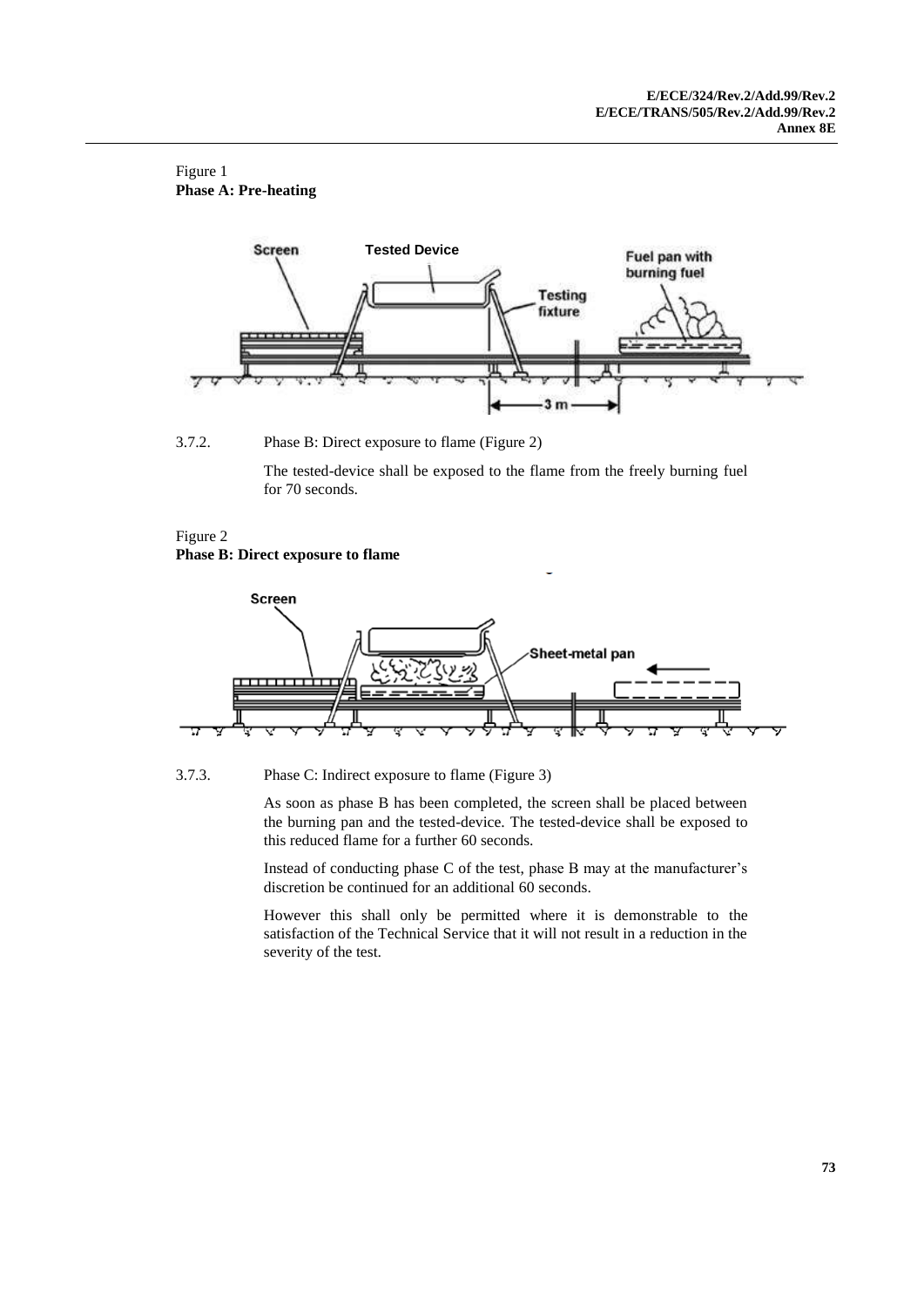Figure 1
**Phase A: Pre-heating**

3.7.2. Phase B: Direct exposure to flame (Figure 2)

The tested-device shall be exposed to the flame from the freely burning fuel for 70 seconds.

Figure 2
**Phase B: Direct exposure to flame**

3.7.3. Phase C: Indirect exposure to flame (Figure 3)

As soon as phase B has been completed, the screen shall be placed between the burning pan and the tested-device. The tested-device shall be exposed to this reduced flame for a further 60 seconds.

Instead of conducting phase C of the test, phase B may at the manufacturer's discretion be continued for an additional 60 seconds.

However this shall only be permitted where it is demonstrable to the satisfaction of the Technical Service that it will not result in a reduction in the severity of the test.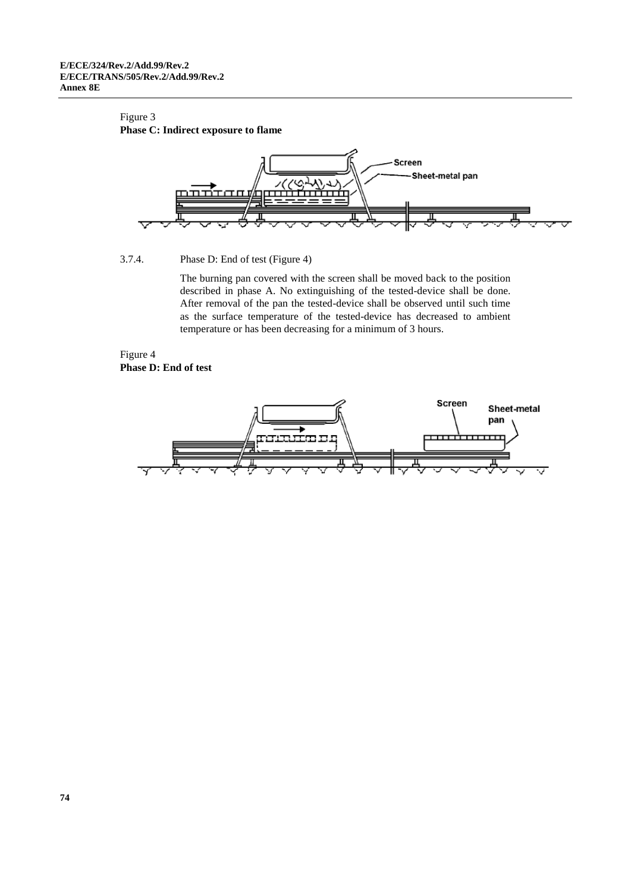Figure 3
**Phase C: Indirect exposure to flame**

3.7.4. Phase D: End of test (Figure 4)

The burning pan covered with the screen shall be moved back to the position described in phase A. No extinguishing of the tested-device shall be done. After removal of the pan the tested-device shall be observed until such time as the surface temperature of the tested-device has decreased to ambient temperature or has been decreasing for a minimum of 3 hours.

Figure 4
**Phase D: End of test**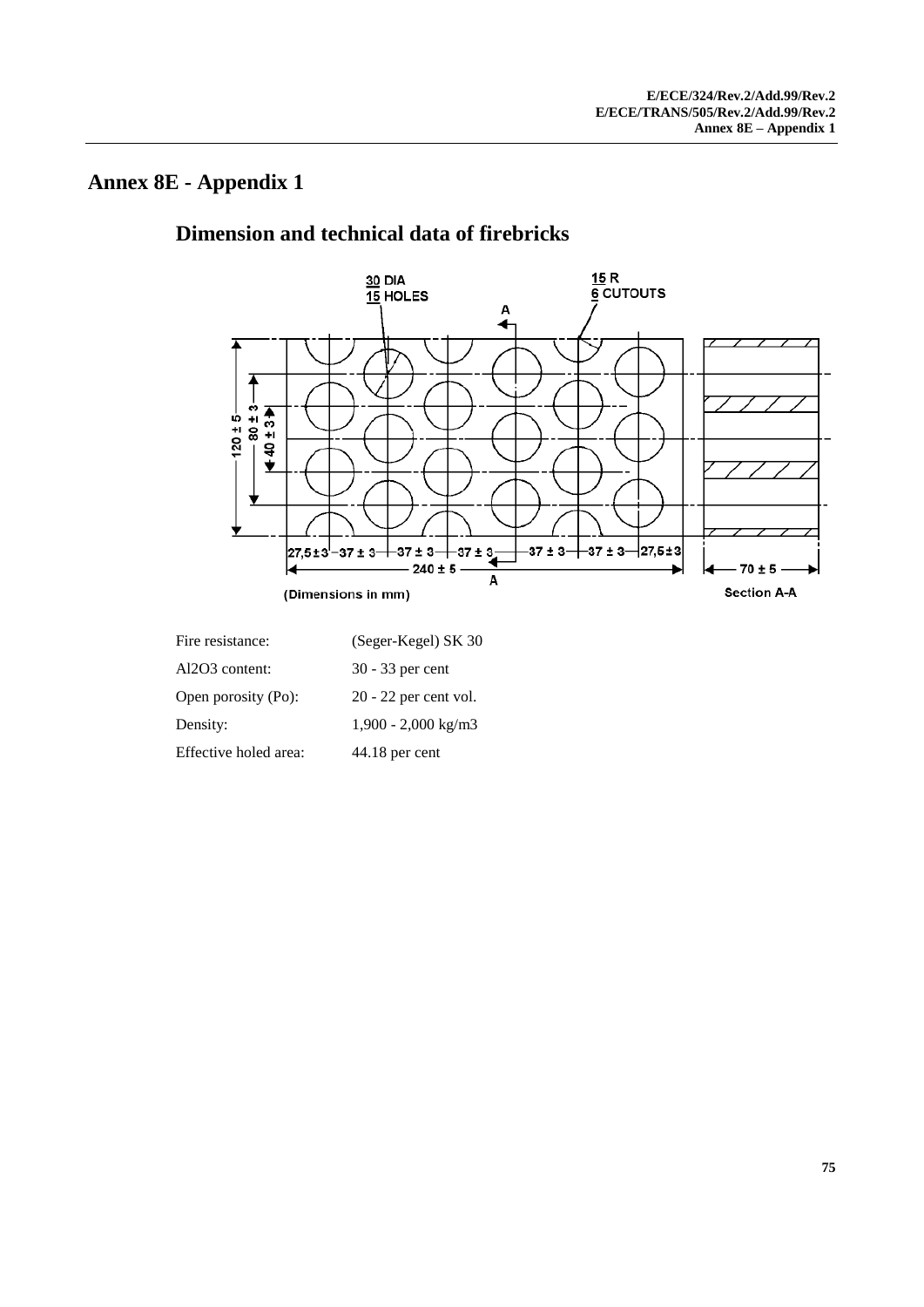# Annex 8E - Appendix 1

## Dimension and technical data of firebricks

30 DIA
15 HOLES

15 R
6 CUTOUTS

120 ± 5 — 80 ± 3 — 40 ± 3

27,5 ± 3 — 37 ± 3 — 37 ± 3 — 37 ± 3 — 37 ± 3 — 37 ± 3 — 27,5 ± 3

240 ± 5

70 ± 5

(Dimensions in mm)

Section A-A

| | |
|---|---|
| Fire resistance: | (Seger-Kegel) SK 30 |
| $Al_2O_3$ content: | 30 - 33 per cent |
| Open porosity (Po): | 20 - 22 per cent vol. |
| Density: | 1,900 - 2,000 kg/m3 |
| Effective holed area: | 44.18 per cent |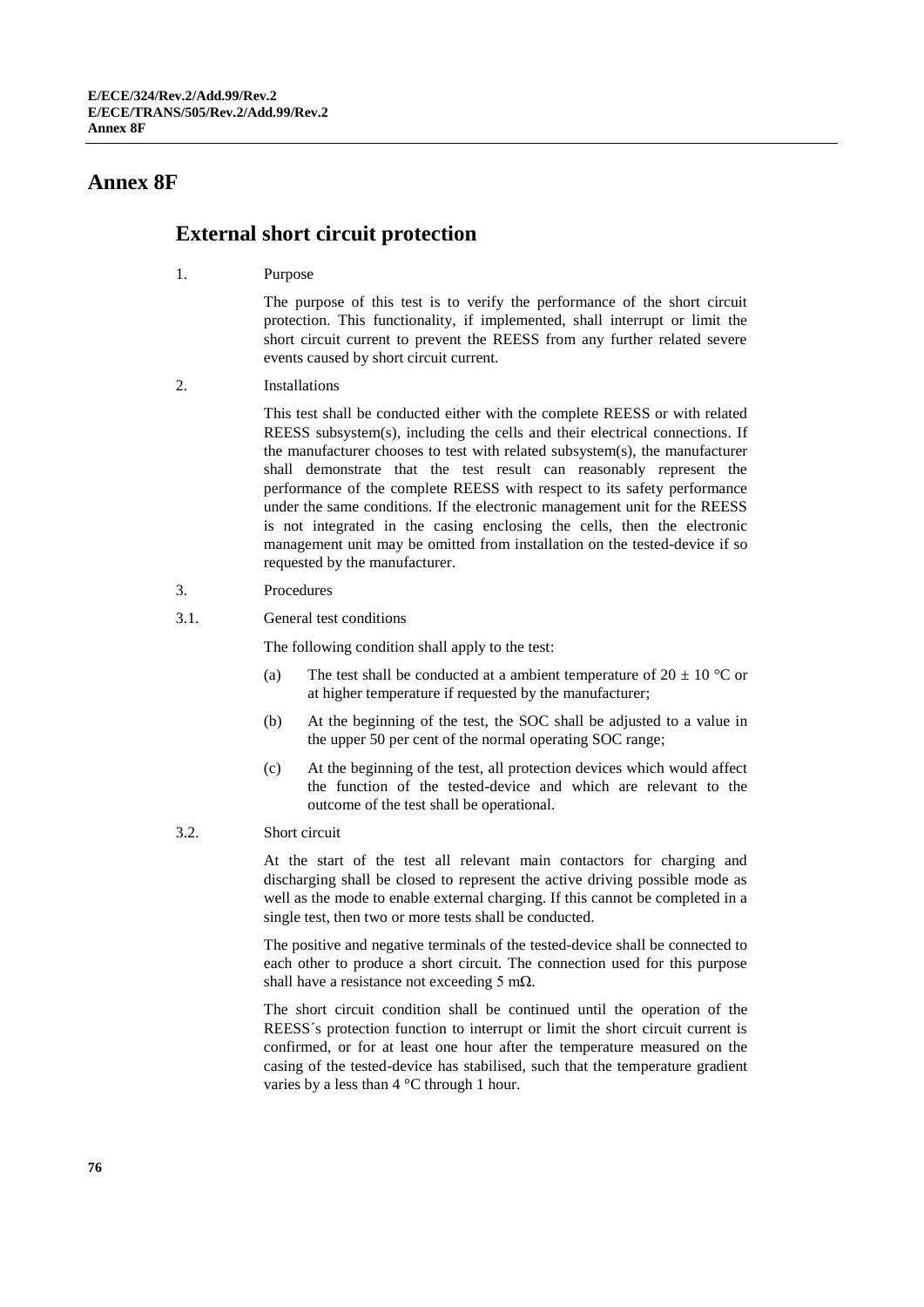# Annex 8F

## External short circuit protection

1. Purpose

The purpose of this test is to verify the performance of the short circuit protection. This functionality, if implemented, shall interrupt or limit the short circuit current to prevent the REESS from any further related severe events caused by short circuit current.

2. Installations

This test shall be conducted either with the complete REESS or with related REESS subsystem(s), including the cells and their electrical connections. If the manufacturer chooses to test with related subsystem(s), the manufacturer shall demonstrate that the test result can reasonably represent the performance of the complete REESS with respect to its safety performance under the same conditions. If the electronic management unit for the REESS is not integrated in the casing enclosing the cells, then the electronic management unit may be omitted from installation on the tested-device if so requested by the manufacturer.

3. Procedures

3.1. General test conditions

The following condition shall apply to the test:

(a) The test shall be conducted at a ambient temperature of 20 ± 10 °C or at higher temperature if requested by the manufacturer;

(b) At the beginning of the test, the SOC shall be adjusted to a value in the upper 50 per cent of the normal operating SOC range;

(c) At the beginning of the test, all protection devices which would affect the function of the tested-device and which are relevant to the outcome of the test shall be operational.

3.2. Short circuit

At the start of the test all relevant main contactors for charging and discharging shall be closed to represent the active driving possible mode as well as the mode to enable external charging. If this cannot be completed in a single test, then two or more tests shall be conducted.

The positive and negative terminals of the tested-device shall be connected to each other to produce a short circuit. The connection used for this purpose shall have a resistance not exceeding 5 mΩ.

The short circuit condition shall be continued until the operation of the REESS´s protection function to interrupt or limit the short circuit current is confirmed, or for at least one hour after the temperature measured on the casing of the tested-device has stabilised, such that the temperature gradient varies by a less than 4 °C through 1 hour.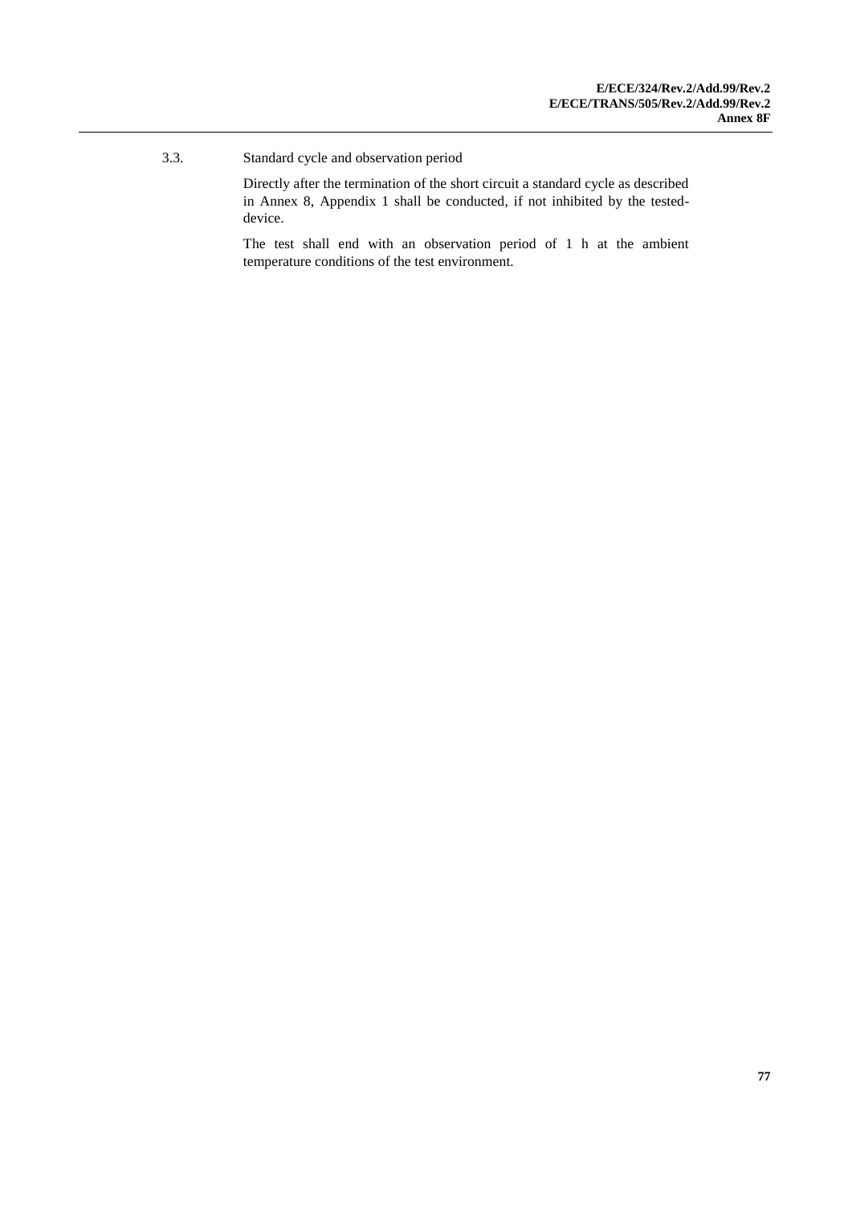3.3. Standard cycle and observation period

Directly after the termination of the short circuit a standard cycle as described in Annex 8, Appendix 1 shall be conducted, if not inhibited by the tested-device.

The test shall end with an observation period of 1 h at the ambient temperature conditions of the test environment.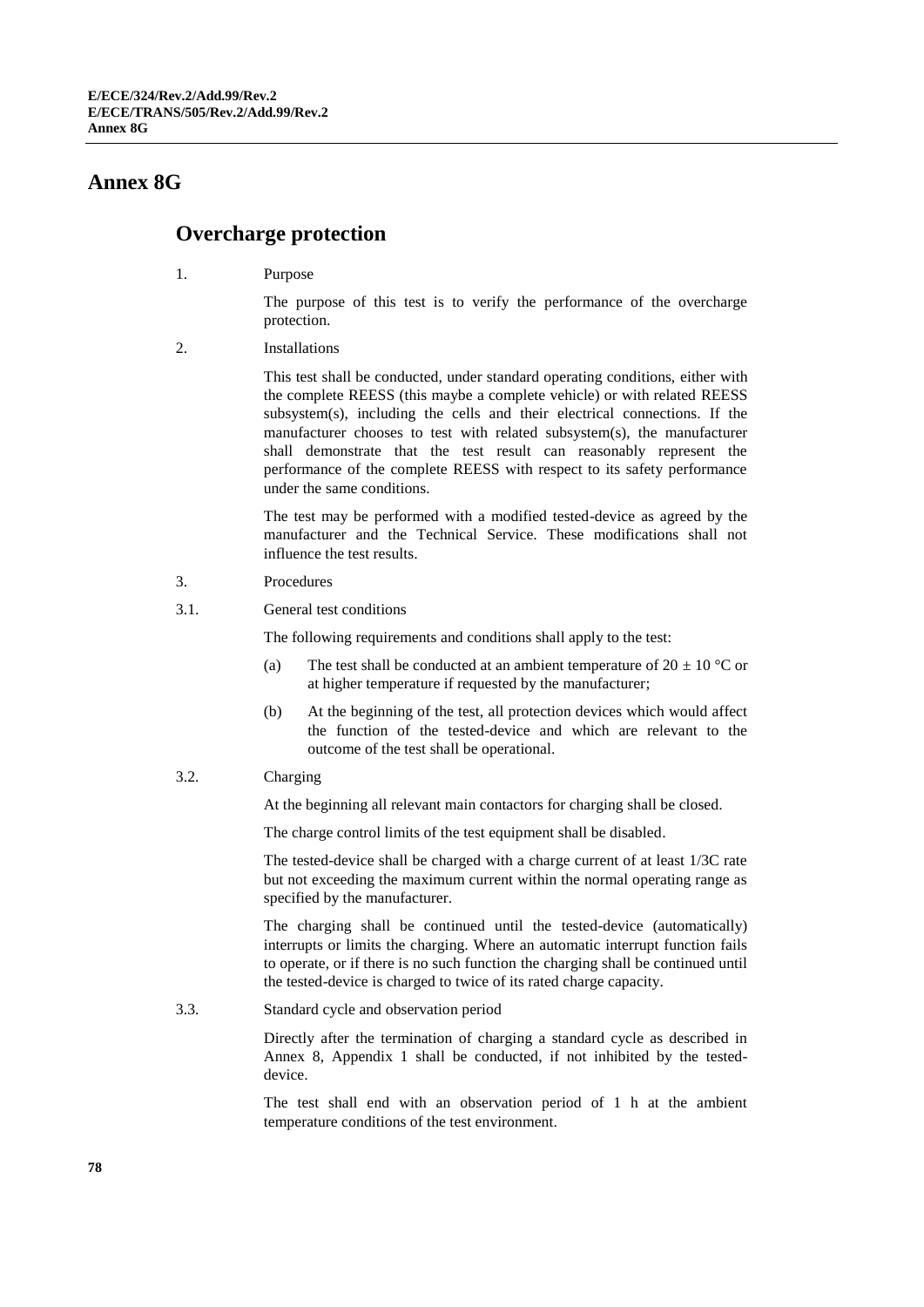# Annex 8G

## Overcharge protection

1. Purpose

The purpose of this test is to verify the performance of the overcharge protection.

2. Installations

This test shall be conducted, under standard operating conditions, either with the complete REESS (this maybe a complete vehicle) or with related REESS subsystem(s), including the cells and their electrical connections. If the manufacturer chooses to test with related subsystem(s), the manufacturer shall demonstrate that the test result can reasonably represent the performance of the complete REESS with respect to its safety performance under the same conditions.

The test may be performed with a modified tested-device as agreed by the manufacturer and the Technical Service. These modifications shall not influence the test results.

3. Procedures

3.1. General test conditions

The following requirements and conditions shall apply to the test:

(a) The test shall be conducted at an ambient temperature of 20 ± 10 °C or at higher temperature if requested by the manufacturer;

(b) At the beginning of the test, all protection devices which would affect the function of the tested-device and which are relevant to the outcome of the test shall be operational.

3.2. Charging

At the beginning all relevant main contactors for charging shall be closed.

The charge control limits of the test equipment shall be disabled.

The tested-device shall be charged with a charge current of at least 1/3C rate but not exceeding the maximum current within the normal operating range as specified by the manufacturer.

The charging shall be continued until the tested-device (automatically) interrupts or limits the charging. Where an automatic interrupt function fails to operate, or if there is no such function the charging shall be continued until the tested-device is charged to twice of its rated charge capacity.

3.3. Standard cycle and observation period

Directly after the termination of charging a standard cycle as described in Annex 8, Appendix 1 shall be conducted, if not inhibited by the tested-device.

The test shall end with an observation period of 1 h at the ambient temperature conditions of the test environment.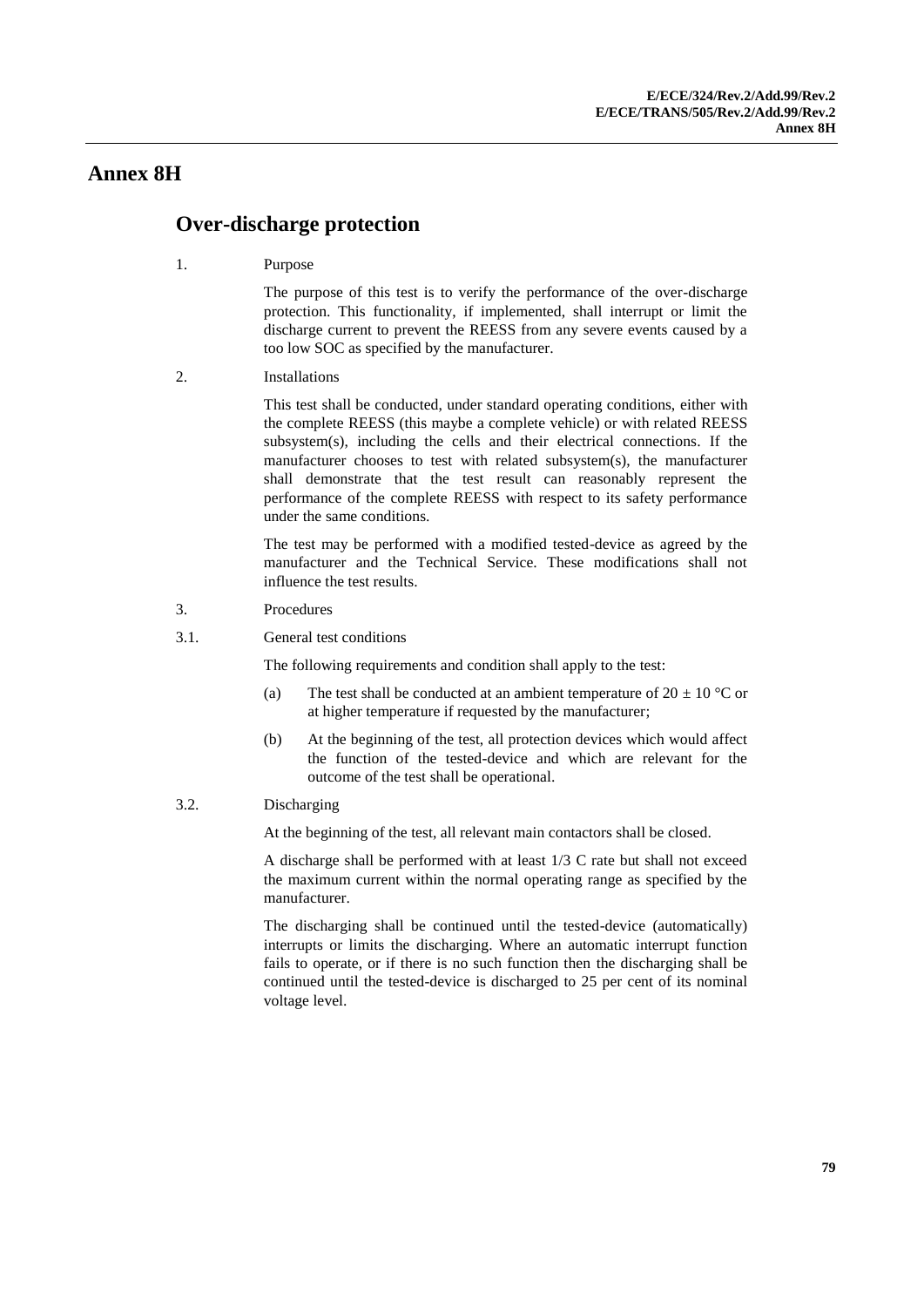# Annex 8H

## Over-discharge protection

1. Purpose

The purpose of this test is to verify the performance of the over-discharge protection. This functionality, if implemented, shall interrupt or limit the discharge current to prevent the REESS from any severe events caused by a too low SOC as specified by the manufacturer.

2. Installations

This test shall be conducted, under standard operating conditions, either with the complete REESS (this maybe a complete vehicle) or with related REESS subsystem(s), including the cells and their electrical connections. If the manufacturer chooses to test with related subsystem(s), the manufacturer shall demonstrate that the test result can reasonably represent the performance of the complete REESS with respect to its safety performance under the same conditions.

The test may be performed with a modified tested-device as agreed by the manufacturer and the Technical Service. These modifications shall not influence the test results.

3. Procedures

3.1. General test conditions

The following requirements and condition shall apply to the test:

(a) The test shall be conducted at an ambient temperature of 20 ± 10 °C or at higher temperature if requested by the manufacturer;

(b) At the beginning of the test, all protection devices which would affect the function of the tested-device and which are relevant for the outcome of the test shall be operational.

3.2. Discharging

At the beginning of the test, all relevant main contactors shall be closed.

A discharge shall be performed with at least 1/3 C rate but shall not exceed the maximum current within the normal operating range as specified by the manufacturer.

The discharging shall be continued until the tested-device (automatically) interrupts or limits the discharging. Where an automatic interrupt function fails to operate, or if there is no such function then the discharging shall be continued until the tested-device is discharged to 25 per cent of its nominal voltage level.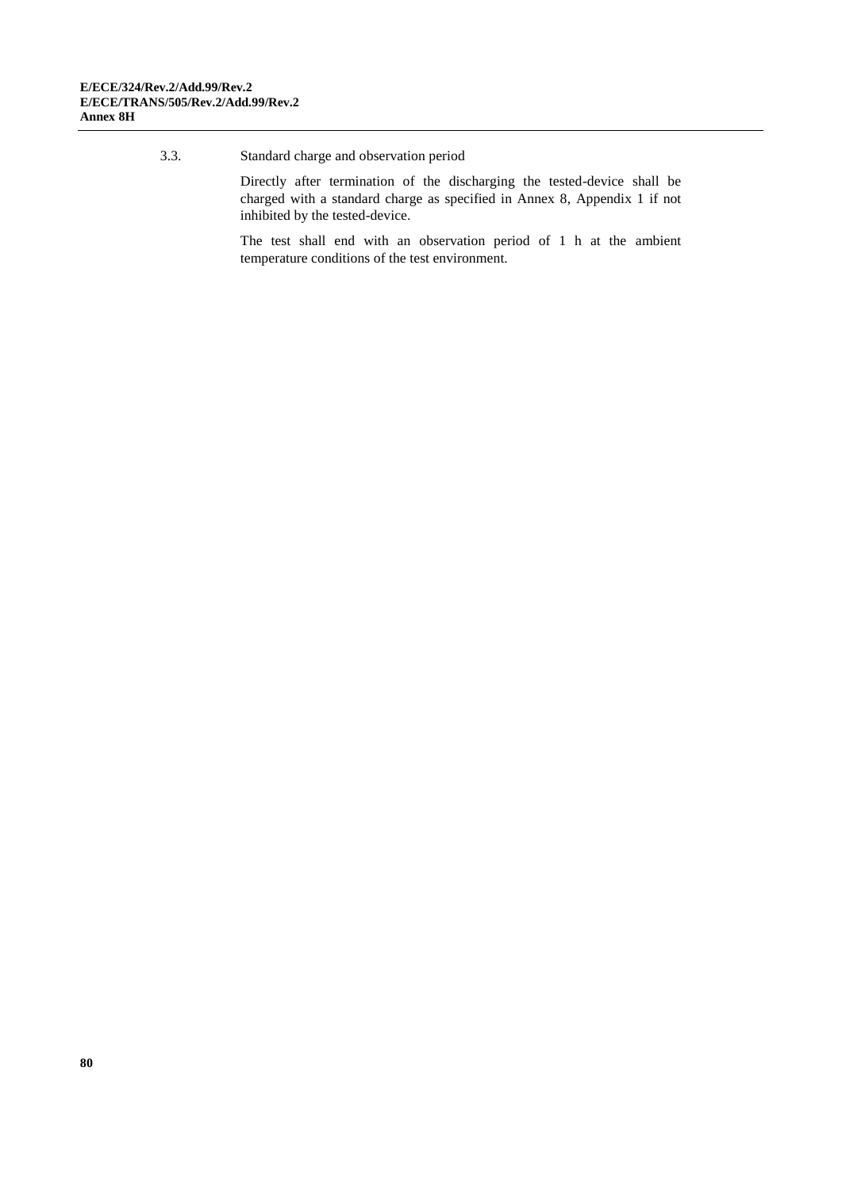3.3. Standard charge and observation period

Directly after termination of the discharging the tested-device shall be charged with a standard charge as specified in Annex 8, Appendix 1 if not inhibited by the tested-device.

The test shall end with an observation period of 1 h at the ambient temperature conditions of the test environment.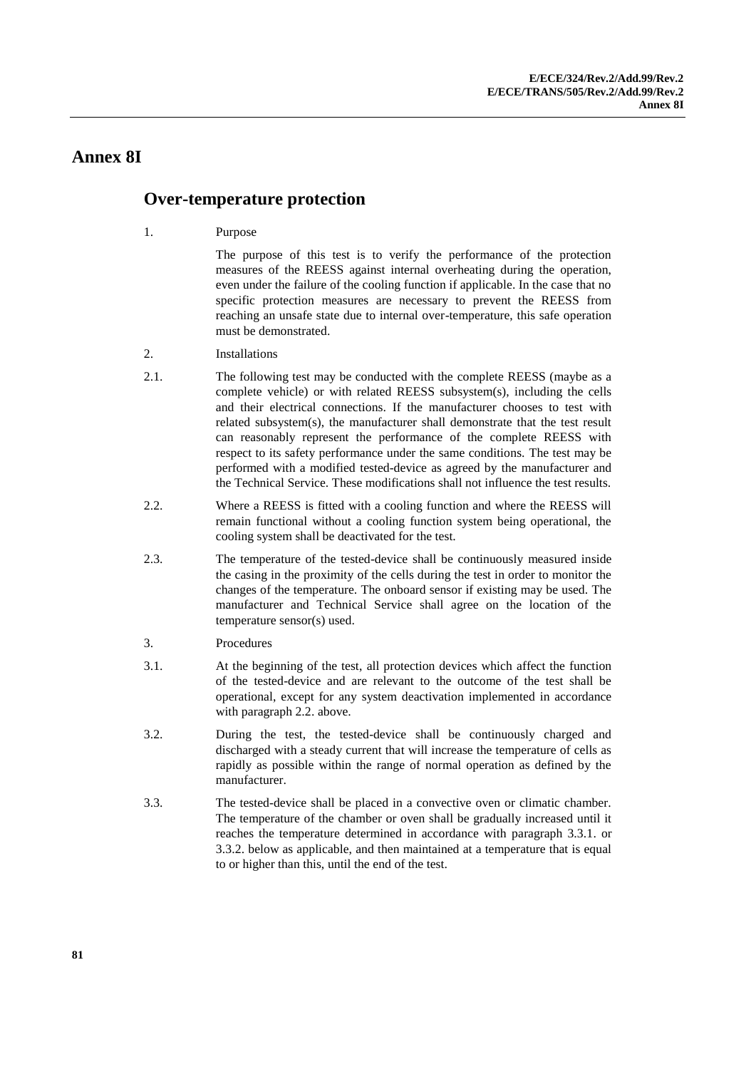# Annex 8I

## Over-temperature protection

1. Purpose

   The purpose of this test is to verify the performance of the protection measures of the REESS against internal overheating during the operation, even under the failure of the cooling function if applicable. In the case that no specific protection measures are necessary to prevent the REESS from reaching an unsafe state due to internal over-temperature, this safe operation must be demonstrated.

2. Installations

2.1. The following test may be conducted with the complete REESS (maybe as a complete vehicle) or with related REESS subsystem(s), including the cells and their electrical connections. If the manufacturer chooses to test with related subsystem(s), the manufacturer shall demonstrate that the test result can reasonably represent the performance of the complete REESS with respect to its safety performance under the same conditions. The test may be performed with a modified tested-device as agreed by the manufacturer and the Technical Service. These modifications shall not influence the test results.

2.2. Where a REESS is fitted with a cooling function and where the REESS will remain functional without a cooling function system being operational, the cooling system shall be deactivated for the test.

2.3. The temperature of the tested-device shall be continuously measured inside the casing in the proximity of the cells during the test in order to monitor the changes of the temperature. The onboard sensor if existing may be used. The manufacturer and Technical Service shall agree on the location of the temperature sensor(s) used.

3. Procedures

3.1. At the beginning of the test, all protection devices which affect the function of the tested-device and are relevant to the outcome of the test shall be operational, except for any system deactivation implemented in accordance with paragraph 2.2. above.

3.2. During the test, the tested-device shall be continuously charged and discharged with a steady current that will increase the temperature of cells as rapidly as possible within the range of normal operation as defined by the manufacturer.

3.3. The tested-device shall be placed in a convective oven or climatic chamber. The temperature of the chamber or oven shall be gradually increased until it reaches the temperature determined in accordance with paragraph 3.3.1. or 3.3.2. below as applicable, and then maintained at a temperature that is equal to or higher than this, until the end of the test.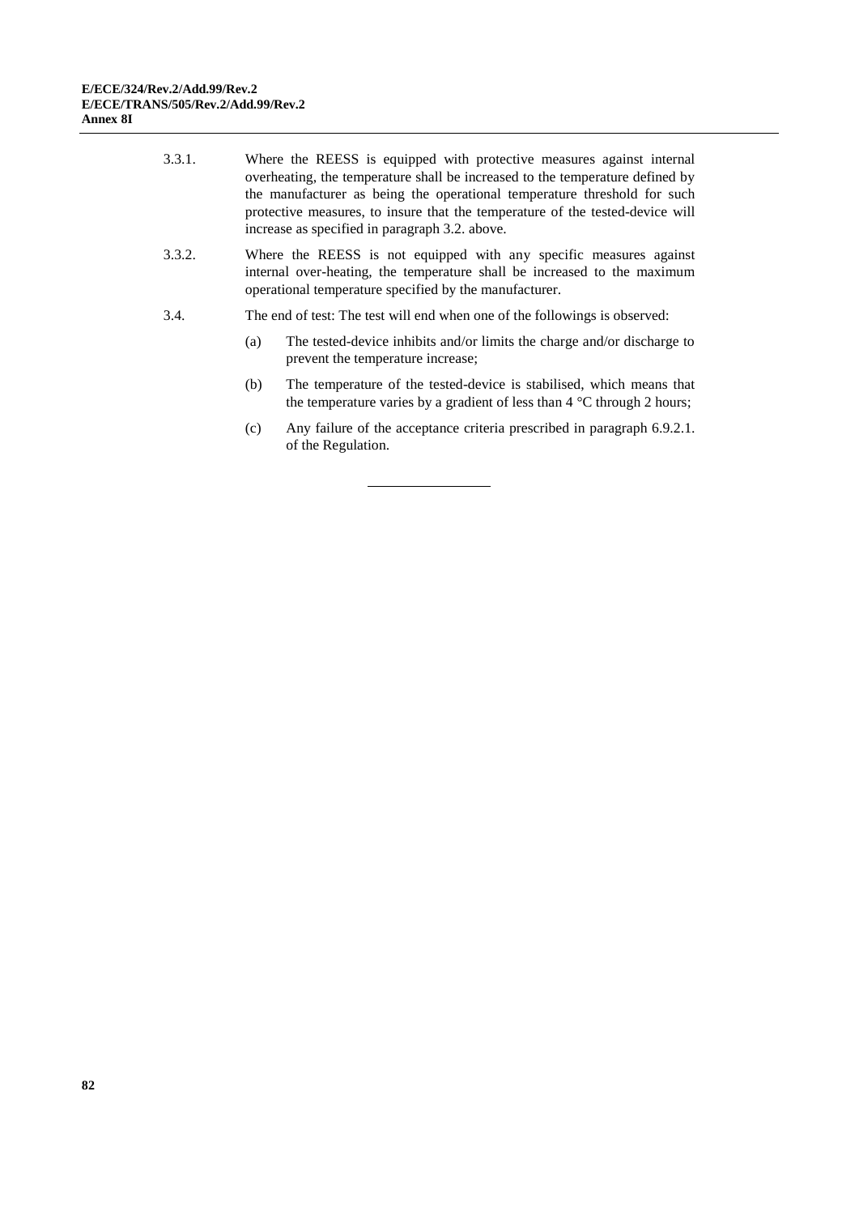3.3.1. Where the REESS is equipped with protective measures against internal overheating, the temperature shall be increased to the temperature defined by the manufacturer as being the operational temperature threshold for such protective measures, to insure that the temperature of the tested-device will increase as specified in paragraph 3.2. above.

3.3.2. Where the REESS is not equipped with any specific measures against internal over-heating, the temperature shall be increased to the maximum operational temperature specified by the manufacturer.

3.4. The end of test: The test will end when one of the followings is observed:

(a) The tested-device inhibits and/or limits the charge and/or discharge to prevent the temperature increase;

(b) The temperature of the tested-device is stabilised, which means that the temperature varies by a gradient of less than 4 °C through 2 hours;

(c) Any failure of the acceptance criteria prescribed in paragraph 6.9.2.1. of the Regulation.